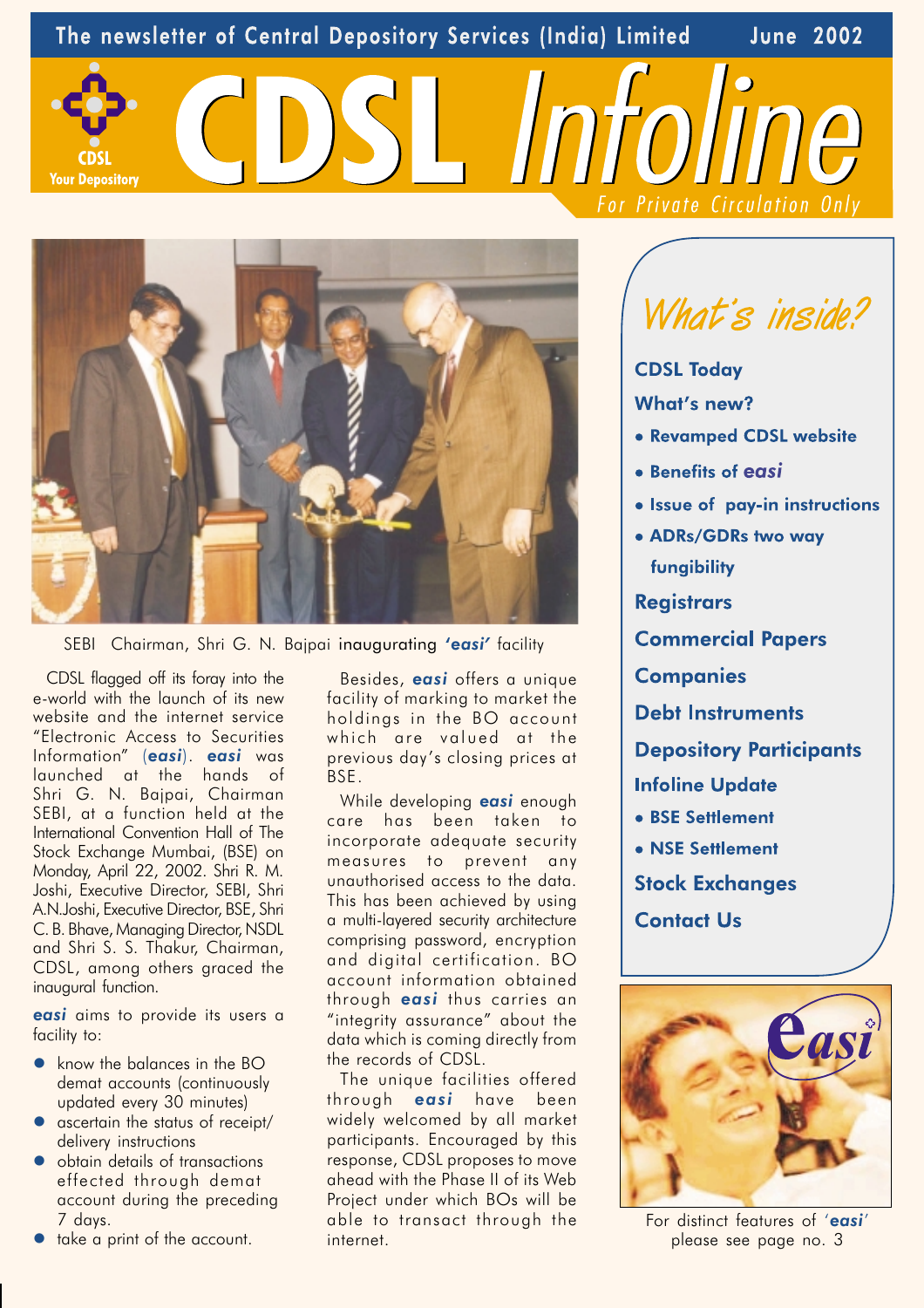The newsletter of Central Depository Services (India) Limited — June 2002

# CDSL Infoline

CDSL Your Depository

*For Private Circulation Only*

SEBI Chairman, Shri G. N. Bajpai inaugurating **'*easi*'** facility

CDSL flagged off its foray into the e-world with the launch of its new website and the internet service "Electronic Access to Securities Information" (***easi***). ***easi*** was launched at the hands of Shri G. N. Bajpai, Chairman SEBI, at a function held at the International Convention Hall of The Stock Exchange Mumbai, (BSE) on Monday, April 22, 2002. Shri R. M. Joshi, Executive Director, SEBI, Shri A.N.Joshi, Executive Director, BSE, Shri C. B. Bhave, Managing Director, NSDL and Shri S. S. Thakur, Chairman, CDSL, among others graced the inaugural function.

***easi*** aims to provide its users a facility to:

- know the balances in the BO demat accounts (continuously updated every 30 minutes)
- ascertain the status of receipt/delivery instructions
- obtain details of transactions effected through demat account during the preceding 7 days.
- take a print of the account.

Besides, ***easi*** offers a unique facility of marking to market the holdings in the BO account which are valued at the previous day's closing prices at BSE.

While developing ***easi*** enough care has been taken to incorporate adequate security measures to prevent any unauthorised access to the data. This has been achieved by using a multi-layered security architecture comprising password, encryption and digital certification. BO account information obtained through ***easi*** thus carries an "integrity assurance" about the data which is coming directly from the records of CDSL.

The unique facilities offered through ***easi*** have been widely welcomed by all market participants. Encouraged by this response, CDSL proposes to move ahead with the Phase II of its Web Project under which BOs will be able to transact through the internet.

## What's inside?

- **CDSL Today**
- **What's new?**
  - Revamped CDSL website
  - Benefits of ***easi***
  - Issue of pay-in instructions
  - ADRs/GDRs two way fungibility
- **Registrars**
- **Commercial Papers**
- **Companies**
- **Debt Instruments**
- **Depository Participants**
- **Infoline Update**
  - BSE Settlement
  - NSE Settlement
- **Stock Exchanges**
- **Contact Us**

*easi*

For distinct features of '***easi***' please see page no. 3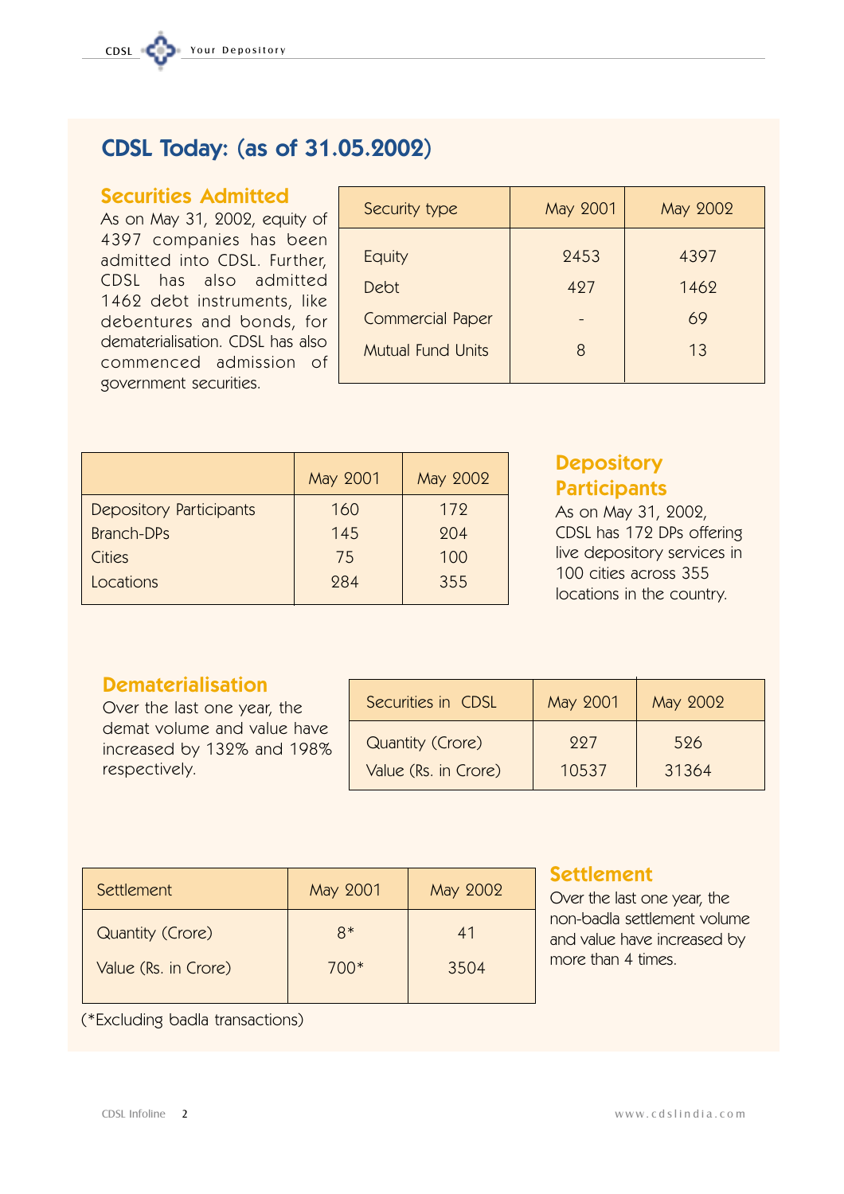# CDSL Today: (as of 31.05.2002)

## Securities Admitted

As on May 31, 2002, equity of 4397 companies has been admitted into CDSL. Further, CDSL has also admitted 1462 debt instruments, like debentures and bonds, for dematerialisation. CDSL has also commenced admission of government securities.

| Security type | May 2001 | May 2002 |
|---|---|---|
| Equity | 2453 | 4397 |
| Debt | 427 | 1462 |
| Commercial Paper | - | 69 |
| Mutual Fund Units | 8 | 13 |

## Depository Participants

As on May 31, 2002, CDSL has 172 DPs offering live depository services in 100 cities across 355 locations in the country.

| | May 2001 | May 2002 |
|---|---|---|
| Depository Participants | 160 | 172 |
| Branch-DPs | 145 | 204 |
| Cities | 75 | 100 |
| Locations | 284 | 355 |

## Dematerialisation

Over the last one year, the demat volume and value have increased by 132% and 198% respectively.

| Securities in CDSL | May 2001 | May 2002 |
|---|---|---|
| Quantity (Crore) | 227 | 526 |
| Value (Rs. in Crore) | 10537 | 31364 |

## Settlement

Over the last one year, the non-badla settlement volume and value have increased by more than 4 times.

| Settlement | May 2001 | May 2002 |
|---|---|---|
| Quantity (Crore) | 8* | 41 |
| Value (Rs. in Crore) | 700* | 3504 |

(*Excluding badla transactions)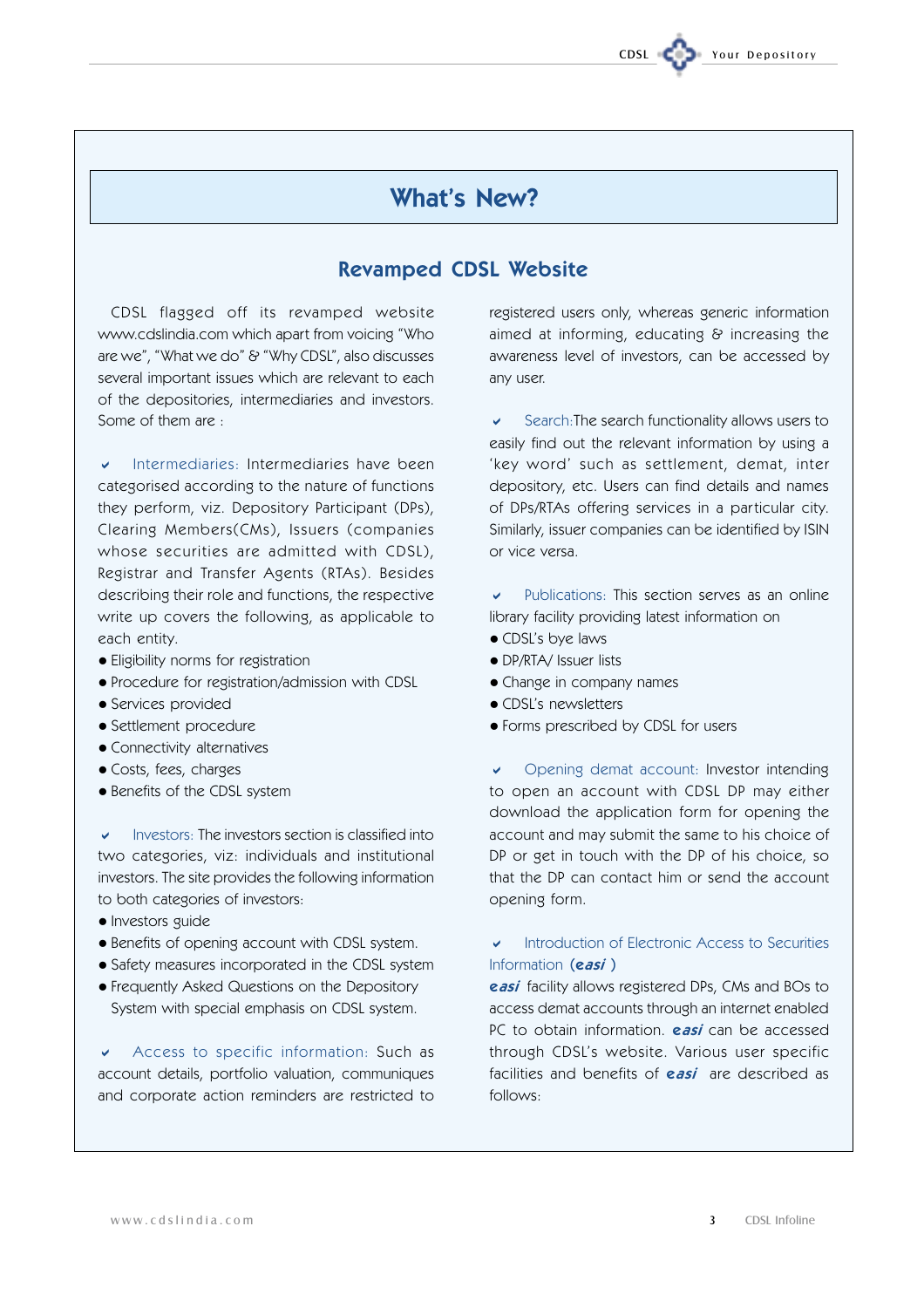# What's New?

## Revamped CDSL Website

CDSL flagged off its revamped website www.cdslindia.com which apart from voicing "Who are we", "What we do" & "Why CDSL", also discusses several important issues which are relevant to each of the depositories, intermediaries and investors. Some of them are :

✔ Intermediaries: Intermediaries have been categorised according to the nature of functions they perform, viz. Depository Participant (DPs), Clearing Members(CMs), Issuers (companies whose securities are admitted with CDSL), Registrar and Transfer Agents (RTAs). Besides describing their role and functions, the respective write up covers the following, as applicable to each entity.

- Eligibility norms for registration
- Procedure for registration/admission with CDSL
- Services provided
- Settlement procedure
- Connectivity alternatives
- Costs, fees, charges
- Benefits of the CDSL system

✔ Investors: The investors section is classified into two categories, viz: individuals and institutional investors. The site provides the following information to both categories of investors:

- Investors guide
- Benefits of opening account with CDSL system.
- Safety measures incorporated in the CDSL system
- Frequently Asked Questions on the Depository System with special emphasis on CDSL system.

✔ Access to specific information: Such as account details, portfolio valuation, communiques and corporate action reminders are restricted to registered users only, whereas generic information aimed at informing, educating & increasing the awareness level of investors, can be accessed by any user.

✔ Search: The search functionality allows users to easily find out the relevant information by using a 'key word' such as settlement, demat, inter depository, etc. Users can find details and names of DPs/RTAs offering services in a particular city. Similarly, issuer companies can be identified by ISIN or vice versa.

✔ Publications: This section serves as an online library facility providing latest information on

- CDSL's bye laws
- DP/RTA/ Issuer lists
- Change in company names
- CDSL's newsletters
- Forms prescribed by CDSL for users

✔ Opening demat account: Investor intending to open an account with CDSL DP may either download the application form for opening the account and may submit the same to his choice of DP or get in touch with the DP of his choice, so that the DP can contact him or send the account opening form.

✔ Introduction of Electronic Access to Securities Information (***easi***)

***easi*** facility allows registered DPs, CMs and BOs to access demat accounts through an internet enabled PC to obtain information. ***easi*** can be accessed through CDSL's website. Various user specific facilities and benefits of ***easi*** are described as follows: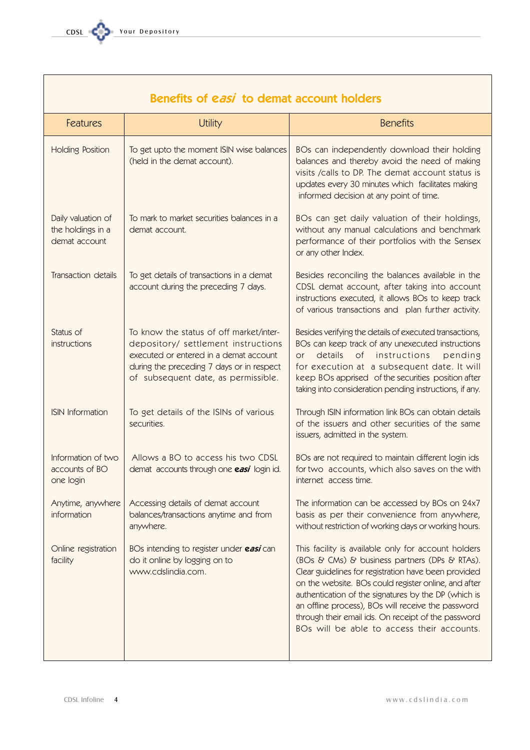## Benefits of *easi* to demat account holders

| Features | Utility | Benefits |
|---|---|---|
| Holding Position | To get upto the moment ISIN wise balances (held in the demat account). | BOs can independently download their holding balances and thereby avoid the need of making visits /calls to DP. The demat account status is updates every 30 minutes which facilitates making informed decision at any point of time. |
| Daily valuation of the holdings in a demat account | To mark to market securities balances in a demat account. | BOs can get daily valuation of their holdings, without any manual calculations and benchmark performance of their portfolios with the Sensex or any other Index. |
| Transaction details | To get details of transactions in a demat account during the preceding 7 days. | Besides reconciling the balances available in the CDSL demat account, after taking into account instructions executed, it allows BOs to keep track of various transactions and plan further activity. |
| Status of instructions | To know the status of off market/inter-depository/ settlement instructions executed or entered in a demat account during the preceding 7 days or in respect of subsequent date, as permissible. | Besides verifying the details of executed transactions, BOs can keep track of any unexecuted instructions or details of instructions pending for execution at a subsequent date. It will keep BOs apprised of the securities position after taking into consideration pending instructions, if any. |
| ISIN Information | To get details of the ISINs of various securities. | Through ISIN information link BOs can obtain details of the issuers and other securities of the same issuers, admitted in the system. |
| Information of two accounts of BO one login | Allows a BO to access his two CDSL demat accounts through one ***easi*** login id. | BOs are not required to maintain different login ids for two accounts, which also saves on the with internet access time. |
| Anytime, anywhere information | Accessing details of demat account balances/transactions anytime and from anywhere. | The information can be accessed by BOs on 24x7 basis as per their convenience from anywhere, without restriction of working days or working hours. |
| Online registration facility | BOs intending to register under ***easi*** can do it online by logging on to www.cdslindia.com. | This facility is available only for account holders (BOs & CMs) & business partners (DPs & RTAs). Clear guidelines for registration have been provided on the website. BOs could register online, and after authentication of the signatures by the DP (which is an offline process), BOs will receive the password through their email ids. On receipt of the password BOs will be able to access their accounts. |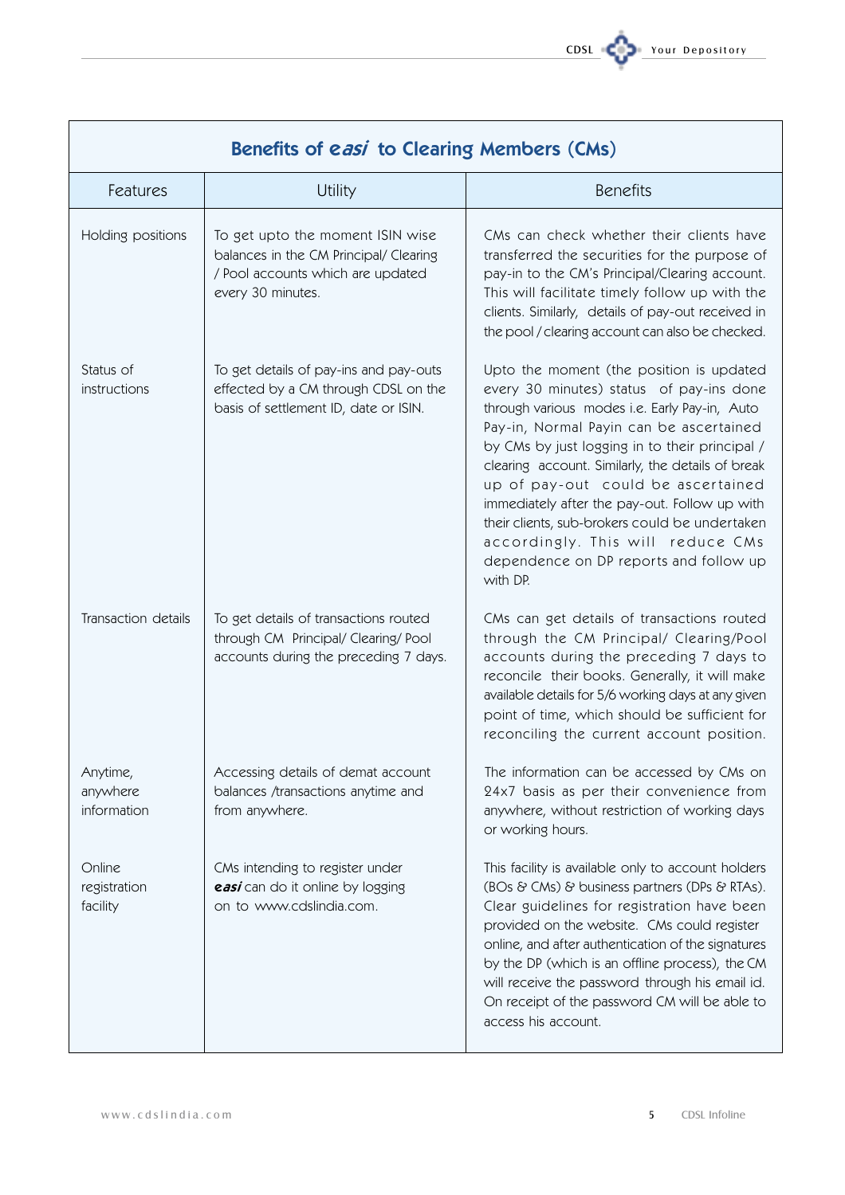## Benefits of *easi* to Clearing Members (CMs)

| Features | Utility | Benefits |
|---|---|---|
| Holding positions | To get upto the moment ISIN wise balances in the CM Principal/ Clearing / Pool accounts which are updated every 30 minutes. | CMs can check whether their clients have transferred the securities for the purpose of pay-in to the CM's Principal/Clearing account. This will facilitate timely follow up with the clients. Similarly, details of pay-out received in the pool / clearing account can also be checked. |
| Status of instructions | To get details of pay-ins and pay-outs effected by a CM through CDSL on the basis of settlement ID, date or ISIN. | Upto the moment (the position is updated every 30 minutes) status of pay-ins done through various modes i.e. Early Pay-in, Auto Pay-in, Normal Payin can be ascertained by CMs by just logging in to their principal / clearing account. Similarly, the details of break up of pay-out could be ascertained immediately after the pay-out. Follow up with their clients, sub-brokers could be undertaken accordingly. This will reduce CMs dependence on DP reports and follow up with DP. |
| Transaction details | To get details of transactions routed through CM Principal/ Clearing/ Pool accounts during the preceding 7 days. | CMs can get details of transactions routed through the CM Principal/ Clearing/Pool accounts during the preceding 7 days to reconcile their books. Generally, it will make available details for 5/6 working days at any given point of time, which should be sufficient for reconciling the current account position. |
| Anytime, anywhere information | Accessing details of demat account balances /transactions anytime and from anywhere. | The information can be accessed by CMs on 24x7 basis as per their convenience from anywhere, without restriction of working days or working hours. |
| Online registration facility | CMs intending to register under ***easi*** can do it online by logging on to www.cdslindia.com. | This facility is available only to account holders (BOs & CMs) & business partners (DPs & RTAs). Clear guidelines for registration have been provided on the website. CMs could register online, and after authentication of the signatures by the DP (which is an offline process), the CM will receive the password through his email id. On receipt of the password CM will be able to access his account. |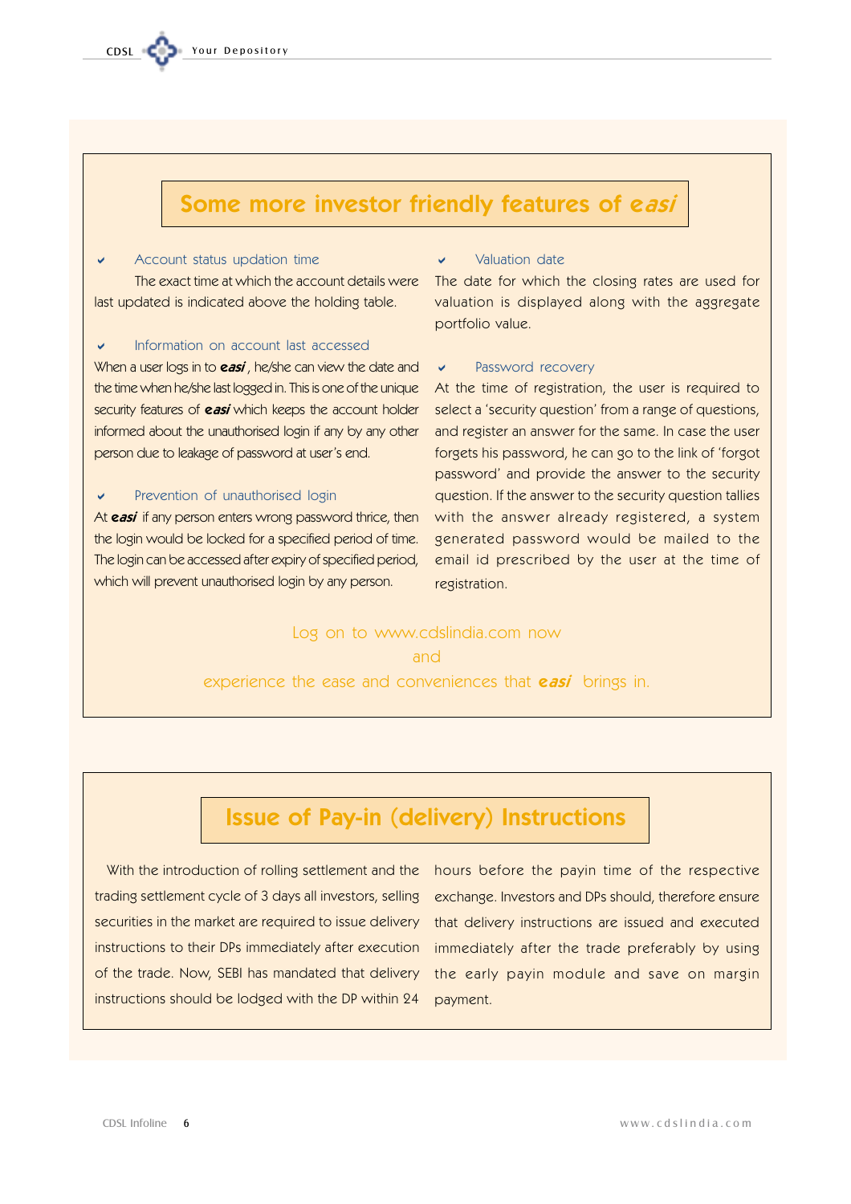## Some more investor friendly features of *easi*

- **Account status updation time**

The exact time at which the account details were last updated is indicated above the holding table.

- **Information on account last accessed**

When a user logs in to ***easi***, he/she can view the date and the time when he/she last logged in. This is one of the unique security features of ***easi*** which keeps the account holder informed about the unauthorised login if any by any other person due to leakage of password at user's end.

- **Prevention of unauthorised login**

At ***easi*** if any person enters wrong password thrice, then the login would be locked for a specified period of time. The login can be accessed after expiry of specified period, which will prevent unauthorised login by any person.

- **Valuation date**

The date for which the closing rates are used for valuation is displayed along with the aggregate portfolio value.

- **Password recovery**

At the time of registration, the user is required to select a 'security question' from a range of questions, and register an answer for the same. In case the user forgets his password, he can go to the link of 'forgot password' and provide the answer to the security question. If the answer to the security question tallies with the answer already registered, a system generated password would be mailed to the email id prescribed by the user at the time of registration.

Log on to www.cdslindia.com now
and
experience the ease and conveniences that ***easi*** brings in.

## Issue of Pay-in (delivery) Instructions

With the introduction of rolling settlement and the trading settlement cycle of 3 days all investors, selling securities in the market are required to issue delivery instructions to their DPs immediately after execution of the trade. Now, SEBI has mandated that delivery instructions should be lodged with the DP within 24 hours before the payin time of the respective exchange. Investors and DPs should, therefore ensure that delivery instructions are issued and executed immediately after the trade preferably by using the early payin module and save on margin payment.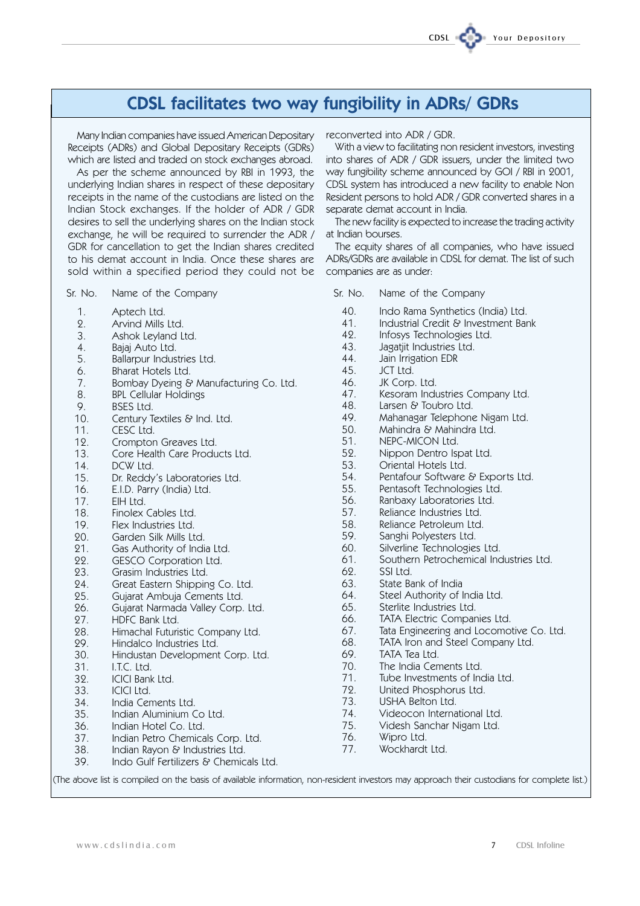## CDSL facilitates two way fungibility in ADRs/ GDRs

Many Indian companies have issued American Depositary Receipts (ADRs) and Global Depositary Receipts (GDRs) which are listed and traded on stock exchanges abroad.

As per the scheme announced by RBI in 1993, the underlying Indian shares in respect of these depositary receipts in the name of the custodians are listed on the Indian Stock exchanges. If the holder of ADR / GDR desires to sell the underlying shares on the Indian stock exchange, he will be required to surrender the ADR / GDR for cancellation to get the Indian shares credited to his demat account in India. Once these shares are sold within a specified period they could not be reconverted into ADR / GDR.

With a view to facilitating non resident investors, investing into shares of ADR / GDR issuers, under the limited two way fungibility scheme announced by GOI / RBI in 2001, CDSL system has introduced a new facility to enable Non Resident persons to hold ADR / GDR converted shares in a separate demat account in India.

The new facility is expected to increase the trading activity at Indian bourses.

The equity shares of all companies, who have issued ADRs/GDRs are available in CDSL for demat. The list of such companies are as under:

| Sr. No. | Name of the Company |
|---|---|
| 1. | Aptech Ltd. |
| 2. | Arvind Mills Ltd. |
| 3. | Ashok Leyland Ltd. |
| 4. | Bajaj Auto Ltd. |
| 5. | Ballarpur Industries Ltd. |
| 6. | Bharat Hotels Ltd. |
| 7. | Bombay Dyeing & Manufacturing Co. Ltd. |
| 8. | BPL Cellular Holdings |
| 9. | BSES Ltd. |
| 10. | Century Textiles & Ind. Ltd. |
| 11. | CESC Ltd. |
| 12. | Crompton Greaves Ltd. |
| 13. | Core Health Care Products Ltd. |
| 14. | DCW Ltd. |
| 15. | Dr. Reddy's Laboratories Ltd. |
| 16. | E.I.D. Parry (India) Ltd. |
| 17. | EIH Ltd. |
| 18. | Finolex Cables Ltd. |
| 19. | Flex Industries Ltd. |
| 20. | Garden Silk Mills Ltd. |
| 21. | Gas Authority of India Ltd. |
| 22. | GESCO Corporation Ltd. |
| 23. | Grasim Industries Ltd. |
| 24. | Great Eastern Shipping Co. Ltd. |
| 25. | Gujarat Ambuja Cements Ltd. |
| 26. | Gujarat Narmada Valley Corp. Ltd. |
| 27. | HDFC Bank Ltd. |
| 28. | Himachal Futuristic Company Ltd. |
| 29. | Hindalco Industries Ltd. |
| 30. | Hindustan Development Corp. Ltd. |
| 31. | I.T.C. Ltd. |
| 32. | ICICI Bank Ltd. |
| 33. | ICICI Ltd. |
| 34. | India Cements Ltd. |
| 35. | Indian Aluminium Co Ltd. |
| 36. | Indian Hotel Co. Ltd. |
| 37. | Indian Petro Chemicals Corp. Ltd. |
| 38. | Indian Rayon & Industries Ltd. |
| 39. | Indo Gulf Fertilizers & Chemicals Ltd. |
| 40. | Indo Rama Synthetics (India) Ltd. |
| 41. | Industrial Credit & Investment Bank |
| 42. | Infosys Technologies Ltd. |
| 43. | Jagatjit Industries Ltd. |
| 44. | Jain Irrigation EDR |
| 45. | JCT Ltd. |
| 46. | JK Corp. Ltd. |
| 47. | Kesoram Industries Company Ltd. |
| 48. | Larsen & Toubro Ltd. |
| 49. | Mahanagar Telephone Nigam Ltd. |
| 50. | Mahindra & Mahindra Ltd. |
| 51. | NEPC-MICON Ltd. |
| 52. | Nippon Dentro Ispat Ltd. |
| 53. | Oriental Hotels Ltd. |
| 54. | Pentafour Software & Exports Ltd. |
| 55. | Pentasoft Technologies Ltd. |
| 56. | Ranbaxy Laboratories Ltd. |
| 57. | Reliance Industries Ltd. |
| 58. | Reliance Petroleum Ltd. |
| 59. | Sanghi Polyesters Ltd. |
| 60. | Silverline Technologies Ltd. |
| 61. | Southern Petrochemical Industries Ltd. |
| 62. | SSI Ltd. |
| 63. | State Bank of India |
| 64. | Steel Authority of India Ltd. |
| 65. | Sterlite Industries Ltd. |
| 66. | TATA Electric Companies Ltd. |
| 67. | Tata Engineering and Locomotive Co. Ltd. |
| 68. | TATA Iron and Steel Company Ltd. |
| 69. | TATA Tea Ltd. |
| 70. | The India Cements Ltd. |
| 71. | Tube Investments of India Ltd. |
| 72. | United Phosphorus Ltd. |
| 73. | USHA Belton Ltd. |
| 74. | Videocon International Ltd. |
| 75. | Videsh Sanchar Nigam Ltd. |
| 76. | Wipro Ltd. |
| 77. | Wockhardt Ltd. |

(The above list is compiled on the basis of available information, non-resident investors may approach their custodians for complete list.)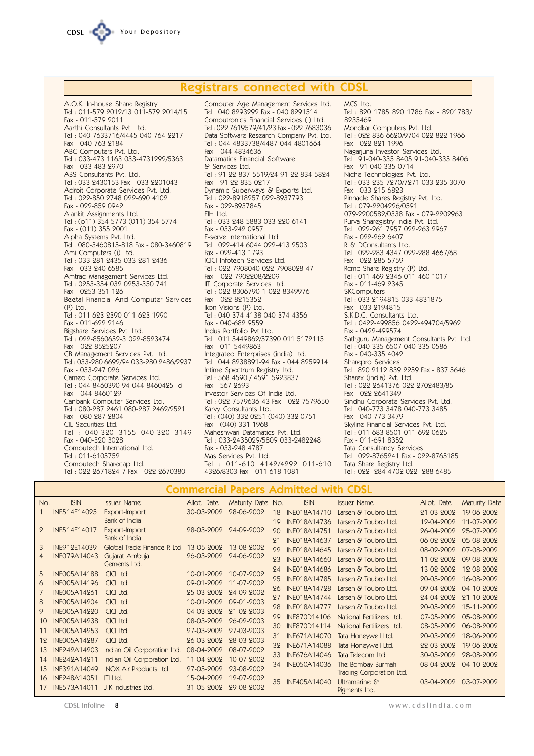## Registrars connected with CDSL

A.O.K. In-house Share Registry
Tel : 011-579 2012/13 011-579 2014/15
Fax - 011-579 2011

Aarthi Consultants Pvt. Ltd.
Tel : 040-7633716/4445 040-764 2217
Fax - 040-763 2184

ABC Computers Pvt. Ltd.
Tel : 033-473 1163 033-4731292/5363
Fax - 033-483 2970

ABS Consultants Pvt. Ltd.
Tel : 033 2430153 Fax - 033 2201043

Adroit Corporate Services Pvt. Ltd.
Tel : 022-850 2748 022-690 4102
Fax - 022-859 0942

Alankit Assignments Ltd.
Tel : (o11) 354 5773 (011) 354 5774
Fax - (011) 355 2001

Alpha Systems Pvt. Ltd.
Tel : 080-3460815-818 Fax - 080-3460819

Ami Computers (i) Ltd.
Tel : 033-281 2435 033-281 2436
Fax - 033-240 6585

Amtrac Management Services Ltd.
Tel : 0253-354 032 0253-350 741
Fax - 0253-351 126

Beetal Financial And Computer Services (P) Ltd.
Tel : 011-623 2390 011-623 1990
Fax - 011-622 2146

Bigshare Services Pvt. Ltd.
Tel : 022-8560652-3 022-8523474
Fax - 022-8525207

CB Management Services Pvt. Ltd.
Tel : 033-280 6692/94 033-280 2486/2937
Fax - 033-247 026

Cameo Corporate Services Ltd.
Tel : 044-8460390-94 044-8460425 -d
Fax - 044-8460129

Canbank Computer Services Ltd.
Tel : 080-287 2461 080-287 2462/2521
Fax - 080-287 2804

CIL Securities Ltd.
Tel : 040-320 3155 040-320 3149
Fax - 040-320 3028

Computech International Ltd.
Tel : 011-6105752

Computech Sharecap Ltd.
Tel : 022-2671824-7 Fax - 022-2670380

Computer Age Management Services Ltd.
Tel : 040 8293292 Fax - 040 8291514

Computronics Financial Services (i) Ltd.
Tel : 022 7619579/41/23 Fax - 022 7683036

Data Software Research Company Pvt. Ltd.
Tel : 044-4833738/4487 044-4801664
Fax - 044-4834636

Datamatics Financial Software & Services Ltd.
Tel : 91-22-837 5519/24 91-22-834 5824
Fax - 91-22-835 0217

Dynamic Superways & Exports Ltd.
Tel : 022-8918257 022-8937793
Fax - 022-8937845

EIH Ltd.
Tel : 033-248 5883 033-220 6141
Fax - 033-242 0957

E-serve International Ltd.
Tel : 022-414 6044 022-413 2503
Fax - 022-413 1793

ICICI Infotech Services Ltd.
Tel : 022-7908040 022-7908028-47
Fax - 022-7902208/2209

IIT Corporate Services Ltd.
Tel : 022-8306790-1 022-8349976
Fax - 022-8215352

Ikon Visions (P) Ltd.
Tel : 040-374 4138 040-374 4356
Fax - 040-682 9559

Indus Portfolio Pvt Ltd.
Tel : 011 5449862/57390 011 5172115
Fax - 011 5449863

Integrated Enterprises (india) Ltd.
Tel : 044 8238891-94 Fax - 044 8259914

Intime Spectrum Registry Ltd.
Tel : 568 4590 / 4591 5923837
Fax - 567 2693

Investor Services Of India Ltd.
Tel : 022-7579636-43 Fax - 022-7579650

Karvy Consultants Ltd.
Tel : (040) 332 0251 (040) 332 0751
Fax - (040) 331 1968

Maheshwari Datamatics Pvt. Ltd.
Tel : 033-2435029/5809 033-2482248
Fax - 033-248 4787

Mas Services Pvt. Ltd.
Tel : 011-610 4142/4292 011-610 4326/8303 Fax - 011-618 1081

MCS Ltd.
Tel : 820 1785 820 1786 Fax - 8201783/ 8235469

Mondkar Computers Pvt. Ltd.
Tel : 022-836 6620/9704 022-822 1966
Fax - 022-821 1996

Nagarjuna Investor Services Ltd.
Tel : 91-040-335 8405 91-040-335 8406
Fax - 91-040-335 0714

Niche Technologies Pvt. Ltd.
Tel : 033-235 7270/7271 033-235 3070
Fax - 033-215 6823

Pinnacle Shares Registry Pvt. Ltd.
Tel : 079-2204226/0591 079-2200582/0338 Fax - 079-2202963

Purva Sharegistry India Pvt. Ltd.
Tel : 022-261 7957 022-263 2967
Fax - 022-262 6407

R & DConsultants Ltd.
Tel : 022-283 4347 022-288 4667/68
Fax - 022-285 5759

Rcmc Share Registry (P) Ltd.
Tel : 011-469 2346 011-460 1017
Fax - 011-469 2345

SKComputers
Tel : 033 2194815 033 4831875
Fax - 033 2194815

S.K.D.C. Consultants Ltd.
Tel : 0422-499856 0422-494704/5962
Fax - 0422-499574

Sathguru Management Consultants Pvt. Ltd.
Tel : 040-335 6507 040-335 0586
Fax - 040-335 4042

Sharepro Services
Tel : 820 2112 839 2259 Fax - 837 5646

Sharex (india) Pvt. Ltd.
Tel : 022-2641376 022-2702483/85
Fax - 022-2641349

Sindhu Corporate Services Pvt. Ltd.
Tel : 040-773 3478 040-773 3485
Fax - 040-773 3479

Skyline Financial Services Pvt. Ltd.
Tel : 011-683 8501 011-692 0625
Fax - 011-691 8352

Tata Consultancy Services
Tel : 022-8765241 Fax - 022-8765185

Tata Share Registry Ltd.
Tel : 022- 284 4702 022- 288 6485

## Commercial Papers Admitted with CDSL

| No. | ISIN | Issuer Name | Allot. Date | Maturity Date |
|---|---|---|---|---|
| 1 | INE514E14025 | Export-Import Bank of India | 30-03-2002 | 28-06-2002 |
| 2 | INE514E14017 | Export-Import Bank of India | 28-03-2002 | 24-09-2002 |
| 3 | INE912E14039 | Global Trade Finance P. Ltd | 13-05-2002 | 13-08-2002 |
| 4 | INE079A14043 | Gujarat Ambuja Cements Ltd. | 26-03-2002 | 24-06-2002 |
| 5 | INE005A14188 | ICICI Ltd. | 10-01-2002 | 10-07-2002 |
| 6 | INE005A14196 | ICICI Ltd. | 09-01-2002 | 11-07-2002 |
| 7 | INE005A14261 | ICICI Ltd. | 25-03-2002 | 24-09-2002 |
| 8 | INE005A14204 | ICICI Ltd. | 10-01-2002 | 09-01-2003 |
| 9 | INE005A14220 | ICICI Ltd. | 04-03-2002 | 21-02-2003 |
| 10 | INE005A14238 | ICICI Ltd. | 08-03-2002 | 26-02-2003 |
| 11 | INE005A14253 | ICICI Ltd. | 27-03-2002 | 27-03-2003 |
| 12 | INE005A14287 | ICICI Ltd. | 26-03-2002 | 28-03-2003 |
| 13 | INE242A14203 | Indian Oil Corporation Ltd. | 08-04-2002 | 08-07-2002 |
| 14 | INE242A14211 | Indian Oil Corporation Ltd. | 11-04-2002 | 10-07-2002 |
| 15 | INE321A14049 | INOX Air Products Ltd. | 27-05-2002 | 23-08-2002 |
| 16 | INE248A14051 | ITI Ltd. | 15-04-2002 | 12-07-2002 |
| 17 | INE573A14011 | J K Industries Ltd. | 31-05-2002 | 29-08-2002 |
| 18 | INE018A14710 | Larsen & Toubro Ltd. | 21-03-2002 | 19-06-2002 |
| 19 | INE018A14736 | Larsen & Toubro Ltd. | 12-04-2002 | 11-07-2002 |
| 20 | INE018A14751 | Larsen & Toubro Ltd. | 26-04-2002 | 25-07-2002 |
| 21 | INE018A14637 | Larsen & Toubro Ltd. | 06-02-2002 | 05-08-2002 |
| 22 | INE018A14645 | Larsen & Toubro Ltd. | 08-02-2002 | 07-08-2002 |
| 23 | INE018A14660 | Larsen & Toubro Ltd. | 11-02-2002 | 09-08-2002 |
| 24 | INE018A14686 | Larsen & Toubro Ltd. | 13-02-2002 | 12-08-2002 |
| 25 | INE018A14785 | Larsen & Toubro Ltd. | 20-05-2002 | 16-08-2002 |
| 26 | INE018A14728 | Larsen & Toubro Ltd. | 09-04-2002 | 04-10-2002 |
| 27 | INE018A14744 | Larsen & Toubro Ltd. | 24-04-2002 | 21-10-2002 |
| 28 | INE018A14777 | Larsen & Toubro Ltd. | 20-05-2002 | 15-11-2002 |
| 29 | INE870D14106 | National Fertilizers Ltd. | 07-05-2002 | 05-08-2002 |
| 30 | INE870D14114 | National Fertilizers Ltd. | 08-05-2002 | 06-08-2002 |
| 31 | INE671A14070 | Tata Honeywell Ltd. | 20-03-2002 | 18-06-2002 |
| 32 | INE671A14088 | Tata Honeywell Ltd. | 22-03-2002 | 19-06-2002 |
| 33 | INE676A14046 | Tata Telecom Ltd. | 30-05-2002 | 28-08-2002 |
| 34 | INE050A14036 | The Bombay Burmah Trading Corporation Ltd. | 08-04-2002 | 04-10-2002 |
| 35 | INE405A14040 | Ultramarine & Pigments Ltd. | 03-04-2002 | 03-07-2002 |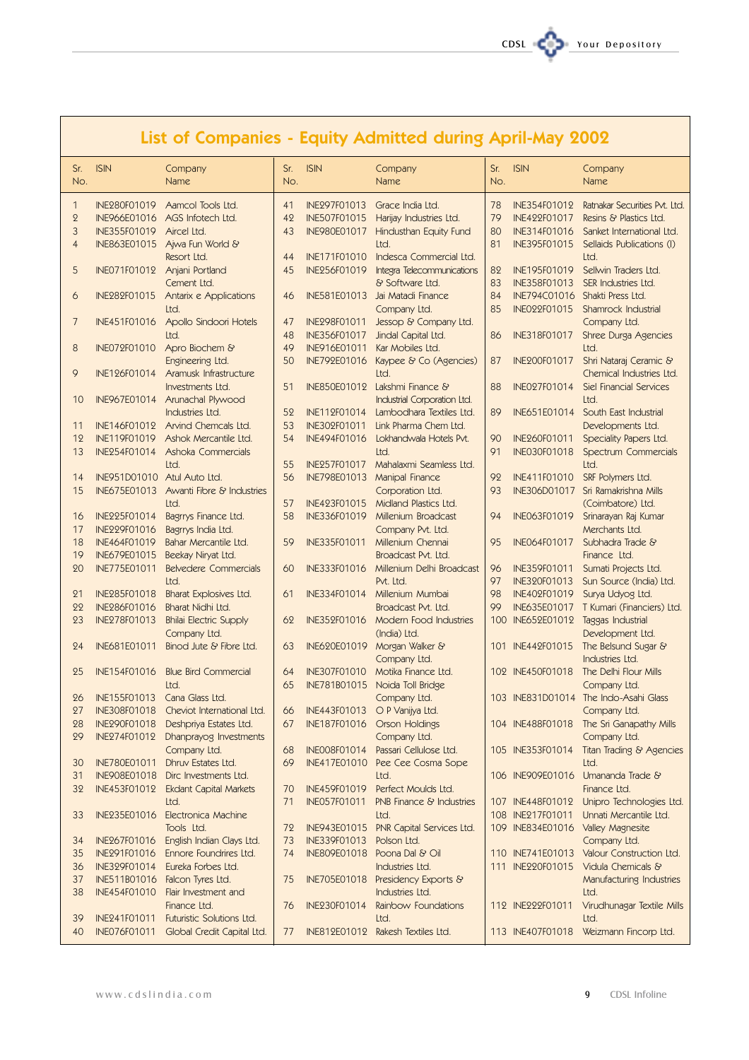# List of Companies - Equity Admitted during April-May 2002

| Sr. No. | ISIN | Company Name |
|---|---|---|
| 1 | INE280F01019 | Aamcol Tools Ltd. |
| 2 | INE966E01016 | AGS Infotech Ltd. |
| 3 | INE355F01019 | Aircel Ltd. |
| 4 | INE863E01015 | Ajwa Fun World & Resort Ltd. |
| 5 | INE071F01012 | Anjani Portland Cement Ltd. |
| 6 | INE282F01015 | Antarix e Applications Ltd. |
| 7 | INE451F01016 | Apollo Sindoori Hotels Ltd. |
| 8 | INE072F01010 | Apro Biochem & Engineering Ltd. |
| 9 | INE126F01014 | Aramusk Infrastructure Investments Ltd. |
| 10 | INE967E01014 | Arunachal Plywood Industries Ltd. |
| 11 | INE146F01012 | Arvind Chemcals Ltd. |
| 12 | INE119F01019 | Ashok Mercantile Ltd. |
| 13 | INE254F01014 | Ashoka Commercials Ltd. |
| 14 | INE951D01010 | Atul Auto Ltd. |
| 15 | INE675E01013 | Awanti Fibre & Industries Ltd. |
| 16 | INE225F01014 | Bagrrys Finance Ltd. |
| 17 | INE229F01016 | Bagrrys India Ltd. |
| 18 | INE464F01019 | Bahar Mercantile Ltd. |
| 19 | INE679E01015 | Beekay Niryat Ltd. |
| 20 | INE775E01011 | Belvedere Commercials Ltd. |
| 21 | INE285F01018 | Bharat Explosives Ltd. |
| 22 | INE286F01016 | Bharat Nidhi Ltd. |
| 23 | INE278F01013 | Bhilai Electric Supply Company Ltd. |
| 24 | INE681E01011 | Binod Jute & Fibre Ltd. |
| 25 | INE154F01016 | Blue Bird Commercial Ltd. |
| 26 | INE155F01013 | Cana Glass Ltd. |
| 27 | INE308F01018 | Cheviot International Ltd. |
| 28 | INE290F01018 | Deshpriya Estates Ltd. |
| 29 | INE274F01012 | Dhanprayog Investments Company Ltd. |
| 30 | INE780E01011 | Dhruv Estates Ltd. |
| 31 | INE908E01018 | Dirc Investments Ltd. |
| 32 | INE453F01012 | Ekdant Capital Markets Ltd. |
| 33 | INE235E01016 | Electronica Machine Tools Ltd. |
| 34 | INE267F01016 | English Indian Clays Ltd. |
| 35 | INE291F01016 | Ennore Foundries Ltd. |
| 36 | INE329F01014 | Eureka Forbes Ltd. |
| 37 | INE511B01016 | Falcon Tyres Ltd. |
| 38 | INE454F01010 | Flair Investment and Finance Ltd. |
| 39 | INE241F01011 | Futuristic Solutions Ltd. |
| 40 | INE076F01011 | Global Credit Capital Ltd. |
| 41 | INE297F01013 | Grace India Ltd. |
| 42 | INE507F01015 | Harijay Industries Ltd. |
| 43 | INE980E01017 | Hindusthan Equity Fund Ltd. |
| 44 | INE171F01010 | Indesca Commercial Ltd. |
| 45 | INE256F01019 | Integra Telecommunications & Software Ltd. |
| 46 | INE581E01013 | Jai Matadi Finance Company Ltd. |
| 47 | INE298F01011 | Jessop & Company Ltd. |
| 48 | INE356F01017 | Jindal Capital Ltd. |
| 49 | INE916E01011 | Kar Mobiles Ltd. |
| 50 | INE792E01016 | Kaypee & Co (Agencies) Ltd. |
| 51 | INE850E01012 | Lakshmi Finance & Industrial Corporation Ltd. |
| 52 | INE112F01014 | Lambodhara Textiles Ltd. |
| 53 | INE302F01011 | Link Pharma Chem Ltd. |
| 54 | INE494F01016 | Lokhandwala Hotels Pvt. Ltd. |
| 55 | INE257F01017 | Mahalaxmi Seamless Ltd. |
| 56 | INE798E01013 | Manipal Finance Corporation Ltd. |
| 57 | INE423F01015 | Midland Plastics Ltd. |
| 58 | INE336F01019 | Millenium Broadcast Company Pvt. Ltd. |
| 59 | INE335F01011 | Millenium Chennai Broadcast Pvt. Ltd. |
| 60 | INE333F01016 | Millenium Delhi Broadcast Pvt. Ltd. |
| 61 | INE334F01014 | Millenium Mumbai Broadcast Pvt. Ltd. |
| 62 | INE352F01016 | Modern Food Industries (India) Ltd. |
| 63 | INE620E01019 | Morgan Walker & Company Ltd. |
| 64 | INE307F01010 | Motika Finance Ltd. |
| 65 | INE781B01015 | Noida Toll Bridge Company Ltd. |
| 66 | INE443F01013 | O P Vanijya Ltd. |
| 67 | INE187F01016 | Orson Holdings Company Ltd. |
| 68 | INE008F01014 | Passari Cellulose Ltd. |
| 69 | INE417E01010 | Pee Cee Cosma Sope Ltd. |
| 70 | INE459F01019 | Perfect Moulds Ltd. |
| 71 | INE057F01011 | PNB Finance & Industries Ltd. |
| 72 | INE943E01015 | PNR Capital Services Ltd. |
| 73 | INE339F01013 | Polson Ltd. |
| 74 | INE809E01018 | Poona Dal & Oil Industries Ltd. |
| 75 | INE705E01018 | Presidency Exports & Industries Ltd. |
| 76 | INE230F01014 | Rainbow Foundations Ltd. |
| 77 | INE812E01012 | Rakesh Textiles Ltd. |
| 78 | INE354F01012 | Ratnakar Securities Pvt. Ltd. |
| 79 | INE422F01017 | Resins & Plastics Ltd. |
| 80 | INE314F01016 | Sanket International Ltd. |
| 81 | INE395F01015 | Sellaids Publications (I) Ltd. |
| 82 | INE195F01019 | Sellwin Traders Ltd. |
| 83 | INE358F01013 | SER Industries Ltd. |
| 84 | INE794C01016 | Shakti Press Ltd. |
| 85 | INE022F01015 | Shamrock Industrial Company Ltd. |
| 86 | INE318F01017 | Shree Durga Agencies Ltd. |
| 87 | INE200F01017 | Shri Nataraj Ceramic & Chemical Industries Ltd. |
| 88 | INE027F01014 | Siel Financial Services Ltd. |
| 89 | INE651E01014 | South East Industrial Developments Ltd. |
| 90 | INE260F01011 | Speciality Papers Ltd. |
| 91 | INE030F01018 | Spectrum Commercials Ltd. |
| 92 | INE411F01010 | SRF Polymers Ltd. |
| 93 | INE306D01017 | Sri Ramakrishna Mills (Coimbatore) Ltd. |
| 94 | INE063F01019 | Srinarayan Raj Kumar Merchants Ltd. |
| 95 | INE064F01017 | Subhadra Trade & Finance Ltd. |
| 96 | INE359F01011 | Sumati Projects Ltd. |
| 97 | INE320F01013 | Sun Source (India) Ltd. |
| 98 | INE402F01019 | Surya Udyog Ltd. |
| 99 | INE635E01017 | T Kumari (Financiers) Ltd. |
| 100 | INE652E01012 | Taggas Industrial Development Ltd. |
| 101 | INE442F01015 | The Belsund Sugar & Industries Ltd. |
| 102 | INE450F01018 | The Delhi Flour Mills Company Ltd. |
| 103 | INE831D01014 | The Indo-Asahi Glass Company Ltd. |
| 104 | INE488F01018 | The Sri Ganapathy Mills Company Ltd. |
| 105 | INE353F01014 | Titan Trading & Agencies Ltd. |
| 106 | INE909E01016 | Umananda Trade & Finance Ltd. |
| 107 | INE448F01012 | Unipro Technologies Ltd. |
| 108 | INE217F01011 | Unnati Mercantile Ltd. |
| 109 | INE834E01016 | Valley Magnesite Company Ltd. |
| 110 | INE741E01013 | Valour Construction Ltd. |
| 111 | INE220F01015 | Vidula Chemicals & Manufacturing Industries Ltd. |
| 112 | INE222F01011 | Virudhunagar Textile Mills Ltd. |
| 113 | INE407F01018 | Weizmann Fincorp Ltd. |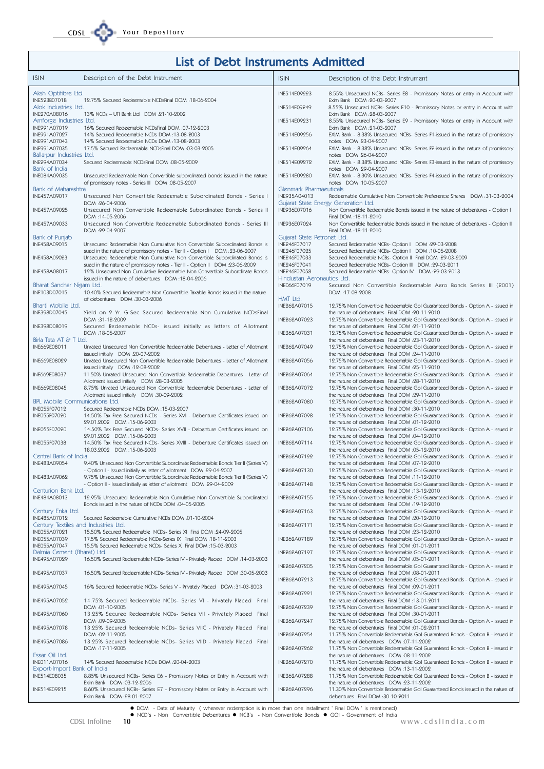# List of Debt Instruments Admitted

| ISIN | Description of the Debt Instrument |
|---|---|
| **Aksh Optifibre Ltd.** | |
| INE523B07018 | 12.75% Secured Redeemable NCDsFinal DOM :18-06-2004 |
| **Alok Industries Ltd.** | |
| INE270A08016 | 13% NCDs – UTI Bank Ltd DOM :21-10-2002 |
| **Amforge Industries Ltd.** | |
| INE991A07019 | 16% Secured Redeemable NCDsFinal DOM :07-12-2003 |
| INE991A07027 | 14% Secured Redeemable NCDs DOM :13-08-2003 |
| INE991A07043 | 14% Secured Redeemable NCDs DOM :13-08-2003 |
| INE991A07035 | 17.5% Secured Redeemable NCDsFinal DOM :03-03-2005 |
| **Ballarpur Industries Ltd.** | |
| INE294A07034 | Secured Redeemable NCDsFinal DOM :08-05-2009 |
| **Bank of India** | |
| INE084A09035 | Unsecured Redeemable Non Convertible subordinated bonds issued in the nature of promissory notes - Series III DOM :08-05-2007 |
| **Bank of Maharashtra** | |
| INE457A09017 | Unsecured Non Convertible Redeemable Subordinated Bonds - Series I DOM :26-04-2006 |
| INE457A09025 | Unsecured Non Convertible Redeemable Subordinated Bonds - Series II DOM :14-05-2006 |
| INE457A09033 | Unsecured Non Convertible Redeemable Subordinated Bonds - Series III DOM :29-04-2007 |
| **Bank of Punjab** | |
| INE458A09015 | Unsecured Redeemable Non Cumulative Non Convertible Subordinated Bonds is sued in the nature of promissory notes - Tier II - Option I DOM :23-06-2007 |
| INE458A09023 | Unsecured Redeemable Non Cumulative Non Convertible Subordinated Bonds is sued in the nature of promissory notes - Tier II - Option II DOM :23-06-2009 |
| INE458A08017 | 12% Unsecured Non Cumulative Redeemable Non Convertible Subordinate Bonds issued in the nature of debentures DOM :18-04-2006 |
| **Bharat Sanchar Nigam Ltd.** | |
| INE103D07015 | 10.40% Secured Redeemable Non Convertible Taxable Bonds issued in the nature of debentures DOM :30-03-2006 |
| **Bharti Mobile Ltd.** | |
| INE398D07045 | Yield on 2 Yr. G-Sec Secured Redeemable Non Cumulative NCDsFinal DOM :31-12-2009 |
| INE398D08019 | Secured Redeemable NCDs- issued initially as letters of Allotment DOM :18-05-2007 |
| **Birla Tata AT & T Ltd.** | |
| INE669E08011 | Unrated Unsecured Non Convertible Redeemable Debentures - Letter of Allotment issued initially DOM :20-07-2002 |
| INE669E08029 | Unrated Unsecured Non Convertible Redeemable Debentures - Letter of Allotment issued initially DOM :12-08-2002 |
| INE669E08037 | 11.50% Unrated Unsecured Non Convertible Redeemable Debentures - Letter of Allotment issued initially DOM :28-03-2005 |
| INE669E08045 | 8.75% Unrated Unsecured Non Convertible Redeemable Debentures - Letter of Allotment issued initially DOM :30-09-2002 |
| **BPL Mobile Communications Ltd.** | |
| INE055F07012 | Secured Redeemable NCDs DOM :15-03-2007 |
| INE055F07020 | 14.50% Tax Free Secured NCDs - Series XVI - Debenture Certificates issued on 29.01.2002 DOM :15-06-2003 |
| INE055F07020 | 14.50% Tax Free Secured NCDs- Series XVII - Debenture Certificates issued on 29.01.2002 DOM :15-06-2003 |
| INE055F07038 | 14.50% Tax Free Secured NCDs- Series XVIII - Debenture Certificates issued on 18.03.2002 DOM :15-06-2003 |
| **Central Bank of India** | |
| INE483A09054 | 9.40% Unsecured Non Convertible Subordinate Redeemable Bonds Tier II (Series V) - Option I - Issued initially as letter of allotment DOM :29-04-2007 |
| INE483A09062 | 9.75% Unsecured Non Convertible Subordinate Redeemable Bonds Tier II (Series V) - Option II - Issued initially as letter of allotment DOM :29-04-2009 |
| **Centurion Bank Ltd.** | |
| INE484A08013 | 12.95% Unsecured Redeemable Non Cumulative Non Convertible Subordinated Bonds issued in the nature of NCDs DOM :04-05-2005 |
| **Century Enka Ltd.** | |
| INE485A07012 | Secured Redeemable Cumulative NCDs DOM :01-10-2004 |
| **Century Textiles and Industries Ltd.** | |
| INE055A07021 | 15.50% Secured Redeemable NCDs- Series XI Final DOM :24-09-2005 |
| INE055A07039 | 17.5% Secured Redeemable NCDs-Series IX Final DOM :18-11-2003 |
| INE055A07047 | 15.5% Secured Redeemable NCDs- Series X Final DOM :15-03-2003 |
| **Dalmia Cement (Bharat) Ltd.** | |
| INE495A07029 | 16.50% Secured Redeemable NCDs- Series IV - Privately Placed DOM :14-03-2003 |
| INE495A07037 | 16.50% Secured Redeemable NCDs- Series IV - Privately Placed DOM :30-05-2003 |
| INE495A07045 | 16% Secured Redeemable NCDs- Series V - Privately Placed DOM :31-03-2003 |
| INE495A07052 | 14.75% Secured Redeemable NCDs- Series VI - Privately Placed Final DOM :01-10-2005 |
| INE495A07060 | 13.25% Secured Redeemable NCDs- Series VII - Privately Placed Final DOM :09-09-2005 |
| INE495A07078 | 13.25% Secured Redeemable NCDs- Series VIIC - Privately Placed Final DOM :02-11-2005 |
| INE495A07086 | 13.25% Secured Redeemable NCDs- Series VIID - Privately Placed Final DOM :17-11-2005 |
| **Essar Oil Ltd.** | |
| INE011A07016 | 14% Secured Redeemable NCDs DOM :20-04-2003 |
| **Export-Import Bank of India** | |
| INE514E08035 | 8.85% Unsecured NCBs- Series E6 - Promissory Notes or Entry in Account with Exim Bank DOM :03-12-2006 |
| INE514E09215 | 8.60% Unsecured NCBs- Series E7 - Promissory Notes or Entry in Account with Exim Bank DOM :28-01-2007 |
| INE514E09223 | 8.55% Unsecured NCBs- Series E8 - Promissory Notes or entry in Account with Exim Bank DOM :20-03-2007 |
| INE514E09249 | 8.55% Unsecured NCBs- Series E10 - Promissory Notes or entry in Account with Exim Bank DOM :28-03-2007 |
| INE514E09231 | 8.55% Unsecured NCBs- Series E9 - Promissory Notes or entry in Account with Exim Bank DOM :21-03-2007 |
| INE514E09256 | EXIM Bank - 8.38% Unsecured NCBs- Series F1-issued in the nature of promissory notes DOM :23-04-2007 |
| INE514E09264 | EXIM Bank - 8.38% Unsecured NCBs- Series F2-issued in the nature of promissory notes DOM :26-04-2007 |
| INE514E09272 | EXIM Bank - 8.38% Unsecured NCBs- Series F3-issued in the nature of promissory notes DOM :29-04-2007 |
| INE514E09280 | EXIM Bank - 8.30% Unsecured NCBs- Series F4-issued in the nature of promissory notes DOM :10-05-2007 |
| **Glenmark Pharmaceuticals** | |
| INE935A04013 | Redeemable Cumulative Non Convertible Preference Shares DOM :31-03-2004 |
| **Gujarat State Energy Generation Ltd.** | |
| INE936E07016 | Non Convertible Redeemable Bonds issued in the nature of debentures - Option I Final DOM :18-11-2010 |
| INE936E07024 | Non Convertible Redeemable Bonds issued in the nature of debentures - Option II Final DOM :18-11-2010 |
| **Gujarat State Petronet Ltd.** | |
| INE246F07017 | Secured Redeemable NCBs- Option I DOM :29-03-2008 |
| INE246F07025 | Secured Redeemable NCBs- Option I DOM :10-05-2008 |
| INE246F07033 | Secured Redeemable NCBs- Option II Final DOM :29-03-2009 |
| INE246F07041 | Secured Redeemable NCBs- Option III DOM :29-03-2011 |
| INE246F07058 | Secured Redeemable NCBs- Option IV DOM :29-03-2013 |
| **Hindustan Aeronautics Ltd.** | |
| INE066F07019 | Secured Non Convertible Redeemable Aero Bonds Series III (2001) DOM :17-08-2008 |
| **HMT Ltd.** | |
| INE262A07015 | 12.75% Non Convertible Redeemable GoI Guaranteed Bonds - Option A - issued in the nature of debentures Final DOM :20-11-2010 |
| INE262A07023 | 12.75% Non Convertible Redeemable GoI Guaranteed Bonds - Option A - issued in the nature of debentures Final DOM :21-11-2010 |
| INE262A07031 | 12.75% Non Convertible Redeemable GoI Guaranteed Bonds - Option A - issued in the nature of debentures Final DOM :23-11-2010 |
| INE262A07049 | 12.75% Non Convertible Redeemable GoI Guaranteed Bonds - Option A - issued in the nature of debentures Final DOM :24-11-2010 |
| INE262A07056 | 12.75% Non Convertible Redeemable GoI Guaranteed Bonds - Option A - issued in the nature of debentures Final DOM :25-11-2010 |
| INE262A07064 | 12.75% Non Convertible Redeemable GoI Guaranteed Bonds - Option A - issued in the nature of debentures Final DOM :28-11-2010 |
| INE262A07072 | 12.75% Non Convertible Redeemable GoI Guaranteed Bonds - Option A - issued in the nature of debentures Final DOM :29-11-2010 |
| INE262A07080 | 12.75% Non Convertible Redeemable GoI Guaranteed Bonds - Option A - issued in the nature of debentures Final DOM :30-11-2010 |
| INE262A07098 | 12.75% Non Convertible Redeemable GoI Guaranteed Bonds - Option A - issued in the nature of debentures Final DOM :01-12-2010 |
| INE262A07106 | 12.75% Non Convertible Redeemable GoI Guaranteed Bonds - Option A - issued in the nature of debentures Final DOM :04-12-2010 |
| INE262A07114 | 12.75% Non Convertible Redeemable GoI Guaranteed Bonds - Option A - issued in the nature of debentures Final DOM :05-12-2010 |
| INE262A07122 | 12.75% Non Convertible Redeemable GoI Guaranteed Bonds - Option A - issued in the nature of debentures Final DOM :07-12-2010 |
| INE262A07130 | 12.75% Non Convertible Redeemable GoI Guaranteed Bonds - Option A - issued in the nature of debentures Final DOM :11-12-2010 |
| INE262A07148 | 12.75% Non Convertible Redeemable GoI Guaranteed Bonds - Option A - issued in the nature of debentures Final DOM :13-12-2010 |
| INE262A07155 | 12.75% Non Convertible Redeemable GoI Guaranteed Bonds - Option A - issued in the nature of debentures Final DOM :19-12-2010 |
| INE262A07163 | 12.75% Non Convertible Redeemable GoI Guaranteed Bonds - Option A - issued in the nature of debentures Final DOM :20-12-2010 |
| INE262A07171 | 12.75% Non Convertible Redeemable GoI Guaranteed Bonds - Option A - issued in the nature of debentures Final DOM :23-12-2010 |
| INE262A07189 | 12.75% Non Convertible Redeemable GoI Guaranteed Bonds - Option A - issued in the nature of debentures Final DOM :01-01-2011 |
| INE262A07197 | 12.75% Non Convertible Redeemable GoI Guaranteed Bonds - Option A - issued in the nature of debentures Final DOM :05-01-2011 |
| INE262A07205 | 12.75% Non Convertible Redeemable GoI Guaranteed Bonds - Option A - issued in the nature of debentures Final DOM :08-01-2011 |
| INE262A07213 | 12.75% Non Convertible Redeemable GoI Guaranteed Bonds - Option A - issued in the nature of debentures Final DOM :09-01-2011 |
| INE262A07221 | 12.75% Non Convertible Redeemable GoI Guaranteed Bonds - Option A - issued in the nature of debentures Final DOM :13-01-2011 |
| INE262A07239 | 12.75% Non Convertible Redeemable GoI Guaranteed Bonds - Option A - issued in the nature of debentures Final DOM :30-01-2011 |
| INE262A07247 | 12.75% Non Convertible Redeemable GoI Guaranteed Bonds - Option A - issued in the nature of debentures Final DOM :01-02-2011 |
| INE262A07254 | 11.75% Non Convertible Redeemable GoI Guaranteed Bonds - Option B - issued in the nature of debentures DOM :07-11-2002 |
| INE262A07262 | 11.75% Non Convertible Redeemable GoI Guaranteed Bonds - Option B - issued in the nature of debentures DOM :08-11-2002 |
| INE262A07270 | 11.75% Non Convertible Redeemable GoI Guaranteed Bonds - Option B - issued in the nature of debentures DOM :13-11-2002 |
| INE262A07288 | 11.75% Non Convertible Redeemable GoI Guaranteed Bonds - Option B - issued in the nature of debentures DOM :23-11-2002 |
| INE262A07296 | 11.30% Non Convertible Redeemable GoI Guaranteed Bonds issued in the nature of debentures Final DOM :30-10-2011 |

- DOM - Date of Maturity ( wherever redemption is in more than one installment ' Final DOM ' is mentioned)
- NCD's - Non Convertible Debentures ● NCB's - Non Convertible Bonds. ● GOI - Government of India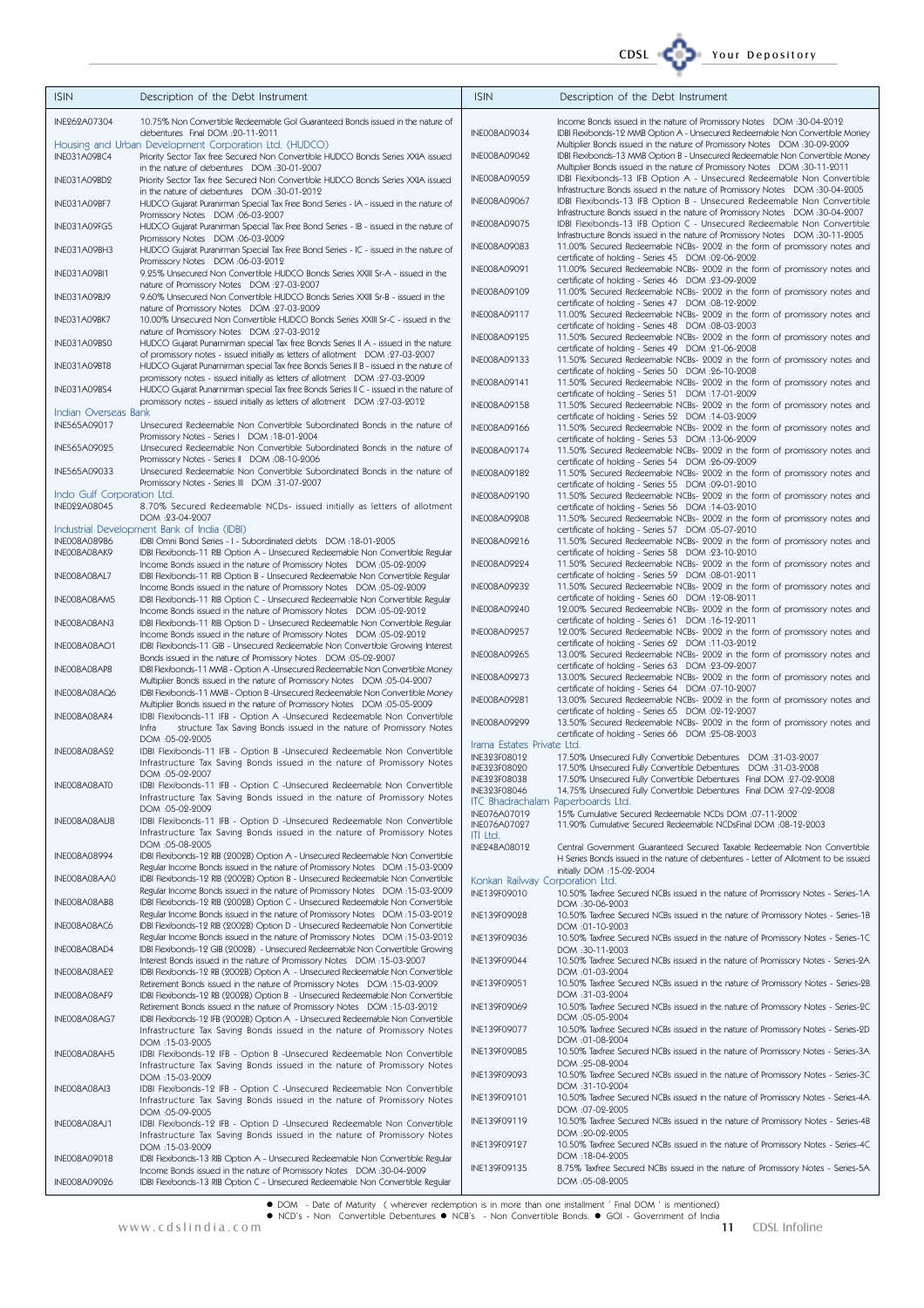| ISIN | Description of the Debt Instrument |
|---|---|
| INE262A07304 | 10.75% Non Convertible Redeemable GoI Guaranteed Bonds issued in the nature of debentures Final DOM :20-11-2011 |
| **Housing and Urban Development Corporation Ltd. (HUDCO)** | |
| INE031A09BC4 | Priority Sector Tax free Secured Non Convertible HUDCO Bonds Series XXIA issued in the nature of debentures DOM :30-01-2007 |
| INE031A09BD2 | Priority Sector Tax free Secured Non Convertible HUDCO Bonds Series XXIA issued in the nature of debentures DOM :30-01-2012 |
| INE031A09BF7 | HUDCO Gujarat Puranirman Special Tax Free Bond Series - IA - issued in the nature of Promissory Notes DOM :06-03-2007 |
| INE031A09FG5 | HUDCO Gujarat Puranirman Special Tax Free Bond Series - IB - issued in the nature of Promissory Notes DOM :06-03-2009 |
| INE031A09BH3 | HUDCO Gujarat Puranirman Special Tax Free Bond Series - IC - issued in the nature of Promissory Notes DOM :06-03-2012 |
| INE031A09BI1 | 9.25% Unsecured Non Convertible HUDCO Bonds Series XXIII Sr-A - issued in the nature of Promissory Notes DOM :27-03-2007 |
| INE031A09BJ9 | 9.60% Unsecured Non Convertible HUDCO Bonds Series XXIII Sr-B - issued in the nature of Promissory Notes DOM :27-03-2009 |
| INE031A09BK7 | 10.00% Unsecured Non Convertible HUDCO Bonds Series XXIII Sr-C - issued in the nature of Promissory Notes DOM :27-03-2012 |
| INE031A09BS0 | HUDCO Gujarat Punarnirman special Tax free Bonds Series II A - issued in the nature of promissory notes - issued initially as letters of allotment DOM :27-03-2007 |
| INE031A09BT8 | HUDCO Gujarat Punarnirman special Tax free Bonds Series II B - issued in the nature of promissory notes - issued initially as letters of allotment DOM :27-03-2009 |
| INE031A09BS4 | HUDCO Gujarat Punarnirman special Tax free Bonds Series II C - issued in the nature of promissory notes - issued initially as letters of allotment DOM :27-03-2012 |
| **Indian Overseas Bank** | |
| INE565A09017 | Unsecured Redeemable Non Convertible Subordinated Bonds in the nature of Promissory Notes - Series I DOM :18-01-2004 |
| INE565A09025 | Unsecured Redeemable Non Convertible Subordinated Bonds in the nature of Promissory Notes - Series II DOM :08-10-2006 |
| INE565A09033 | Unsecured Redeemable Non Convertible Subordinated Bonds in the nature of Promissory Notes - Series III DOM :31-07-2007 |
| **Indo Gulf Corporation Ltd.** | |
| INE022A08045 | 8.70% Secured Redeemable NCDs- issued initially as letters of allotment DOM :23-04-2007 |
| **Industrial Development Bank of India (IDBI)** | |
| INE008A08986 | IDBI Omni Bond Series - I - Subordinated debts DOM :18-01-2005 |
| INE008A08AK9 | IDBI Flexibonds-11 RIB Option A - Unsecured Redeemable Non Convertible Regular Income Bonds issued in the nature of Promissory Notes DOM :05-02-2009 |
| INE008A08AL7 | IDBI Flexibonds-11 RIB Option B - Unsecured Redeemable Non Convertible Regular Income Bonds issued in the nature of Promissory Notes DOM :05-02-2009 |
| INE008A08AM5 | IDBI Flexibonds-11 RIB Option C - Unsecured Redeemable Non Convertible Regular Income Bonds issued in the nature of Promissory Notes DOM :05-02-2012 |
| INE008A08AN3 | IDBI Flexibonds-11 RIB Option D - Unsecured Redeemable Non Convertible Regular Income Bonds issued in the nature of Promissory Notes DOM :05-02-2012 |
| INE008A08AO1 | IDBI Flexibonds-11 GIB - Unsecured Redeemable Non Convertible Growing Interest Bonds issued in the nature of Promissory Notes DOM :05-02-2007 |
| INE008A08AP8 | IDBI Flexibonds-11 MMB - Option A -Unsecured Redeemable Non Convertible Money Multiplier Bonds issued in the nature of Promissory Notes DOM :05-04-2007 |
| INE008A08AQ6 | IDBI Flexibonds-11 MMB - Option B -Unsecured Redeemable Non Convertible Money Multiplier Bonds issued in the nature of Promissory Notes DOM :05-05-2009 |
| INE008A08AR4 | IDBI Flexibonds-11 IFB - Option A -Unsecured Redeemable Non Convertible Infra structure Tax Saving Bonds issued in the nature of Promissory Notes DOM :05-02-2005 |
| INE008A08AS2 | IDBI Flexibonds-11 IFB - Option B -Unsecured Redeemable Non Convertible Infrastructure Tax Saving Bonds issued in the nature of Promissory Notes DOM :05-02-2007 |
| INE008A08AT0 | IDBI Flexibonds-11 IFB - Option C -Unsecured Redeemable Non Convertible Infrastructure Tax Saving Bonds issued in the nature of Promissory Notes DOM :05-02-2009 |
| INE008A08AU8 | IDBI Flexibonds-11 IFB - Option D -Unsecured Redeemable Non Convertible Infrastructure Tax Saving Bonds issued in the nature of Promissory Notes DOM :05-08-2005 |
| INE008A08994 | IDBI Flexibonds-12 RIB (2002B) Option A - Unsecured Redeemable Non Convertible Regular Income Bonds issued in the nature of Promissory Notes DOM :15-03-2009 |
| INE008A08AA0 | IDBI Flexibonds-12 RIB (2002B) Option B - Unsecured Redeemable Non Convertible Regular Income Bonds issued in the nature of Promissory Notes DOM :15-03-2009 |
| INE008A08AB8 | IDBI Flexibonds-12 RIB (2002B) Option C - Unsecured Redeemable Non Convertible Regular Income Bonds issued in the nature of Promissory Notes DOM :15-03-2012 |
| INE008A08AC6 | IDBI Flexibonds-12 RIB (2002B) Option D - Unsecured Redeemable Non Convertible Regular Income Bonds issued in the nature of Promissory Notes DOM :15-03-2012 |
| INE008A08AD4 | IDBI Flexibonds-12 GIB (2002B) - Unsecured Redeemable Non Convertible Growing Interest Bonds issued in the nature of Promissory Notes DOM :15-03-2007 |
| INE008A08AE2 | IDBI Flexibonds-12 RB (2002B) Option A - Unsecured Redeemable Non Convertible Retirement Bonds issued in the nature of Promissory Notes DOM :15-03-2009 |
| INE008A08AF9 | IDBI Flexibonds-12 RB (2002B) Option B - Unsecured Redeemable Non Convertible Retirement Bonds issued in the nature of Promissory Notes DOM :15-03-2012 |
| INE008A08AG7 | IDBI Flexibonds-12 IFB (2002B) Option A - Unsecured Redeemable Non Convertible Infrastructure Tax Saving Bonds issued in the nature of Promissory Notes DOM :15-03-2005 |
| INE008A08AH5 | IDBI Flexibonds-12 IFB - Option B -Unsecured Redeemable Non Convertible Infrastructure Tax Saving Bonds issued in the nature of Promissory Notes DOM :15-03-2009 |
| INE008A08AI3 | IDBI Flexibonds-12 IFB - Option C -Unsecured Redeemable Non Convertible Infrastructure Tax Saving Bonds issued in the nature of Promissory Notes DOM :05-09-2005 |
| INE008A08AJ1 | IDBI Flexibonds-12 IFB - Option D -Unsecured Redeemable Non Convertible Infrastructure Tax Saving Bonds issued in the nature of Promissory Notes DOM :15-03-2009 |
| INE008A09018 | IDBI Flexibonds-13 RIB Option A - Unsecured Redeemable Non Convertible Regular Income Bonds issued in the nature of Promissory Notes DOM :30-04-2009 |
| INE008A09026 | IDBI Flexibonds-13 RIB Option C - Unsecured Redeemable Non Convertible Regular Income Bonds issued in the nature of Promissory Notes DOM :30-04-2012 |
| INE008A09034 | IDBI Flexibonds-12 MMB Option A - Unsecured Redeemable Non Convertible Money Multiplier Bonds issued in the nature of Promissory Notes DOM :30-09-2009 |
| INE008A09042 | IDBI Flexibonds-13 MMB Option B - Unsecured Redeemable Non Convertible Money Multiplier Bonds issued in the nature of Promissory Notes DOM :30-11-2011 |
| INE008A09059 | IDBI Flexibonds-13 IFB Option A - Unsecured Redeemable Non Convertible Infrastructure Bonds issued in the nature of Promissory Notes DOM :30-04-2005 |
| INE008A09067 | IDBI Flexibonds-13 IFB Option B - Unsecured Redeemable Non Convertible Infrastructure Bonds issued in the nature of Promissory Notes DOM :30-04-2007 |
| INE008A09075 | IDBI Flexibonds-13 IFB Option C - Unsecured Redeemable Non Convertible Infrastructure Bonds issued in the nature of Promissory Notes DOM :30-11-2005 |
| INE008A09083 | 11.00% Secured Redeemable NCBs- 2002 in the form of promissory notes and certificate of holding - Series 45 DOM :02-06-2002 |
| INE008A09091 | 11.00% Secured Redeemable NCBs- 2002 in the form of promissory notes and certificate of holding - Series 46 DOM :23-09-2002 |
| INE008A09109 | 11.00% Secured Redeemable NCBs- 2002 in the form of promissory notes and certificate of holding - Series 47 DOM :08-12-2002 |
| INE008A09117 | 11.00% Secured Redeemable NCBs- 2002 in the form of promissory notes and certificate of holding - Series 48 DOM :08-03-2003 |
| INE008A09125 | 11.50% Secured Redeemable NCBs- 2002 in the form of promissory notes and certificate of holding - Series 49 DOM :21-06-2008 |
| INE008A09133 | 11.50% Secured Redeemable NCBs- 2002 in the form of promissory notes and certificate of holding - Series 50 DOM :26-10-2008 |
| INE008A09141 | 11.50% Secured Redeemable NCBs- 2002 in the form of promissory notes and certificate of holding - Series 51 DOM :17-01-2009 |
| INE008A09158 | 11.50% Secured Redeemable NCBs- 2002 in the form of promissory notes and certificate of holding - Series 52 DOM :14-03-2009 |
| INE008A09166 | 11.50% Secured Redeemable NCBs- 2002 in the form of promissory notes and certificate of holding - Series 53 DOM :13-06-2009 |
| INE008A09174 | 11.50% Secured Redeemable NCBs- 2002 in the form of promissory notes and certificate of holding - Series 54 DOM :26-09-2009 |
| INE008A09182 | 11.50% Secured Redeemable NCBs- 2002 in the form of promissory notes and certificate of holding - Series 55 DOM :09-01-2010 |
| INE008A09190 | 11.50% Secured Redeemable NCBs- 2002 in the form of promissory notes and certificate of holding - Series 56 DOM :14-03-2010 |
| INE008A09208 | 11.50% Secured Redeemable NCBs- 2002 in the form of promissory notes and certificate of holding - Series 57 DOM :05-07-2010 |
| INE008A09216 | 11.50% Secured Redeemable NCBs- 2002 in the form of promissory notes and certificate of holding - Series 58 DOM :23-10-2010 |
| INE008A09224 | 11.50% Secured Redeemable NCBs- 2002 in the form of promissory notes and certificate of holding - Series 59 DOM :08-01-2011 |
| INE008A09232 | 11.50% Secured Redeemable NCBs- 2002 in the form of promissory notes and certificate of holding - Series 60 DOM :12-08-2011 |
| INE008A09240 | 12.00% Secured Redeemable NCBs- 2002 in the form of promissory notes and certificate of holding - Series 61 DOM :16-12-2011 |
| INE008A09257 | 12.00% Secured Redeemable NCBs- 2002 in the form of promissory notes and certificate of holding - Series 62 DOM :11-03-2012 |
| INE008A09265 | 13.00% Secured Redeemable NCBs- 2002 in the form of promissory notes and certificate of holding - Series 63 DOM :23-09-2007 |
| INE008A09273 | 13.00% Secured Redeemable NCBs- 2002 in the form of promissory notes and certificate of holding - Series 64 DOM :07-10-2007 |
| INE008A09281 | 13.00% Secured Redeemable NCBs- 2002 in the form of promissory notes and certificate of holding - Series 65 DOM :02-12-2007 |
| INE008A09299 | 13.50% Secured Redeemable NCBs- 2002 in the form of promissory notes and certificate of holding - Series 66 DOM :25-08-2003 |
| **Irama Estates Private Ltd.** | |
| INE323F08012 | 17.50% Unsecured Fully Convertible Debentures DOM :31-03-2007 |
| INE323F08020 | 17.50% Unsecured Fully Convertible Debentures DOM :31-03-2008 |
| INE323F08038 | 17.50% Unsecured Fully Convertible Debentures Final DOM :27-02-2008 |
| INE323F08046 | 14.75% Unsecured Fully Convertible Debentures Final DOM :27-02-2008 |
| **ITC Bhadrachalam Paperboards Ltd.** | |
| INE076A07019 | 15% Cumulative Secured Redeemable NCDs DOM :07-11-2002 |
| INE076A07027 | 11.90% Cumulative Secured Redeemable NCDsFinal DOM :08-12-2003 |
| **ITI Ltd.** | |
| INE248A08012 | Central Government Guaranteed Secured Taxable Redeemable Non Convertible H Series Bonds issued in the nature of debentures - Letter of Allotment to be issued initially DOM :15-02-2004 |
| **Konkan Railway Corporation Ltd.** | |
| INE139F09010 | 10.50% Taxfree Secured NCBs issued in the nature of Promissory Notes - Series-1A DOM :30-06-2003 |
| INE139F09028 | 10.50% Taxfree Secured NCBs issued in the nature of Promissory Notes - Series-1B DOM :01-10-2003 |
| INE139F09036 | 10.50% Taxfree Secured NCBs issued in the nature of Promissory Notes - Series-1C DOM :30-11-2003 |
| INE139F09044 | 10.50% Taxfree Secured NCBs issued in the nature of Promissory Notes - Series-2A DOM :01-03-2004 |
| INE139F09051 | 10.50% Taxfree Secured NCBs issued in the nature of Promissory Notes - Series-2B DOM :31-03-2004 |
| INE139F09069 | 10.50% Taxfree Secured NCBs issued in the nature of Promissory Notes - Series-2C DOM :05-05-2004 |
| INE139F09077 | 10.50% Taxfree Secured NCBs issued in the nature of Promissory Notes - Series-2D DOM :01-08-2004 |
| INE139F09085 | 10.50% Taxfree Secured NCBs issued in the nature of Promissory Notes - Series-3A DOM :25-08-2004 |
| INE139F09093 | 10.50% Taxfree Secured NCBs issued in the nature of Promissory Notes - Series-3C DOM :31-10-2004 |
| INE139F09101 | 10.50% Taxfree Secured NCBs issued in the nature of Promissory Notes - Series-4A DOM :07-02-2005 |
| INE139F09119 | 10.50% Taxfree Secured NCBs issued in the nature of Promissory Notes - Series-4B DOM :20-02-2005 |
| INE139F09127 | 10.50% Taxfree Secured NCBs issued in the nature of Promissory Notes - Series-4C DOM :18-04-2005 |
| INE139F09135 | 8.75% Taxfree Secured NCBs issued in the nature of Promissory Notes - Series-5A DOM :05-08-2005 |

- DOM - Date of Maturity ( wherever redemption is in more than one installment ' Final DOM ' is mentioned)
- NCD's - Non Convertible Debentures
- NCB's - Non Convertible Bonds.
- GOI - Government of India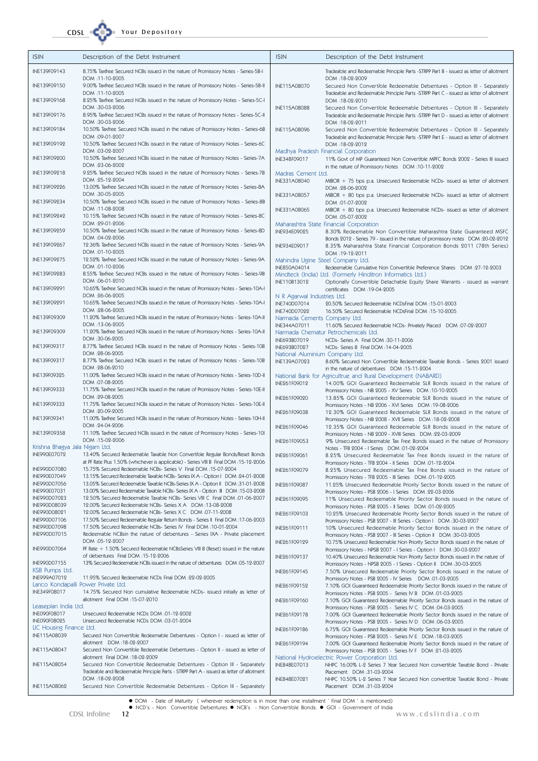| ISIN | Description of the Debt Instrument |
|---|---|
| INE139F09143 | 8.75% Taxfree Secured NCBs issued in the nature of Promissory Notes - Series-5B-I DOM :11-10-2005 |
| INE139F09150 | 9.00% Taxfree Secured NCBs issued in the nature of Promissory Notes - Series-5B-II DOM :11-10-2005 |
| INE139F09168 | 8.25% Taxfree Secured NCBs issued in the nature of Promissory Notes - Series-5C-I DOM :30-03-2006 |
| INE139F09176 | 8.95% Taxfree Secured NCBs issued in the nature of Promissory Notes - Series-5C-II DOM :30-03-2006 |
| INE139F09184 | 10.50% Taxfree Secured NCBs issued in the nature of Promissory Notes - Series-6B DOM :09-01-2007 |
| INE139F09192 | 10.50% Taxfree Secured NCBs issued in the nature of Promissory Notes - Series-6C DOM :03-02-2007 |
| INE139F09200 | 10.50% Taxfree Secured NCBs issued in the nature of Promissory Notes - Series-7A DOM :23-06-2002 |
| INE139F09218 | 9.25% Taxfree Secured NCBs issued in the nature of Promissory Notes - Series-7B DOM :25-12-2004 |
| INE139F09226 | 13.00% Taxfree Secured NCBs issued in the nature of Promissory Notes - Series-8A DOM :30-05-2005 |
| INE139F09234 | 10.50% Taxfree Secured NCBs issued in the nature of Promissory Notes - Series-8B DOM :11-08-2008 |
| INE139F09242 | 10.15% Taxfree Secured NCBs issued in the nature of Promissory Notes - Series-8C DOM :29-01-2006 |
| INE139F09259 | 10.50% Taxfree Secured NCBs issued in the nature of Promissory Notes - Series-8D DOM :04-02-2006 |
| INE139F09267 | 12.36% Taxfree Secured NCBs issued in the nature of Promissory Notes - Series-9A DOM :01-10-2005 |
| INE139F09275 | 12.52% Taxfree Secured NCBs issued in the nature of Promissory Notes - Series-9A DOM :01-10-2006 |
| INE139F09283 | 8.55% Taxfree Secured NCBs issued in the nature of Promissory Notes - Series-9B DOM :06-01-2010 |
| INE139F09291 | 10.65% Taxfree Secured NCBs issued in the nature of Promissory Notes - Series-10A-I DOM :26-06-2005 |
| INE139F09291 | 10.65% Taxfree Secured NCBs issued in the nature of Promissory Notes - Series-10A-I DOM :28-06-2005 |
| INE139F09309 | 11.20% Taxfree Secured NCBs issued in the nature of Promissory Notes - Series-10A-II DOM :13-06-2005 |
| INE139F09309 | 11.20% Taxfree Secured NCBs issued in the nature of Promissory Notes - Series-10A-II DOM :30-06-2005 |
| INE139F09317 | 8.77% Taxfree Secured NCBs issued in the nature of Promissory Notes - Series-10B DOM :28-06-2005 |
| INE139F09317 | 8.77% Taxfree Secured NCBs issued in the nature of Promissory Notes - Series-10B DOM :28-06-2010 |
| INE139F09325 | 11.00% Taxfree Secured NCBs issued in the nature of Promissory Notes - Series-10D-II DOM :07-08-2005 |
| INE139F09333 | 11.75% Taxfree Secured NCBs issued in the nature of Promissory Notes - Series-10E-II DOM :29-08-2005 |
| INE139F09333 | 11.75% Taxfree Secured NCBs issued in the nature of Promissory Notes - Series-10E-II DOM :20-09-2005 |
| INE139F09341 | 11.00% Taxfree Secured NCBs issued in the nature of Promissory Notes - Series-10H-II DOM :24-04-2006 |
| INE139F09358 | 11.10% Taxfree Secured NCBs issued in the nature of Promissory Notes - Series-10I DOM :15-02-2006 |
| **Krishna Bhagya Jala Nigam Ltd.** | |
| INE990E07072 | 13.40% Secured Redeemable Taxable Non Convertible Regular Bonds/Reset Bonds at PF Rate Plus 1.50% (whichever is applicable) - Series VIII B Final DOM :15-12-2006 |
| INE990D07080 | 15.75% Secured Redeemable NCBs- Series V Final DOM :15-07-2004 |
| INE990E07049 | 13.15% Secured Redeemable Taxable NCBs- Series IX A - Option I DOM :24-01-2008 |
| INE990D07056 | 13.05% Secured Redeemable Taxable NCBs-Series IX A - Option II DOM :31-01-2008 |
| INE990E07031 | 13.00% Secured Redeemable Taxable NCBs- Series IX A - Option III DOM :15-03-2008 |
| INE990D07023 | 12.50% Secured Redeemable Taxable NCBs- Series VIII C Final DOM :01-06-2007 |
| INE990D08039 | 12.00% Secured Redeemable NCBs- Series X A DOM :13-08-2008 |
| INE990D08021 | 12.00% Secured Redeemable NCBs- Series X C DOM :07-11-2008 |
| INE990D07106 | 17.50% Secured Redeemable Regular Return Bonds - Series II Final DOM :17-06-2003 |
| INE990D07098 | 17.50% Secured Redeemable NCBs- Series IV Final DOM :10-01-2004 |
| INE990D07015 | Redeemable NCBsin the nature of debentures - Series IXA - Private placement DOM :05-12-2007 |
| INE990D07064 | PF Rate + 1.50% Secured Redeemable NCBsSeries VIII B (Reset) issued in the nature of debentures Final DOM :15-12-2006 |
| INE990D07155 | 13% Secured Redeemable NCBs issued in the nature of debentures DOM :05-12-2007 |
| **KSB Pumps Ltd.** | |
| INE999A07012 | 11.95% Secured Redeemable NCDs Final DOM :22-02-2005 |
| **Lanco Kondapalli Power Private Ltd.** | |
| INE349F08017 | 14.75% Secured Non cumulative Redeemable NCDs- issued initially as letter of allotment Final DOM :15-07-2010 |
| **Leaseplan India Ltd.** | |
| INE090F08017 | Unsecured Redeemable NCDs DOM :01-12-2002 |
| INE090F08025 | Unsecured Redeemable NCDs DOM :03-01-2004 |
| **LIC Housing Finance Ltd.** | |
| INE115A08039 | Secured Non Convertible Redeemable Debentures - Option I - issued as letter of allotment DOM :18-02-2007 |
| INE115A08047 | Secured Non Convertible Redeemable Debentures - Option II - issued as letter of allotment Final DOM :18-02-2009 |
| INE115A08054 | Secured Non Convertible Redeemable Debentures - Option III - Separately Tradeable and Redeemable Principle Parts - STRPP Part A - issued as letter of allotment DOM :18-02-2008 |
| INE115A08062 | Secured Non Convertible Redeemable Debentures - Option III - Separately Tradeable and Redeemable Principle Parts -STRPP Part B - issued as letter of allotment DOM :18-02-2009 |
| INE115A08070 | Secured Non Convertible Redeemable Debentures - Option III - Separately Tradeable and Redeemable Principle Parts -STRPP Part C - issued as letter of allotment DOM :18-02-2010 |
| INE115A08088 | Secured Non Convertible Redeemable Debentures - Option III - Separately Tradeable and Redeemable Principle Parts -STRPP Part D - issued as letter of allotment DOM :18-02-2011 |
| INE115A08096 | Secured Non Convertible Redeemable Debentures - Option III - Separately Tradeable and Redeemable Principle Parts -STRPP Part E - issued as letter of allotment DOM :18-02-2012 |
| **Madhya Pradesh Financial Corporation** | |
| INE348F09017 | 11% Govt of MP Guaranteed Non Convertible MPFC Bonds 2002 - Series III issued in the nature of Promissory Notes DOM :10-11-2002 |
| **Madras Cement Ltd.** | |
| INE331A08040 | MIBOR + 75 bps p.a. Unsecured Redeemable NCDs- issued as letter of allotment DOM :28-06-2002 |
| INE331A08057 | MIBOR + 80 bps p.a. Unsecured Redeemable NCDs- issued as letter of allotment DOM :01-07-2002 |
| INE331A08065 | MIBOR + 80 bps p.a. Unsecured Redeemable NCDs- issued as letter of allotment DOM :05-07-2002 |
| **Maharashtra State Financial Corporation** | |
| INE934E09025 | 8.30% Redeemable Non Convertible Maharashtra State Guaranteed MSFC Bonds 2012 - Series 79 - issued in the nature of promissory notes DOM :20-02-2012 |
| INE934E09017 | 8.35% Maharashtra State Financial Corporation Bonds 2011 (78th Series) DOM :19-12-2011 |
| **Mahindra Ugine Steel Company Ltd.** | |
| INE850A04014 | Redeemable Cumulative Non Convertible Preference Shares DOM :27-12-2003 |
| **Mindteck (India) Ltd. (Formerly Hinditron Informatics Ltd.)** | |
| INE110B13012 | Optionally Convertible Detachable Equity Share Warrants - issued as warrant certificates DOM :19-04-2005 |
| **N R Agarwal Industries Ltd.** | |
| INE740D07014 | 20.50% Secured Redeemable NCDsFinal DOM :15-01-2003 |
| INE740D07022 | 16.50% Secured Redeemable NCDsFinal DOM :15-10-2005 |
| **Narmada Cements Company Ltd.** | |
| INE344A07011 | 11.60% Secured Redeemable NCDs- Privately Placed DOM :07-02-2007 |
| **Narmada Chematur Petrochemicals Ltd.** | |
| INE693B07019 | NCDs- Series A Final DOM :30-11-2006 |
| INE693B07027 | NCDs- Series B Final DOM :14-04-2005 |
| **National Aluminium Company Ltd.** | |
| INE139A07023 | 8.60% Secured Non Convertible Redeemable Taxable Bonds - Series 2001 issued in the nature of debentures DOM :15-11-2004 |
| **National Bank for Agricultrue and Rural Development (NABARD)** | |
| INE261F09012 | 14.00% GOI Guaranteed Redeemable SLR Bonds issued in the nature of Promissory Notes - NB 2005 - XV Series DOM :10-10-2005 |
| INE261F09020 | 13.85% GOI Guaranteed Redeemable SLR Bonds issued in the nature of Promissory Notes - NB 2006 - XVI Series DOM :19-08-2006 |
| INE261F09038 | 12.30% GOI Guaranteed Redeemable SLR Bonds issued in the nature of Promissory Notes - NB 2008 - XVII Series DOM :18-02-2008 |
| INE261F09046 | 12.35% GOI Guaranteed Redeemable SLR Bonds issued in the nature of Promissory Notes - NB 2009 - XVIII Series DOM :22-03-2009 |
| INE261F09053 | 9% Unsecured Redeemable Tax Free Bonds issued in the nature of Promissory Notes - TFB 2004 - I Series DOM :01-02-2004 |
| INE261F09061 | 8.25% Unsecured Redeemable Tax Free Bonds issued in the nature of Promissory Notes - TFB 2004 - II Series DOM :01-12-2004 |
| INE261F09079 | 8.25% Unsecured Redeemable Tax Free Bonds issued in the nature of Promissory Notes - TFB 2005 - III Series DOM :01-12-2005 |
| INE261F09087 | 11.25% Unsecured Redeemable Priority Sector Bonds issued in the nature of Promissory Notes - PSB 2006 - I Series DOM :22-03-2006 |
| INE261F09095 | 11% Unsecured Redeemable Priority Sector Bonds issued in the nature of Promissory Notes - PSB 2005 - II Series DOM :01-02-2005 |
| INE261F09103 | 10.25% Unsecured Redeemable Priority Sector Bonds issued in the nature of Promissory Notes - PSB 2007 - III Series - Option I DOM :30-03-2007 |
| INE261F09111 | 10% Unsecured Redeemable Priority Sector Bonds issued in the nature of Promissory Notes - PSB 2007 - III Series - Option II DOM :30-03-2005 |
| INE261F09129 | 10.75% Unsecured Redeemable Non Priority Sector Bonds issued in the nature of Promissory Notes - NPSB 2007 - I Series - Option I DOM :30-03-2007 |
| INE261F09137 | 10.40% Unsecured Redeemable Non Priority Sector Bonds issued in the nature of Promissory Notes - NPSB 2005 - I Series - Option II DOM :30-03-2005 |
| INE261F09145 | 7.50% Unsecured Redeemable Priority Sector Bonds issued in the nature of Promissory Notes - PSB 2005 - IV Series DOM :01-03-2005 |
| INE261F09152 | 7.10% GOI Guaranteed Redeemable Priority Sector Bonds issued in the nature of Promissory Notes - PSB 2005 - Series IV B DOM :01-03-2005 |
| INE261F09160 | 7.10% GOI Guaranteed Redeemable Priority Sector Bonds issued in the nature of Promissory Notes - PSB 2005 - Series IV C DOM :04-03-2005 |
| INE261F09178 | 7.00% GOI Guaranteed Redeemable Priority Sector Bonds issued in the nature of Promissory Notes - PSB 2005 - Series IV D DOM :06-03-2005 |
| INE261F09186 | 6.75% GOI Guaranteed Redeemable Priority Sector Bonds issued in the nature of Promissory Notes - PSB 2005 - Series IV E DOM :18-03-2005 |
| INE261F09194 | 7.00% GOI Guaranteed Redeemable Priority Sector Bonds issued in the nature of Promissory Notes - PSB 2005 - Series IV F DOM :21-03-2005 |
| **National Hydroelectric Power Corporation Ltd.** | |
| INE848E07013 | NHPC 16.00% L-2 Series 7 Year Secured Non convertible Taxable Bond - Private Placement DOM :31-03-2004 |
| INE848E07021 | NHPC 10.50% L-2 Series 7 Year Secured Non convertible Taxable Bond - Private Placement DOM :31-03-2004 |

● DOM - Date of Maturity ( wherever redemption is in more than one installment ' Final DOM ' is mentioned)
● NCD's - Non Convertible Debentures ● NCB's - Non Convertible Bonds. ● GOI - Government of India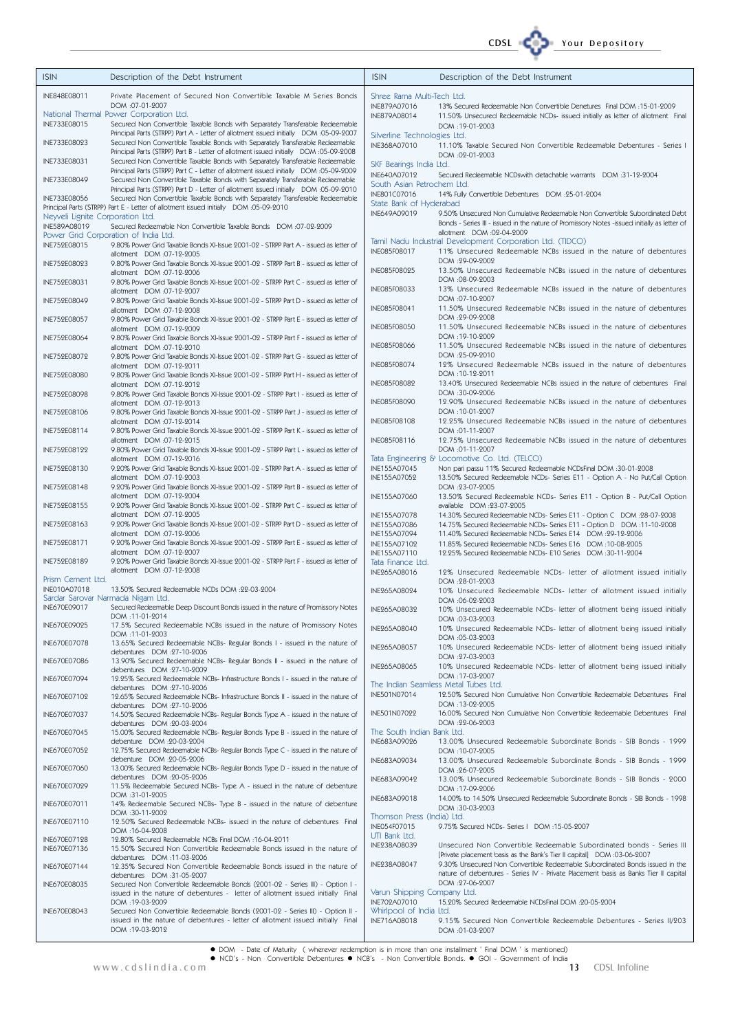| ISIN | Description of the Debt Instrument |
|---|---|
| INE848E08011 | Private Placement of Secured Non Convertible Taxable M Series Bonds DOM :07-01-2007 |
| **National Thermal Power Corporation Ltd.** | |
| INE733E08015 | Secured Non Convertible Taxable Bonds with Separately Transferable Redeemable Principal Parts (STRPP) Part A - Letter of allotment issued initially DOM :05-09-2007 |
| INE733E08023 | Secured Non Convertible Taxable Bonds with Separately Transferable Redeemable Principal Parts (STRPP) Part B - Letter of allotment issued initially DOM :05-09-2008 |
| INE733E08031 | Secured Non Convertible Taxable Bonds with Separately Transferable Redeemable Principal Parts (STRPP) Part C - Letter of allotment issued initially DOM :05-09-2009 |
| INE733E08049 | Secured Non Convertible Taxable Bonds with Separately Transferable Redeemable Principal Parts (STRPP) Part D - Letter of allotment issued initially DOM :05-09-2010 |
| INE733E08056 | Secured Non Convertible Taxable Bonds with Separately Transferable Redeemable Principal Parts (STRPP) Part E - Letter of allotment issued initially DOM :05-09-2010 |
| **Neyveli Lignite Corporation Ltd.** | |
| INE589A08019 | Secured Redeemable Non Convertible Taxable Bonds DOM :07-02-2009 |
| **Power Grid Corporation of India Ltd.** | |
| INE752E08015 | 9.80% Power Grid Taxable Bonds XI-Issue 2001-02 - STRPP Part A - issued as letter of allotment DOM :07-12-2005 |
| INE752E08023 | 9.80% Power Grid Taxable Bonds XI-Issue 2001-02 - STRPP Part B - issued as letter of allotment DOM :07-12-2006 |
| INE752E08031 | 9.80% Power Grid Taxable Bonds XI-Issue 2001-02 - STRPP Part C - issued as letter of allotment DOM :07-12-2007 |
| INE752E08049 | 9.80% Power Grid Taxable Bonds XI-Issue 2001-02 - STRPP Part D - issued as letter of allotment DOM :07-12-2008 |
| INE752E08057 | 9.80% Power Grid Taxable Bonds XI-Issue 2001-02 - STRPP Part E - issued as letter of allotment DOM :07-12-2009 |
| INE752E08064 | 9.80% Power Grid Taxable Bonds XI-Issue 2001-02 - STRPP Part F - issued as letter of allotment DOM :07-12-2010 |
| INE752E08072 | 9.80% Power Grid Taxable Bonds XI-Issue 2001-02 - STRPP Part G - issued as letter of allotment DOM :07-12-2011 |
| INE752E08080 | 9.80% Power Grid Taxable Bonds XI-Issue 2001-02 - STRPP Part H - issued as letter of allotment DOM :07-12-2012 |
| INE752E08098 | 9.80% Power Grid Taxable Bonds XI-Issue 2001-02 - STRPP Part I - issued as letter of allotment DOM :07-12-2013 |
| INE752E08106 | 9.80% Power Grid Taxable Bonds XI-Issue 2001-02 - STRPP Part J - issued as letter of allotment DOM :07-12-2014 |
| INE752E08114 | 9.80% Power Grid Taxable Bonds XI-Issue 2001-02 - STRPP Part K - issued as letter of allotment DOM :07-12-2015 |
| INE752E08122 | 9.80% Power Grid Taxable Bonds XI-Issue 2001-02 - STRPP Part L - issued as letter of allotment DOM :07-12-2016 |
| INE752E08130 | 9.20% Power Grid Taxable Bonds XI-Issue 2001-02 - STRPP Part A - issued as letter of allotment DOM :07-12-2003 |
| INE752E08148 | 9.20% Power Grid Taxable Bonds XI-Issue 2001-02 - STRPP Part B - issued as letter of allotment DOM :07-12-2004 |
| INE752E08155 | 9.20% Power Grid Taxable Bonds XI-Issue 2001-02 - STRPP Part C - issued as letter of allotment DOM :07-12-2005 |
| INE752E08163 | 9.20% Power Grid Taxable Bonds XI-Issue 2001-02 - STRPP Part D - issued as letter of allotment DOM :07-12-2006 |
| INE752E08171 | 9.20% Power Grid Taxable Bonds XI-Issue 2001-02 - STRPP Part E - issued as letter of allotment DOM :07-12-2007 |
| INE752E08189 | 9.20% Power Grid Taxable Bonds XI-Issue 2001-02 - STRPP Part F - issued as letter of allotment DOM :07-12-2008 |
| **Prism Cement Ltd.** | |
| INE010A07018 | 13.50% Secured Redeemable NCDs DOM :22-03-2004 |
| **Sardar Sarovar Narmada Nigam Ltd.** | |
| INE670E09017 | Secured Redeemable Deep Discount Bonds issued in the nature of Promissory Notes DOM :11-01-2014 |
| INE670E09025 | 17.5% Secured Redeemable NCBs issued in the nature of Promissory Notes DOM :11-01-2003 |
| INE670E07078 | 13.65% Secured Redeemable NCBs- Regular Bonds I - issued in the nature of debentures DOM :27-10-2006 |
| INE670E07086 | 13.90% Secured Redeemable NCBs- Regular Bonds II - issued in the nature of debentures DOM :27-10-2009 |
| INE670E07094 | 12.25% Secured Redeemable NCBs- Infrastructure Bonds I - issued in the nature of debentures DOM :27-10-2006 |
| INE670E07102 | 12.65% Secured Redeemable NCBs- Infrastructure Bonds II - issued in the nature of debentures DOM :27-10-2006 |
| INE670E07037 | 14.50% Secured Redeemable NCBs- Regular Bonds Type A - issued in the nature of debentures DOM :20-03-2004 |
| INE670E07045 | 15.00% Secured Redeemable NCBs- Regular Bonds Type B - issued in the nature of debenture DOM :20-03-2004 |
| INE670E07052 | 12.75% Secured Redeemable NCBs- Regular Bonds Type C - issued in the nature of debenture DOM :20-05-2006 |
| INE670E07060 | 13.00% Secured Redeemable NCBs- Regular Bonds Type D - issued in the nature of debentures DOM :20-05-2006 |
| INE670E07029 | 11.5% Redeemable Secured NCBs- Type A - issued in the nature of debenture DOM :31-01-2005 |
| INE670E07011 | 14% Redeemable Secured NCBs- Type B - issued in the nature of debenture DOM :30-11-2002 |
| INE670E07110 | 12.50% Secured Redeemable NCBs- issued in the nature of debentures Final DOM :16-04-2008 |
| INE670E07128 | 12.80% Secured Redeemable NCBs Final DOM :16-04-2011 |
| INE670E07136 | 15.50% Secured Non Convertible Redeemable Bonds issued in the nature of debentures DOM :11-03-2006 |
| INE670E07144 | 12.35% Secured Non Convertible Redeemable Bonds issued in the nature of debentures DOM :31-05-2007 |
| INE670E08035 | Secured Non Convertible Redeemable Bonds (2001-02 - Series III) - Option I - issued in the nature of debentures - letter of allotment issued initially Final DOM :19-03-2009 |
| INE670E08043 | Secured Non Convertible Redeemable Bonds (2001-02 - Series III) - Option II - issued in the nature of debentures - letter of allotment issued initially Final DOM :19-03-2012 |
| **Shree Rama Multi-Tech Ltd.** | |
| INE879A07016 | 13% Secured Redeemable Non Convertible Denetures Final DOM :15-01-2009 |
| INE879A08014 | 11.50% Unsecured Redeemable NCDs- issued initially as letter of allotment Final DOM :19-01-2003 |
| **Silverline Technologies Ltd.** | |
| INE368A07010 | 11.10% Taxable Secured Non Convertible Redeemable Debentures - Series I DOM :02-01-2003 |
| **SKF Bearings India Ltd.** | |
| INE640A07012 | Secured Redeemable NCDswith detachable warrants DOM :31-12-2004 |
| **South Asian Petrochem Ltd.** | |
| INE801C07016 | 14% Fully Convertible Debentures DOM :25-01-2004 |
| **State Bank of Hyderabad** | |
| INE649A09019 | 9.50% Unsecured Non Cumulative Redeemable Non Convertible Subordinated Debt Bonds - Series III - issued in the nature of Promissory Notes -issued initially as letter of allotment DOM :02-04-2009 |
| **Tamil Nadu Industrial Development Corporation Ltd. (TIDCO)** | |
| INE085F08017 | 11% Unsecured Redeemable NCBs issued in the nature of debentures DOM :29-09-2002 |
| INE085F08025 | 13.50% Unsecured Redeemable NCBs issued in the nature of debentures DOM :08-09-2003 |
| INE085F08033 | 13% Unsecured Redeemable NCBs issued in the nature of debentures DOM :07-10-2007 |
| INE085F08041 | 11.50% Unsecured Redeemable NCBs issued in the nature of debentures DOM :29-09-2008 |
| INE085F08050 | 11.50% Unsecured Redeemable NCBs issued in the nature of debentures DOM :19-10-2009 |
| INE085F08066 | 11.50% Unsecured Redeemable NCBs issued in the nature of debentures DOM :25-09-2010 |
| INE085F08074 | 12% Unsecured Redeemable NCBs issued in the nature of debentures DOM :10-12-2011 |
| INE085F08082 | 13.40% Unsecured Redeemable NCBs issued in the nature of debentures Final DOM :30-09-2006 |
| INE085F08090 | 12.90% Unsecured Redeemable NCBs issued in the nature of debentures DOM :10-01-2007 |
| INE085F08108 | 12.25% Unsecured Redeemable NCBs issued in the nature of debentures DOM :01-11-2007 |
| INE085F08116 | 12.75% Unsecured Redeemable NCBs issued in the nature of debentures DOM :01-11-2007 |
| **Tata Engineering & Locomotive Co. Ltd. (TELCO)** | |
| INE155A07045 | Non pari passu 11% Secured Redeemable NCDsFinal DOM :30-01-2008 |
| INE155A07052 | 13.50% Secured Redeemable NCDs- Series E11 - Option A - No Put/Call Option DOM :23-07-2005 |
| INE155A07060 | 13.50% Secured Redeemable NCDs- Series E11 - Option B - Put/Call Option available DOM :23-07-2005 |
| INE155A07078 | 14.30% Secured Redeemable NCDs- Series E11 - Option C DOM :28-07-2008 |
| INE155A07086 | 14.75% Secured Redeemable NCDs- Series E11 - Option D DOM :11-10-2008 |
| INE155A07094 | 11.40% Secured Redeemable NCDs- Series E14 DOM :29-12-2006 |
| INE155A07102 | 11.85% Secured Redeemable NCDs- Series E16 DOM :10-08-2005 |
| INE155A07110 | 12.25% Secured Redeemable NCDs- E10 Series DOM :30-11-2004 |
| **Tata Finance Ltd.** | |
| INE265A08016 | 12% Unsecured Redeemable NCDs- letter of allotment issued initially DOM :28-01-2003 |
| INE265A08024 | 10% Unsecured Redeemable NCDs- letter of allotment issued initially DOM :06-02-2003 |
| INE265A08032 | 10% Unsecured Redeemable NCDs- letter of allotment being issued initially DOM :03-03-2003 |
| INE265A08040 | 10% Unsecured Redeemable NCDs- letter of allotment being issued initially DOM :05-03-2003 |
| INE265A08057 | 10% Unsecured Redeemable NCDs- letter of allotment being issued initially DOM :27-03-2003 |
| INE265A08065 | 10% Unsecured Redeemable NCDs- letter of allotment being issued initially DOM :17-03-2007 |
| **The Indian Seamless Metal Tubes Ltd.** | |
| INE501N07014 | 12.50% Secured Non Cumulative Non Convertible Redeemable Debentures Final DOM :13-02-2005 |
| INE501N07022 | 16.00% Secured Non Cumulative Non Convertible Redeemable Debentures Final DOM :22-06-2003 |
| **The South Indian Bank Ltd.** | |
| INE683A09026 | 13.00% Unsecured Redeemable Subordinate Bonds - SIB Bonds - 1999 DOM :10-07-2005 |
| INE683A09034 | 13.00% Unsecured Redeemable Subordinate Bonds - SIB Bonds - 1999 DOM :26-07-2005 |
| INE683A09042 | 13.00% Unsecured Redeemable Subordinate Bonds - SIB Bonds - 2000 DOM :17-09-2006 |
| INE683A09018 | 14.00% to 14.50% Unsecured Redeemable Subordinate Bonds - SIB Bonds - 1998 DOM :30-03-2003 |
| **Thomson Press (India) Ltd.** | |
| INE054F07015 | 9.75% Secured NCDs- Series I DOM :15-05-2007 |
| **UTI Bank Ltd.** | |
| INE238A08039 | Unsecured Non Convertible Redeemable Subordinated bonds - Series III [Private placement basis as the Bank's Tier II capital] DOM :03-06-2007 |
| INE238A08047 | 9.30% Unsecured Non Convertible Redeemable Subordinated Bonds issued in the nature of debentures - Series IV - Private Placement basis as Banks Tier II capital DOM :27-06-2007 |
| **Varun Shipping Company Ltd.** | |
| INE702A07010 | 15.20% Secured Redeemable NCDsFinal DOM :20-05-2004 |
| **Whirlpool of India Ltd.** | |
| INE716A08018 | 9.15% Secured Non Convertible Redeemable Debentures - Series II/203 DOM :01-03-2007 |

- DOM - Date of Maturity ( wherever redemption is in more than one installment ' Final DOM ' is mentioned)
- NCD's - Non Convertible Debentures ● NCB's - Non Convertible Bonds. ● GOI - Government of India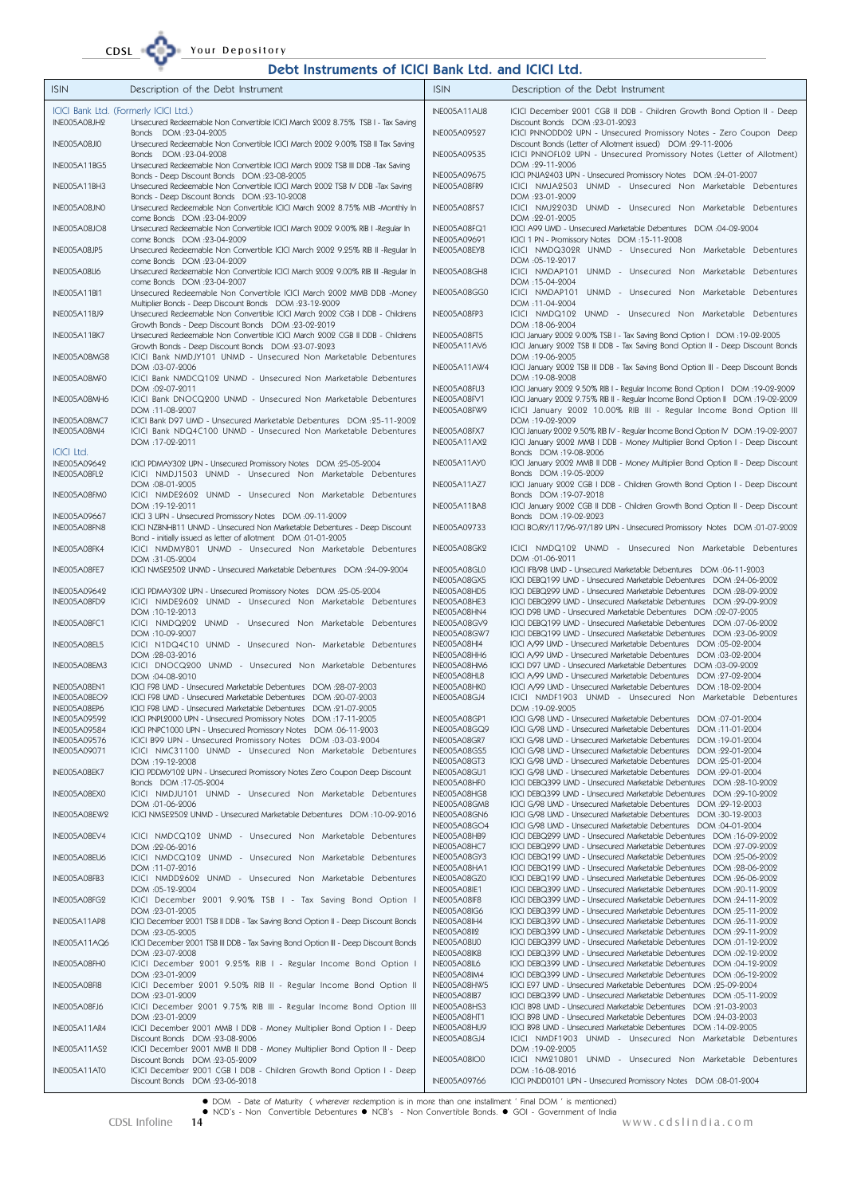## Debt Instruments of ICICI Bank Ltd. and ICICI Ltd.

| ISIN | Description of the Debt Instrument |
|---|---|
| **ICICI Bank Ltd. (Formerly ICICI Ltd.)** | |
| INE005A08JH2 | Unsecured Redeemable Non Convertible ICICI March 2002 8.75% TSB I - Tax Saving Bonds DOM :23-04-2005 |
| INE005A08JI0 | Unsecured Redeemable Non Convertible ICICI March 2002 9.00% TSB II Tax Saving Bonds DOM :23-04-2008 |
| INE005A11BG5 | Unsecured Redeemable Non Convertible ICICI March 2002 TSB III DDB -Tax Saving Bonds - Deep Discount Bonds DOM :23-08-2005 |
| INE005A11BH3 | Unsecured Redeemable Non Convertible ICICI March 2002 TSB IV DDB -Tax Saving Bonds - Deep Discount Bonds DOM :23-10-2008 |
| INE005A08JN0 | Unsecured Redeemable Non Convertible ICICI March 2002 8.75% MIB -Monthly In come Bonds DOM :23-04-2009 |
| INE005A08JO8 | Unsecured Redeemable Non Convertible ICICI March 2002 9.00% RIB I -Regular In come Bonds DOM :23-04-2009 |
| INE005A08JP5 | Unsecured Redeemable Non Convertible ICICI March 2002 9.25% RIB II -Regular In come Bonds DOM :23-04-2009 |
| INE005A08JL6 | Unsecured Redeemable Non Convertible ICICI March 2002 9.00% RIB III -Regular In come Bonds DOM :23-04-2007 |
| INE005A11BI1 | Unsecured Redeemable Non Convertible ICICI March 2002 MMB DDB -Money Multiplier Bonds - Deep Discount Bonds DOM :23-12-2009 |
| INE005A11BJ9 | Unsecured Redeemable Non Convertible ICICI March 2002 CGB I DDB - Childrens Growth Bonds - Deep Discount Bonds DOM :23-02-2019 |
| INE005A11BK7 | Unsecured Redeemable Non Convertible ICICI March 2002 CGB II DDB - Childrens Growth Bonds - Deep Discount Bonds DOM :23-07-2023 |
| INE005A08MG8 | ICICI Bank NMDJY101 UNMD - Unsecured Non Marketable Debentures DOM :03-07-2006 |
| INE005A08MF0 | ICICI Bank NMDCQ102 UNMD - Unsecured Non Marketable Debentures DOM :02-07-2011 |
| INE005A08MH6 | ICICI Bank DNOCQ200 UNMD - Unsecured Non Marketable Debentures DOM :11-08-2007 |
| INE005A08MC7 | ICICI Bank D97 UMD - Unsecured Marketable Debentures DOM :25-11-2002 |
| INE005A08MI4 | ICICI Bank NDQ4C100 UNMD - Unsecured Non Marketable Debentures DOM :17-02-2011 |
| **ICICI Ltd.** | |
| INE005A09642 | ICICI PDMAY302 UPN - Unsecured Promissory Notes DOM :25-05-2004 |
| INE005A08FL2 | ICICI NMDJ1503 UNMD - Unsecured Non Marketable Debentures DOM :08-01-2005 |
| INE005A08FM0 | ICICI NMDE2602 UNMD - Unsecured Non Marketable Debentures DOM :19-12-2011 |
| INE005A09667 | ICICI 3 UPN - Unsecured Promissory Notes DOM :09-11-2009 |
| INE005A08FN8 | ICICI NZBNHB11 UNMD - Unsecured Non Marketable Debentures - Deep Discount Bond - initially issued as letter of allotment DOM :01-01-2005 |
| INE005A08FK4 | ICICI NMDMY801 UNMD - Unsecured Non Marketable Debentures DOM :31-05-2004 |
| INE005A08FE7 | ICICI NMSE2502 UNMD - Unsecured Marketable Debentures DOM :24-09-2004 |
| INE005A09642 | ICICI PDMAY302 UPN - Unsecured Promissory Notes DOM :25-05-2004 |
| INE005A08FD9 | ICICI NMDE2602 UNMD - Unsecured Non Marketable Debentures DOM :10-12-2013 |
| INE005A08FC1 | ICICI NMDQ202 UNMD - Unsecured Non Marketable Debentures DOM :10-09-2007 |
| INE005A08EL5 | ICICI N1DQ4C10 UNMD - Unsecured Non- Marketable Debentures DOM :28-03-2016 |
| INE005A08EM3 | ICICI DNOCQ200 UNMD - Unsecured Non Marketable Debentures DOM :04-08-2010 |
| INE005A08EN1 | ICICI F98 UMD - Unsecured Marketable Debentures DOM :28-07-2003 |
| INE005A08EO9 | ICICI F98 UMD - Unsecured Marketable Debentures DOM :20-07-2003 |
| INE005A08EP6 | ICICI F98 UMD - Unsecured Marketable Debentures DOM :21-07-2005 |
| INE005A09592 | ICICI PNPL2000 UPN - Unsecured Promissory Notes DOM :17-11-2005 |
| INE005A09584 | ICICI PNPC1000 UPN - Unsecured Promissory Notes DOM :06-11-2003 |
| INE005A09576 | ICICI B99 UPN - Unsecured Promissory Notes DOM :03-03-2004 |
| INE005A09071 | ICICI NMC31100 UNMD - Unsecured Non Marketable Debentures DOM :19-12-2008 |
| INE005A08EK7 | ICICI PDDMY102 UPN - Unsecured Promissory Notes Zero Coupon Deep Discount Bonds DOM :17-05-2004 |
| INE005A08EX0 | ICICI NMDJU101 UNMD - Unsecured Non Marketable Debentures DOM :01-06-2006 |
| INE005A08EW2 | ICICI NMSE2502 UNMD - Unsecured Marketable Debentures DOM :10-09-2016 |
| INE005A08EV4 | ICICI NMDCQ102 UNMD - Unsecured Non Marketable Debentures DOM :22-06-2016 |
| INE005A08EU6 | ICICI NMDCQ102 UNMD - Unsecured Non Marketable Debentures DOM :11-07-2016 |
| INE005A08FB3 | ICICI NMDD2602 UNMD - Unsecured Non Marketable Debentures DOM :05-12-2004 |
| INE005A08FG2 | ICICI December 2001 9.90% TSB I - Tax Saving Bond Option I DOM :23-01-2005 |
| INE005A11AP8 | ICICI December 2001 TSB II DDB - Tax Saving Bond Option II - Deep Discount Bonds DOM :23-05-2005 |
| INE005A11AQ6 | ICICI December 2001 TSB III DDB - Tax Saving Bond Option III - Deep Discount Bonds DOM :23-07-2008 |
| INE005A08FH0 | ICICI December 2001 9.25% RIB I - Regular Income Bond Option I DOM :23-01-2009 |
| INE005A08FI8 | ICICI December 2001 9.50% RIB II - Regular Income Bond Option II DOM :23-01-2009 |
| INE005A08FJ6 | ICICI December 2001 9.75% RIB III - Regular Income Bond Option III DOM :23-01-2009 |
| INE005A11AR4 | ICICI December 2001 MMB I DDB - Money Multiplier Bond Option I - Deep Discount Bonds DOM :23-08-2006 |
| INE005A11AS2 | ICICI December 2001 MMB II DDB - Money Multiplier Bond Option II - Deep Discount Bonds DOM :23-05-2009 |
| INE005A11AT0 | ICICI December 2001 CGB I DDB - Children Growth Bond Option I - Deep Discount Bonds DOM :23-06-2018 |
| INE005A11AU8 | ICICI December 2001 CGB II DDB - Children Growth Bond Option II - Deep Discount Bonds DOM :23-01-2023 |
| INE005A09527 | ICICI PNNODD02 UPN - Unsecured Promissory Notes - Zero Coupon Deep Discount Bonds (Letter of Allotment issued) DOM :29-11-2006 |
| INE005A09535 | ICICI PNNOFL02 UPN - Unsecured Promissory Notes (Letter of Allotment) DOM :29-11-2006 |
| INE005A09675 | ICICI PNJA2403 UPN - Unsecured Promissory Notes DOM :24-01-2007 |
| INE005A08FR9 | ICICI NMJA2503 UNMD - Unsecured Non Marketable Debentures DOM :23-01-2009 |
| INE005A08FS7 | ICICI NMJ2203D UNMD - Unsecured Non Marketable Debentures DOM :22-01-2005 |
| INE005A08FQ1 | ICICI A99 UMD - Unsecured Marketable Debentures DOM :04-02-2004 |
| INE005A09691 | ICICI 1 PN - Promissory Notes DOM :15-11-2008 |
| INE005A08EY8 | ICICI NMDQ302R UNMD - Unsecured Non Marketable Debentures DOM :05-12-2017 |
| INE005A08GH8 | ICICI NMDAP101 UNMD - Unsecured Non Marketable Debentures DOM :15-04-2004 |
| INE005A08GG0 | ICICI NMDAP101 UNMD - Unsecured Non Marketable Debentures DOM :11-04-2004 |
| INE005A08FP3 | ICICI NMDQ102 UNMD - Unsecured Non Marketable Debentures DOM :18-06-2004 |
| INE005A08FT5 | ICICI January 2002 9.00% TSB I - Tax Saving Bond Option I DOM :19-02-2005 |
| INE005A11AV6 | ICICI January 2002 TSB II DDB - Tax Saving Bond Option II - Deep Discount Bonds DOM :19-06-2005 |
| INE005A11AW4 | ICICI January 2002 TSB III DDB - Tax Saving Bond Option III - Deep Discount Bonds DOM :19-08-2008 |
| INE005A08FU3 | ICICI January 2002 9.50% RIB I - Regular Income Bond Option I DOM :19-02-2009 |
| INE005A08FV1 | ICICI January 2002 9.75% RIB II - Regular Income Bond Option II DOM :19-02-2009 |
| INE005A08FW9 | ICICI January 2002 10.00% RIB III - Regular Income Bond Option III DOM :19-02-2009 |
| INE005A08FX7 | ICICI January 2002 9.50% RIB IV - Regular Income Bond Option IV DOM :19-02-2007 |
| INE005A11AX2 | ICICI January 2002 MMB I DDB - Money Multiplier Bond Option I - Deep Discount Bonds DOM :19-08-2006 |
| INE005A11AY0 | ICICI January 2002 MMB II DDB - Money Multiplier Bond Option II - Deep Discount Bonds DOM :19-05-2009 |
| INE005A11AZ7 | ICICI January 2002 CGB I DDB - Children Growth Bond Option I - Deep Discount Bonds DOM :19-07-2018 |
| INE005A11BA8 | ICICI January 2002 CGB II DDB - Children Growth Bond Option II - Deep Discount Bonds DOM :19-02-2023 |
| INE005A09733 | ICICI BO/RY/117/96-97/189 UPN - Unsecured Promissory Notes DOM :01-07-2002 |
| INE005A08GK2 | ICICI NMDQ102 UNMD - Unsecured Non Marketable Debentures DOM :01-06-2011 |
| INE005A08GL0 | ICICI IFB/98 UMD - Unsecured Marketable Debentures DOM :06-11-2003 |
| INE005A08GX5 | ICICI DEBQ199 UMD - Unsecured Marketable Debentures DOM :24-06-2002 |
| INE005A08HD5 | ICICI DEBQ299 UMD - Unsecured Marketable Debentures DOM :28-09-2002 |
| INE005A08HE3 | ICICI DEBQ299 UMD - Unsecured Marketable Debentures DOM :29-09-2002 |
| INE005A08HN4 | ICICI D98 UMD - Unsecured Marketable Debentures DOM :02-07-2005 |
| INE005A08GV9 | ICICI DEBQ199 UMD - Unsecured Marketable Debentures DOM :07-06-2002 |
| INE005A08GW7 | ICICI DEBQ199 UMD - Unsecured Marketable Debentures DOM :23-06-2002 |
| INE005A08HI4 | ICICI A/99 UMD - Unsecured Marketable Debentures DOM :05-02-2004 |
| INE005A08HH6 | ICICI A/99 UMD - Unsecured Marketable Debentures DOM :03-02-2004 |
| INE005A08HM6 | ICICI D97 UMD - Unsecured Marketable Debentures DOM :03-09-2002 |
| INE005A08HL8 | ICICI A/99 UMD - Unsecured Marketable Debentures DOM :27-02-2004 |
| INE005A08HK0 | ICICI A/99 UMD - Unsecured Marketable Debentures DOM :18-02-2004 |
| INE005A08GJ4 | ICICI NMDF1903 UNMD - Unsecured Non Marketable Debentures DOM :19-02-2005 |
| INE005A08GP1 | ICICI G/98 UMD - Unsecured Marketable Debentures DOM :07-01-2004 |
| INE005A08GQ9 | ICICI G/98 UMD - Unsecured Marketable Debentures DOM :11-01-2004 |
| INE005A08GR7 | ICICI G/98 UMD - Unsecured Marketable Debentures DOM :19-01-2004 |
| INE005A08GS5 | ICICI G/98 UMD - Unsecured Marketable Debentures DOM :22-01-2004 |
| INE005A08GT3 | ICICI G/98 UMD - Unsecured Marketable Debentures DOM :25-01-2004 |
| INE005A08GU1 | ICICI G/98 UMD - Unsecured Marketable Debentures DOM :29-01-2004 |
| INE005A08HF0 | ICICI DEBQ399 UMD - Unsecured Marketable Debentures DOM :28-10-2002 |
| INE005A08HG8 | ICICI DEBQ399 UMD - Unsecured Marketable Debentures DOM :29-10-2002 |
| INE005A08GM8 | ICICI G/98 UMD - Unsecured Marketable Debentures DOM :29-12-2003 |
| INE005A08GN6 | ICICI G/98 UMD - Unsecured Marketable Debentures DOM :30-12-2003 |
| INE005A08GO4 | ICICI G/98 UMD - Unsecured Marketable Debentures DOM :04-01-2004 |
| INE005A08HB9 | ICICI DEBQ299 UMD - Unsecured Marketable Debentures DOM :16-09-2002 |
| INE005A08HC7 | ICICI DEBQ299 UMD - Unsecured Marketable Debentures DOM :27-09-2002 |
| INE005A08GY3 | ICICI DEBQ199 UMD - Unsecured Marketable Debentures DOM :25-06-2002 |
| INE005A08HA1 | ICICI DEBQ199 UMD - Unsecured Marketable Debentures DOM :28-06-2002 |
| INE005A08GZ0 | ICICI DEBQ199 UMD - Unsecured Marketable Debentures DOM :26-06-2002 |
| INE005A08IE1 | ICICI DEBQ399 UMD - Unsecured Marketable Debentures DOM :20-11-2002 |
| INE005A08IF8 | ICICI DEBQ399 UMD - Unsecured Marketable Debentures DOM :24-11-2002 |
| INE005A08IG6 | ICICI DEBQ399 UMD - Unsecured Marketable Debentures DOM :25-11-2002 |
| INE005A08IH4 | ICICI DEBQ399 UMD - Unsecured Marketable Debentures DOM :26-11-2002 |
| INE005A08II2 | ICICI DEBQ399 UMD - Unsecured Marketable Debentures DOM :29-11-2002 |
| INE005A08IJ0 | ICICI DEBQ399 UMD - Unsecured Marketable Debentures DOM :01-12-2002 |
| INE005A08IK8 | ICICI DEBQ399 UMD - Unsecured Marketable Debentures DOM :02-12-2002 |
| INE005A08IL6 | ICICI DEBQ399 UMD - Unsecured Marketable Debentures DOM :04-12-2002 |
| INE005A08IM4 | ICICI DEBQ399 UMD - Unsecured Marketable Debentures DOM :06-12-2002 |
| INE005A08HW5 | ICICI E97 UMD - Unsecured Marketable Debentures DOM :25-09-2004 |
| INE005A08IB7 | ICICI DEBQ399 UMD - Unsecured Marketable Debentures DOM :05-11-2002 |
| INE005A08HS3 | ICICI B98 UMD - Unsecured Marketable Debentures DOM :21-03-2003 |
| INE005A08HT1 | ICICI B98 UMD - Unsecured Marketable Debentures DOM :24-03-2003 |
| INE005A08HU9 | ICICI B98 UMD - Unsecured Marketable Debentures DOM :14-02-2005 |
| INE005A08GJ4 | ICICI NMDF1903 UNMD - Unsecured Non Marketable Debentures DOM :19-02-2005 |
| INE005A08IO0 | ICICI NM210801 UNMD - Unsecured Non Marketable Debentures DOM :16-08-2016 |
| INE005A09766 | ICICI PNDD0101 UPN - Unsecured Promissory Notes DOM :08-01-2004 |

● DOM - Date of Maturity ( wherever redemption is in more than one installment ' Final DOM ' is mentioned)
● NCD's - Non Convertible Debentures ● NCB's - Non Convertible Bonds. ● GOI - Government of India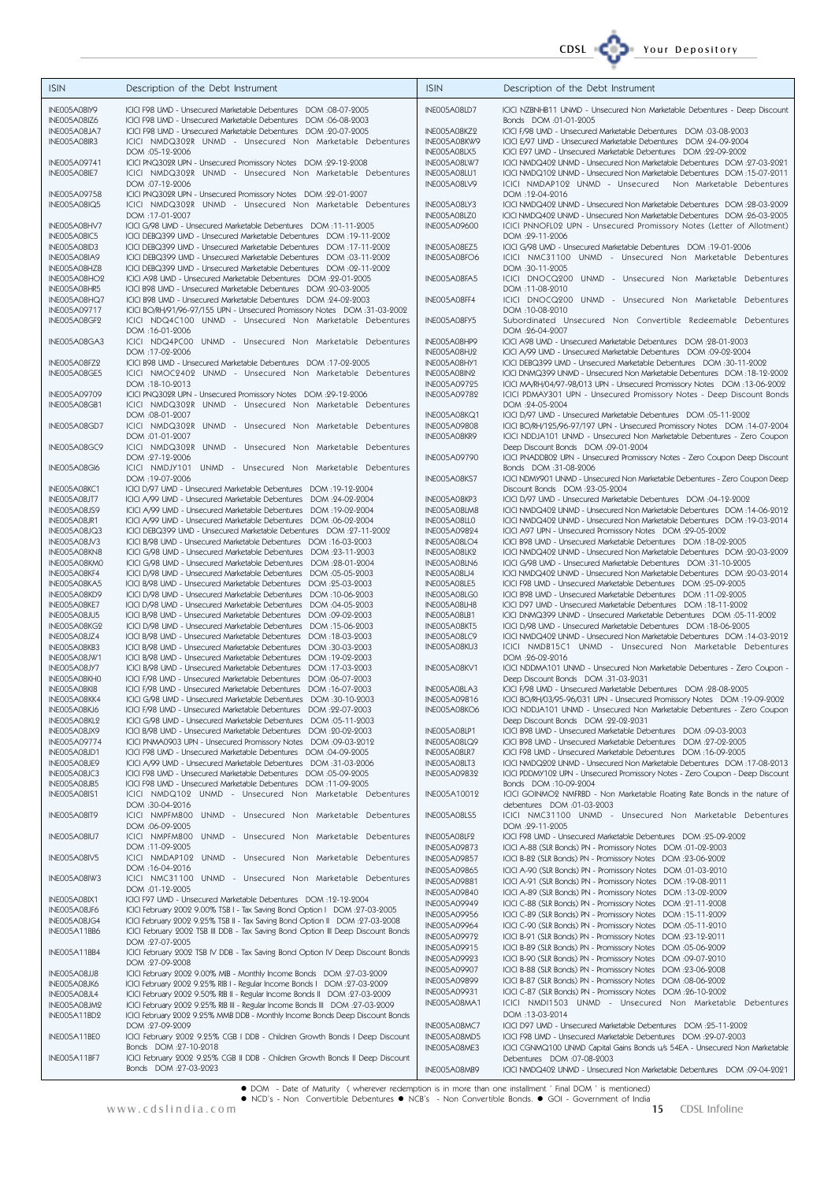| ISIN | Description of the Debt Instrument |
|---|---|
| INE005A08IY9 | ICICI F98 UMD - Unsecured Marketable Debentures DOM :08-07-2005 |
| INE005A08IZ6 | ICICI F98 UMD - Unsecured Marketable Debentures DOM :06-08-2003 |
| INE005A08JA7 | ICICI F98 UMD - Unsecured Marketable Debentures DOM :20-07-2005 |
| INE005A08IR3 | ICICI NMDQ302R UNMD - Unsecured Non Marketable Debentures DOM :05-12-2006 |
| INE005A09741 | ICICI PNQ302R UPN - Unsecured Promissory Notes DOM :29-12-2008 |
| INE005A08IE7 | ICICI NMDQ302R UNMD - Unsecured Non Marketable Debentures DOM :07-12-2006 |
| INE005A09758 | ICICI PNQ302R UPN - Unsecured Promissory Notes DOM :22-01-2007 |
| INE005A08IQ5 | ICICI NMDQ302R UNMD - Unsecured Non Marketable Debentures DOM :17-01-2007 |
| INE005A08HV7 | ICICI G/98 UMD - Unsecured Marketable Debentures DOM :11-11-2005 |
| INE005A08IC5 | ICICI DEBQ399 UMD - Unsecured Marketable Debentures DOM :19-11-2002 |
| INE005A08ID3 | ICICI DEBQ399 UMD - Unsecured Marketable Debentures DOM :17-11-2002 |
| INE005A08IA9 | ICICI DEBQ399 UMD - Unsecured Marketable Debentures DOM :03-11-2002 |
| INE005A08HZ8 | ICICI DEBQ399 UMD - Unsecured Marketable Debentures DOM :02-11-2002 |
| INE005A08HO2 | ICICI A98 UMD - Unsecured Marketable Debentures DOM :22-01-2005 |
| INE005A08HR5 | ICICI B98 UMD - Unsecured Marketable Debentures DOM :20-03-2005 |
| INE005A08HQ7 | ICICI B98 UMD - Unsecured Marketable Debentures DOM :24-02-2003 |
| INE005A09717 | ICICI BO/RH/91/96-97/155 UPN - Unsecured Promissory Notes DOM :31-03-2002 |
| INE005A08GF2 | ICICI NDQ4C100 UNMD - Unsecured Non Marketable Debentures DOM :16-01-2006 |
| INE005A08GA3 | ICICI NDQ4PC00 UNMD - Unsecured Non Marketable Debentures DOM :17-02-2006 |
| INE005A08FZ2 | ICICI B98 UMD - Unsecured Marketable Debentures DOM :17-02-2005 |
| INE005A08GE5 | ICICI NMOC2402 UNMD - Unsecured Non Marketable Debentures DOM :18-10-2013 |
| INE005A09709 | ICICI PNQ302R UPN - Unsecured Promissory Notes DOM :29-12-2006 |
| INE005A08GB1 | ICICI NMDQ302R UNMD - Unsecured Non Marketable Debentures DOM :08-01-2007 |
| INE005A08GD7 | ICICI NMDQ302R UNMD - Unsecured Non Marketable Debentures DOM :01-01-2007 |
| INE005A08GC9 | ICICI NMDQ302R UNMD - Unsecured Non Marketable Debentures DOM :27-12-2006 |
| INE005A08GI6 | ICICI NMDJY101 UNMD - Unsecured Non Marketable Debentures DOM :19-07-2006 |
| INE005A08KC1 | ICICI D/97 UMD - Unsecured Marketable Debentures DOM :19-12-2004 |
| INE005A08JT7 | ICICI A/99 UMD - Unsecured Marketable Debentures DOM :24-02-2004 |
| INE005A08JS9 | ICICI A/99 UMD - Unsecured Marketable Debentures DOM :19-02-2004 |
| INE005A08JR1 | ICICI A/99 UMD - Unsecured Marketable Debentures DOM :06-02-2004 |
| INE005A08JQ3 | ICICI DEBQ399 UMD - Unsecured Marketable Debentures DOM :27-11-2002 |
| INE005A08JV3 | ICICI B/98 UMD - Unsecured Marketable Debentures DOM :16-03-2003 |
| INE005A08KN8 | ICICI G/98 UMD - Unsecured Marketable Debentures DOM :23-11-2003 |
| INE005A08KM0 | ICICI G/98 UMD - Unsecured Marketable Debentures DOM :28-01-2004 |
| INE005A08KF4 | ICICI D/98 UMD - Unsecured Marketable Debentures DOM :05-05-2003 |
| INE005A08KA5 | ICICI B/98 UMD - Unsecured Marketable Debentures DOM :25-03-2003 |
| INE005A08KD9 | ICICI D/98 UMD - Unsecured Marketable Debentures DOM :10-06-2003 |
| INE005A08KE7 | ICICI D/98 UMD - Unsecured Marketable Debentures DOM :04-05-2003 |
| INE005A08JU5 | ICICI B/98 UMD - Unsecured Marketable Debentures DOM :09-02-2003 |
| INE005A08KG2 | ICICI D/98 UMD - Unsecured Marketable Debentures DOM :15-06-2003 |
| INE005A08JZ4 | ICICI B/98 UMD - Unsecured Marketable Debentures DOM :18-03-2003 |
| INE005A08KB3 | ICICI B/98 UMD - Unsecured Marketable Debentures DOM :30-03-2003 |
| INE005A08JW1 | ICICI B/98 UMD - Unsecured Marketable Debentures DOM :19-02-2003 |
| INE005A08JY7 | ICICI B/98 UMD - Unsecured Marketable Debentures DOM :17-03-2003 |
| INE005A08KH0 | ICICI F/98 UMD - Unsecured Marketable Debentures DOM :06-07-2003 |
| INE005A08KI8 | ICICI F/98 UMD - Unsecured Marketable Debentures DOM :16-07-2003 |
| INE005A08KK4 | ICICI G/98 UMD - Unsecured Marketable Debentures DOM :30-10-2003 |
| INE005A08KJ6 | ICICI F/98 UMD - Unsecured Marketable Debentures DOM :22-07-2003 |
| INE005A08KL2 | ICICI G/98 UMD - Unsecured Marketable Debentures DOM :05-11-2003 |
| INE005A08JX9 | ICICI B/98 UMD - Unsecured Marketable Debentures DOM :20-02-2003 |
| INE005A09774 | ICICI PNMA0903 UPN - Unsecured Promissory Notes DOM :09-03-2012 |
| INE005A08JD1 | ICICI F98 UMD - Unsecured Marketable Debentures DOM :04-09-2005 |
| INE005A08JE9 | ICICI A/99 UMD - Unsecured Marketable Debentures DOM :31-03-2006 |
| INE005A08JC3 | ICICI F98 UMD - Unsecured Marketable Debentures DOM :05-09-2005 |
| INE005A08JB5 | ICICI F98 UMD - Unsecured Marketable Debentures DOM :11-09-2005 |
| INE005A08IS1 | ICICI NMDQ102 UNMD - Unsecured Non Marketable Debentures DOM :30-04-2016 |
| INE005A08IT9 | ICICI NMPFM800 UNMD - Unsecured Non Marketable Debentures DOM :06-09-2005 |
| INE005A08IU7 | ICICI NMPFM800 UNMD - Unsecured Non Marketable Debentures DOM :11-09-2005 |
| INE005A08IV5 | ICICI NMDAP102 UNMD - Unsecured Non Marketable Debentures DOM :16-04-2016 |
| INE005A08IW3 | ICICI NMC31100 UNMD - Unsecured Non Marketable Debentures DOM :01-12-2005 |
| INE005A08IX1 | ICICI F97 UMD - Unsecured Marketable Debentures DOM :12-12-2004 |
| INE005A08JF6 | ICICI February 2002 9.00% TSB I - Tax Saving Bond Option I DOM :27-03-2005 |
| INE005A08JG4 | ICICI February 2002 9.25% TSB II - Tax Saving Bond Option II DOM :27-03-2008 |
| INE005A11BB6 | ICICI February 2002 TSB III DDB - Tax Saving Bond Option III Deep Discount Bonds DOM :27-07-2005 |
| INE005A11BB4 | ICICI February 2002 TSB IV DDB - Tax Saving Bond Option IV Deep Discount Bonds DOM :27-09-2008 |
| INE005A08JJ8 | ICICI February 2002 9.00% MIB - Monthly Income Bonds DOM :27-03-2009 |
| INE005A08JK6 | ICICI February 2002 9.25% RIB I - Regular Income Bonds I DOM :27-03-2009 |
| INE005A08JL4 | ICICI February 2002 9.50% RIB II - Regular Income Bonds II DOM :27-03-2009 |
| INE005A08JM2 | ICICI February 2002 9.25% RIB III - Regular Income Bonds III DOM :27-03-2009 |
| INE005A11BD2 | ICICI February 2002 9.25% MMB DDB - Monthly Income Bonds Deep Discount Bonds DOM :27-09-2009 |
| INE005A11BE0 | ICICI February 2002 9.25% CGB I DDB - Children Growth Bonds I Deep Discount Bonds DOM :27-10-2018 |
| INE005A11BF7 | ICICI February 2002 9.25% CGB II DDB - Children Growth Bonds II Deep Discount Bonds DOM :27-03-2023 |
| INE005A08LD7 | ICICI NZBNHB11 UNMD - Unsecured Non Marketable Debentures - Deep Discount Bonds DOM :01-01-2005 |
| INE005A08KZ2 | ICICI F/98 UMD - Unsecured Marketable Debentures DOM :03-08-2003 |
| INE005A08KW9 | ICICI E/97 UMD - Unsecured Marketable Debentures DOM :24-09-2004 |
| INE005A08LX5 | ICICI E97 UMD - Unsecured Marketable Debentures DOM :22-09-2002 |
| INE005A08LW7 | ICICI NMDQ402 UNMD - Unsecured Non Marketable Debentures DOM :27-03-2021 |
| INE005A08LU1 | ICICI NMDQ102 UNMD - Unsecured Non Marketable Debentures DOM :15-07-2011 |
| INE005A08LV9 | ICICI NMDAP102 UNMD - Unsecured Non Marketable Debentures DOM :12-04-2016 |
| INE005A08LY3 | ICICI NMDQ402 UNMD - Unsecured Non Marketable Debentures DOM :28-03-2009 |
| INE005A08LZ0 | ICICI NMDQ402 UNMD - Unsecured Non Marketable Debentures DOM :26-03-2005 |
| INE005A09600 | ICICI PNNOFL02 UPN - Unsecured Promissory Notes (Letter of Allotment) DOM :29-11-2006 |
| INE005A08EZ5 | ICICI G/98 UMD - Unsecured Marketable Debentures DOM :19-01-2006 |
| INE005A08FO6 | ICICI NMC31100 UNMD - Unsecured Non Marketable Debentures DOM :30-11-2005 |
| INE005A08FA5 | ICICI DNOCQ200 UNMD - Unsecured Non Marketable Debentures DOM :11-08-2010 |
| INE005A08FF4 | ICICI DNOCQ200 UNMD - Unsecured Non Marketable Debentures DOM :10-08-2010 |
| INE005A08FY5 | Subordinated Unsecured Non Convertible Redeemable Debentures DOM :26-04-2007 |
| INE005A08HP9 | ICICI A98 UMD - Unsecured Marketable Debentures DOM :28-01-2003 |
| INE005A08HJ2 | ICICI A/99 UMD - Unsecured Marketable Debentures DOM :09-02-2004 |
| INE005A08HY1 | ICICI DEBQ399 UMD - Unsecured Marketable Debentures DOM :30-11-2002 |
| INE005A08IN2 | ICICI DNMQ399 UNMD - Unsecured Non Marketable Debentures DOM :18-12-2002 |
| INE005A09725 | ICICI MA/RH/04/97-98/013 UPN - Unsecured Promissory Notes DOM :13-06-2002 |
| INE005A09782 | ICICI PDMAY301 UPN - Unsecured Promissory Notes - Deep Discount Bonds DOM :24-05-2004 |
| INE005A08KQ1 | ICICI D/97 UMD - Unsecured Marketable Debentures DOM :05-11-2002 |
| INE005A09808 | ICICI BO/RH/125/96-97/197 UPN - Unsecured Promissory Notes DOM :14-07-2004 |
| INE005A08KR9 | ICICI NDDJA101 UNMD - Unsecured Non Marketable Debentures - Zero Coupon Deep Discount Bonds DOM :09-01-2004 |
| INE005A09790 | ICICI PNADDB02 UPN - Unsecured Promissory Notes - Zero Coupon Deep Discount Bonds DOM :31-08-2006 |
| INE005A08KS7 | ICICI NDMY901 UNMD - Unsecured Non Marketable Debentures - Zero Coupon Deep Discount Bonds DOM :23-05-2004 |
| INE005A08KP3 | ICICI D/97 UMD - Unsecured Marketable Debentures DOM :04-12-2002 |
| INE005A08LM8 | ICICI NMDQ402 UNMD - Unsecured Non Marketable Debentures DOM :14-06-2012 |
| INE005A08LL0 | ICICI NMDQ402 UNMD - Unsecured Non Marketable Debentures DOM :19-03-2014 |
| INE005A09824 | ICICI A97 UPN - Unsecured Promissory Notes DOM :29-05-2002 |
| INE005A08LO4 | ICICI B98 UMD - Unsecured Marketable Debentures DOM :18-02-2005 |
| INE005A08LK2 | ICICI NMDQ402 UNMD - Unsecured Non Marketable Debentures DOM :20-03-2009 |
| INE005A08LN6 | ICICI G/98 UMD - Unsecured Marketable Debentures DOM :31-10-2005 |
| INE005A08LJ4 | ICICI NMDQ402 UNMD - Unsecured Non Marketable Debentures DOM :20-03-2014 |
| INE005A08LE5 | ICICI F98 UMD - Unsecured Marketable Debentures DOM :25-09-2005 |
| INE005A08LG0 | ICICI B98 UMD - Unsecured Marketable Debentures DOM :11-02-2005 |
| INE005A08LH8 | ICICI D97 UMD - Unsecured Marketable Debentures DOM :18-11-2002 |
| INE005A08LB1 | ICICI DNMQ399 UMD - Unsecured Marketable Debentures DOM :05-11-2002 |
| INE005A08KT5 | ICICI D/98 UMD - Unsecured Marketable Debentures DOM :18-06-2005 |
| INE005A08LC9 | ICICI NMDQ402 UNMD - Unsecured Non Marketable Debentures DOM :14-03-2012 |
| INE005A08KU3 | ICICI NMDB15C1 UNMD - Unsecured Non Marketable Debentures DOM :26-02-2016 |
| INE005A08KV1 | ICICI NDDMA101 UNMD - Unsecured Non Marketable Debentures - Zero Coupon - Deep Discount Bonds DOM :31-03-2031 |
| INE005A08LA3 | ICICI F/98 UMD - Unsecured Marketable Debentures DOM :28-08-2005 |
| INE005A09816 | ICICI BO/RH/03/95-96/031 UPN - Unsecured Promissory Notes DOM :19-09-2002 |
| INE005A08KO6 | ICICI NDDJA101 UNMD - Unsecured Non Marketable Debentures - Zero Coupon Deep Discount Bonds DOM :22-02-2031 |
| INE005A08LP1 | ICICI B98 UMD - Unsecured Marketable Debentures DOM :09-03-2003 |
| INE005A08LQ9 | ICICI B98 UMD - Unsecured Marketable Debentures DOM :27-02-2005 |
| INE005A08LR7 | ICICI F98 UMD - Unsecured Marketable Debentures DOM :16-09-2005 |
| INE005A08LT3 | ICICI NMDQ202 UNMD - Unsecured Non Marketable Debentures DOM :17-08-2013 |
| INE005A09832 | ICICI PDDMY102 UPN - Unsecured Promissory Notes - Zero Coupon - Deep Discount Bonds DOM :10-09-2004 |
| INE005A10012 | ICICI GOINMO2 NMFRBD - Non Marketable Floating Rate Bonds in the nature of debentures DOM :01-03-2003 |
| INE005A08LS5 | ICICI NMC31100 UNMD - Unsecured Non Marketable Debentures DOM :29-11-2005 |
| INE005A08LF2 | ICICI F98 UMD - Unsecured Marketable Debentures DOM :25-09-2002 |
| INE005A09873 | ICICI A-88 (SLR Bonds) PN - Promissory Notes DOM :01-02-2003 |
| INE005A09857 | ICICI B-82 (SLR Bonds) PN - Promissory Notes DOM :23-06-2002 |
| INE005A09865 | ICICI A-90 (SLR Bonds) PN - Promissory Notes DOM :01-03-2010 |
| INE005A09881 | ICICI A-91 (SLR Bonds) PN - Promissory Notes DOM :19-08-2011 |
| INE005A09840 | ICICI A-89 (SLR Bonds) PN - Promissory Notes DOM :13-02-2009 |
| INE005A09949 | ICICI C-88 (SLR Bonds) PN - Promissory Notes DOM :21-11-2008 |
| INE005A09956 | ICICI C-89 (SLR Bonds) PN - Promissory Notes DOM :15-11-2009 |
| INE005A09964 | ICICI C-90 (SLR Bonds) PN - Promissory Notes DOM :05-11-2010 |
| INE005A09972 | ICICI B-91 (SLR Bonds) PN - Promissory Notes DOM :23-12-2011 |
| INE005A09915 | ICICI B-89 (SLR Bonds) PN - Promissory Notes DOM :05-06-2009 |
| INE005A09923 | ICICI B-90 (SLR Bonds) PN - Promissory Notes DOM :09-07-2010 |
| INE005A09907 | ICICI B-88 (SLR Bonds) PN - Promissory Notes DOM :23-06-2008 |
| INE005A09899 | ICICI B-87 (SLR Bonds) PN - Promissory Notes DOM :08-06-2002 |
| INE005A09931 | ICICI C-87 (SLR Bonds) PN - Promissory Notes DOM :26-10-2002 |
| INE005A08MA1 | ICICI NMDI1503 UNMD - Unsecured Non Marketable Debentures DOM :13-03-2014 |
| INE005A08MC7 | ICICI D97 UMD - Unsecured Marketable Debentures DOM :25-11-2002 |
| INE005A08MD5 | ICICI F98 UMD - Unsecured Marketable Debentures DOM :29-07-2003 |
| INE005A08ME3 | ICICI CGNMQ100 UNMD Capital Gains Bonds u/s 54EA - Unsecured Non Marketable Debentures DOM :07-08-2003 |
| INE005A08MB9 | ICICI NMDQ402 UNMD - Unsecured Non Marketable Debentures DOM :09-04-2021 |

● DOM - Date of Maturity ( wherever redemption is in more than one installment ' Final DOM ' is mentioned)

● NCD's - Non Convertible Debentures ● NCB's - Non Convertible Bonds. ● GOI - Government of India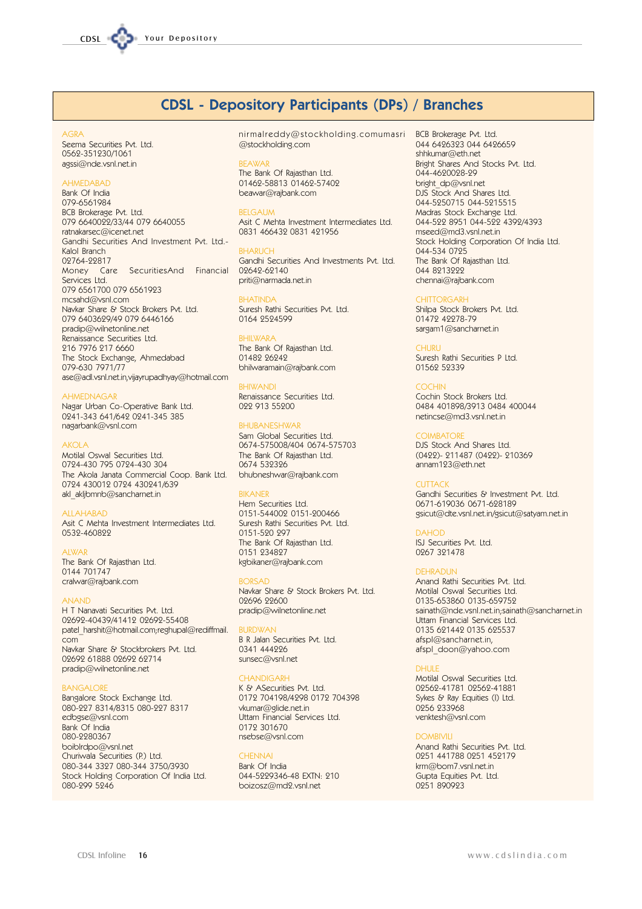# CDSL - Depository Participants (DPs) / Branches

### AGRA
Seema Securities Pvt. Ltd.
0562-351230/1061
agssi@nde.vsnl.net.in

### AHMEDABAD
Bank Of India
079-6561984
BCB Brokerage Pvt. Ltd.
079 6640022/33/44 079 6640055
ratnakarsec@icenet.net
Gandhi Securities And Investment Pvt. Ltd.- Kalol Branch
02764-22817
Money Care SecuritiesAnd Financial Services Ltd.
079 6561700 079 6561923
mcsahd@vsnl.com
Navkar Share & Stock Brokers Pvt. Ltd.
079 6403629/49 079 6446166
pradip@wilnetonline.net
Renaissance Securities Ltd.
216 7976 217 6660
The Stock Exchange, Ahmedabad
079-630 7971/77
ase@adl.vsnl.net.in,vijayrupadhyay@hotmail.com

### AHMEDNAGAR
Nagar Urban Co-Operative Bank Ltd.
0241-343 641/642 0241-345 385
nagarbank@vsnl.com

### AKOLA
Motilal Oswal Securities Ltd.
0724-430 795 0724-430 304
The Akola Janata Commercial Coop. Bank Ltd.
0724 430012 0724 430241/639
akl_akljbmnb@sancharnet.in

### ALLAHABAD
Asit C Mehta Investment Intermediates Ltd.
0532-460822

### ALWAR
The Bank Of Rajasthan Ltd.
0144 701747
cralwar@rajbank.com

### ANAND
H T Nanavati Securities Pvt. Ltd.
02692-40439/41412 02692-55408
patel_harshit@hotmail.com;reghupal@rediffmail.com
Navkar Share & Stockbrokers Pvt. Ltd.
02692 61888 02692 62714
pradip@wilnetonline.net

### BANGALORE
Bangalore Stock Exchange Ltd.
080-227 8314/8315 080-227 8317
edbgse@vsnl.com
Bank Of India
080-2280367
boiblrdpo@vsnl.net
Churiwala Securities (P.) Ltd.
080-344 3327 080-344 3750/3930
Stock Holding Corporation Of India Ltd.
080-299 5246
nirmalreddy@stockholding.comumasri@stockholding.com

### BEAWAR
The Bank Of Rajasthan Ltd.
01462-58813 01462-57402
beawar@rajbank.com

### BELGAUM
Asit C Mehta Investment Intermediates Ltd.
0831 466432 0831 421956

### BHARUCH
Gandhi Securities And Investments Pvt. Ltd.
02642-62140
priti@narmada.net.in

### BHATINDA
Suresh Rathi Securities Pvt. Ltd.
0164 2524599

### BHILWARA
The Bank Of Rajasthan Ltd.
01482 26242
bhilwaramain@rajbank.com

### BHIWANDI
Renaissance Securities Ltd.
022 913 55200

### BHUBANESHWAR
Sam Global Securities Ltd.
0674-575008/404 0674-575703
The Bank Of Rajasthan Ltd.
0674 532326
bhubneshwar@rajbank.com

### BIKANER
Hem Securities Ltd.
0151-544002 0151-200466
Suresh Rathi Securities Pvt. Ltd.
0151-520 297
The Bank Of Rajasthan Ltd.
0151 234827
kgbikaner@rajbank.com

### BORSAD
Navkar Share & Stock Brokers Pvt. Ltd.
02696 22600
pradip@wilnetonline.net

### BURDWAN
B R Jalan Securities Pvt. Ltd.
0341 444226
sunsec@vsnl.net

### CHANDIGARH
K & ASecurities Pvt. Ltd.
0172 704198/4298 0172 704398
vkumar@glide.net.in
Uttam Financial Services Ltd.
0172 301670
nsebse@vsnl.com

### CHENNAI
Bank Of India
044-5229346-48 EXTN: 210
boizosz@md2.vsnl.net
BCB Brokerage Pvt. Ltd.
044 6426323 044 6426659
shhkumar@eth.net
Bright Shares And Stocks Pvt. Ltd.
044-4620028-29
bright_dp@vsnl.net
DJS Stock And Shares Ltd.
044-5250715 044-5215515
Madras Stock Exchange Ltd.
044-522 8951 044-522 4392/4393
mseed@md3.vsnl.net.in
Stock Holding Corporation Of India Ltd.
044-534 0725
The Bank Of Rajasthan Ltd.
044 8213222
chennai@rajbank.com

### CHITTORGARH
Shilpa Stock Brokers Pvt. Ltd.
01472 42278-79
sargam1@sancharnet.in

### CHURU
Suresh Rathi Securities P Ltd.
01562 52339

### COCHIN
Cochin Stock Brokers Ltd.
0484 401898/3913 0484 400044
netincse@md3.vsnl.net.in

### COIMBATORE
DJS Stock And Shares Ltd.
(0422)- 211487 (0422)- 210369
annam123@eth.net

### CUTTACK
Gandhi Securities & Investment Pvt. Ltd.
0671-619036 0671-628189
gsicut@dte.vsnl.net.in/gsicut@satyam.net.in

### DAHOD
ISJ Securities Pvt. Ltd.
0267 321478

### DEHRADUN
Anand Rathi Securities Pvt. Ltd.
Motilal Oswal Securities Ltd.
0135-653860 0135-659752
sainath@nde.vsnl.net.in;sainath@sancharnet.in
Uttam Financial Services Ltd.
0135 621442 0135 625537
afspl@sancharnet.in,
afspl_doon@yahoo.com

### DHULE
Motilal Oswal Securities Ltd.
02562-41781 02562-41881
Sykes & Ray Equities (I) Ltd.
0256 233968
venktesh@vsnl.com

### DOMBIVILI
Anand Rathi Securities Pvt. Ltd.
0251 441788 0251 452179
krm@bom7.vsnl.net.in
Gupta Equities Pvt. Ltd.
0251 890923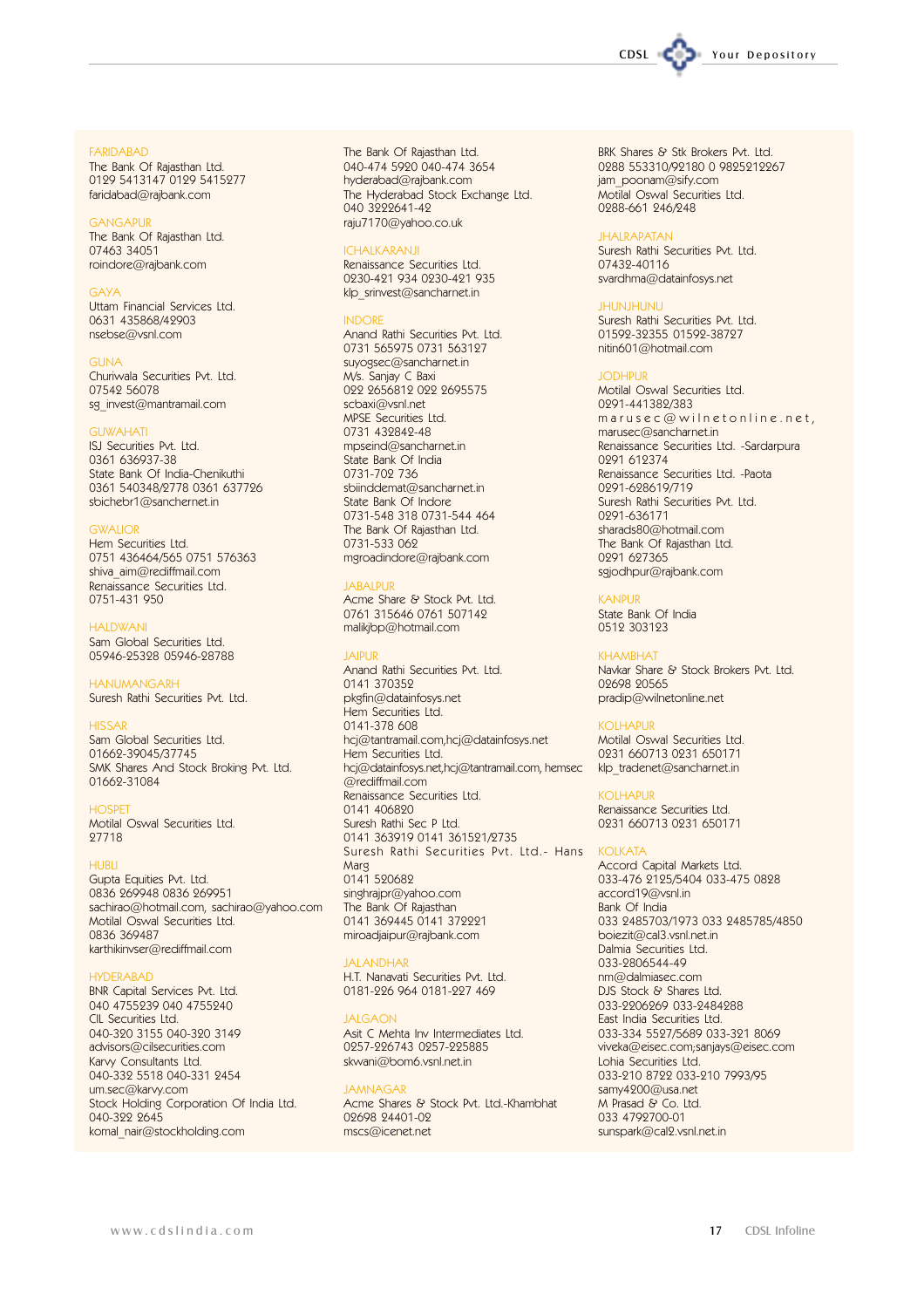### FARIDABAD

The Bank Of Rajasthan Ltd.
0129 5413147 0129 5415277
faridabad@rajbank.com

### GANGAPUR

The Bank Of Rajasthan Ltd.
07463 34051
roindore@rajbank.com

### GAYA

Uttam Financial Services Ltd.
0631 435868/42903
nsebse@vsnl.com

### GUNA

Churiwala Securities Pvt. Ltd.
07542 56078
sg_invest@mantramail.com

### GUWAHATI

ISJ Securities Pvt. Ltd.
0361 636937-38
State Bank Of India-Chenikuthi
0361 540348/2778 0361 637726
sbichebr1@sanchernet.in

### GWALIOR

Hem Securities Ltd.
0751 436464/565 0751 576363
shiva_aim@rediffmail.com
Renaissance Securities Ltd.
0751-431 950

### HALDWANI

Sam Global Securities Ltd.
05946-25328 05946-28788

### HANUMANGARH

Suresh Rathi Securities Pvt. Ltd.

### HISSAR

Sam Global Securities Ltd.
01662-39045/37745
SMK Shares And Stock Broking Pvt. Ltd.
01662-31084

### HOSPET

Motilal Oswal Securities Ltd.
27718

### HUBLI

Gupta Equities Pvt. Ltd.
0836 269948 0836 269951
sachirao@hotmail.com, sachirao@yahoo.com
Motilal Oswal Securities Ltd.
0836 369487
karthikinvser@rediffmail.com

### HYDERABAD

BNR Capital Services Pvt. Ltd.
040 4755239 040 4755240
CIL Securities Ltd.
040-320 3155 040-320 3149
advisors@cilsecurities.com
Karvy Consultants Ltd.
040-332 5518 040-331 2454
um.sec@karvy.com
Stock Holding Corporation Of India Ltd.
040-322 2645
komal_nair@stockholding.com
The Bank Of Rajasthan Ltd.
040-474 5920 040-474 3654
hyderabad@rajbank.com
The Hyderabad Stock Exchange Ltd.
040 3222641-42
raju7170@yahoo.co.uk

### ICHALKARANJI

Renaissance Securities Ltd.
0230-421 934 0230-421 935
klp_srinvest@sancharnet.in

### INDORE

Anand Rathi Securities Pvt. Ltd.
0731 565975 0731 563127
suyogsec@sancharnet.in
M/s. Sanjay C Baxi
022 2656812 022 2695575
scbaxi@vsnl.net
MPSE Securities Ltd.
0731 432842-48
mpseind@sancharnet.in
State Bank Of India
0731-702 736
sbiinddemat@sancharnet.in
State Bank Of Indore
0731-548 318 0731-544 464
The Bank Of Rajasthan Ltd.
0731-533 062
mgroadindore@rajbank.com

### JABALPUR

Acme Share & Stock Pvt. Ltd.
0761 315646 0761 507142
malikjbp@hotmail.com

### JAIPUR

Anand Rathi Securities Pvt. Ltd.
0141 370352
pkgfin@datainfosys.net
Hem Securities Ltd.
0141-378 608
hcj@tantramail.com,hcj@datainfosys.net
Hem Securities Ltd.
hcj@datainfosys.net,hcj@tantramail.com, hemsec@rediffmail.com
Renaissance Securities Ltd.
0141 406820
Suresh Rathi Sec P Ltd.
0141 363919 0141 361521/2735
Suresh Rathi Securities Pvt. Ltd.- Hans Marg
0141 520682
singhrajpr@yahoo.com
The Bank Of Rajasthan
0141 369445 0141 372221
miroadjaipur@rajbank.com

### JALANDHAR

H.T. Nanavati Securities Pvt. Ltd.
0181-226 964 0181-227 469

### JALGAON

Asit C Mehta Inv Intermediates Ltd.
0257-226743 0257-225885
skwani@bom6.vsnl.net.in

### JAMNAGAR

Acme Shares & Stock Pvt. Ltd.-Khambhat
02698 24401-02
mscs@icenet.net
BRK Shares & Stk Brokers Pvt. Ltd.
0288 553310/22180 0 9825212267
jam_poonam@sify.com
Motilal Oswal Securities Ltd.
0288-661 246/248

### JHALRAPATAN

Suresh Rathi Securities Pvt. Ltd.
07432-40116
svardhma@datainfosys.net

### JHUNJHUNU

Suresh Rathi Securities Pvt. Ltd.
01592-32355 01592-38727
nitin601@hotmail.com

### JODHPUR

Motilal Oswal Securities Ltd.
0291-441382/383
marusec@wilnetonline.net,
marusec@sancharnet.in
Renaissance Securities Ltd. -Sardarpura
0291 612374
Renaissance Securities Ltd. -Paota
0291-628619/719
Suresh Rathi Securities Pvt. Ltd.
0291-636171
sharads80@hotmail.com
The Bank Of Rajasthan Ltd.
0291 627365
sgjodhpur@rajbank.com

### KANPUR

State Bank Of India
0512 303123

### KHAMBHAT

Navkar Share & Stock Brokers Pvt. Ltd.
02698 20565
pradip@wilnetonline.net

### KOLHAPUR

Motilal Oswal Securities Ltd.
0231 660713 0231 650171
klp_tradenet@sancharnet.in

### KOLHAPUR

Renaissance Securities Ltd.
0231 660713 0231 650171

### KOLKATA

Accord Capital Markets Ltd.
033-476 2125/5404 033-475 0828
accord19@vsnl.in
Bank Of India
033 2485703/1973 033 2485785/4850
boiezit@cal3.vsnl.net.in
Dalmia Securities Ltd.
033-2806544-49
nm@dalmiasec.com
DJS Stock & Shares Ltd.
033-2206269 033-2484288
East India Securities Ltd.
033-334 5527/5689 033-321 8069
viveka@eisec.com;sanjays@eisec.com
Lohia Securities Ltd.
033-210 8722 033-210 7993/95
samy4200@usa.net
M Prasad & Co. Ltd.
033 4792700-01
sunspark@cal2.vsnl.net.in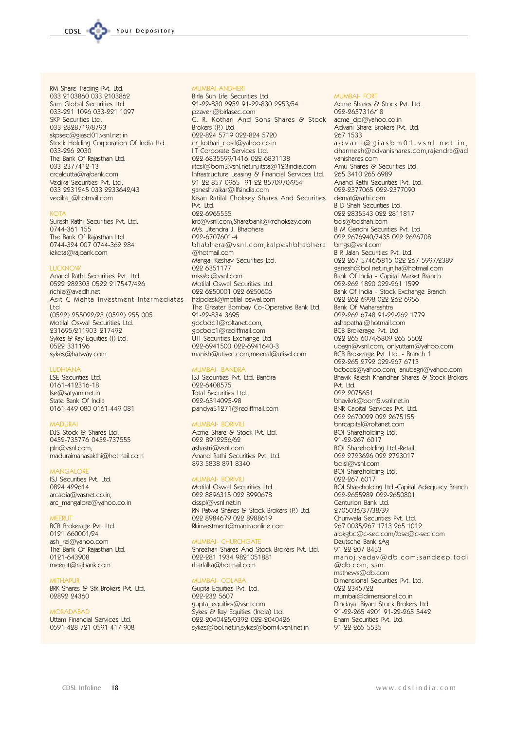RM Share Trading Pvt. Ltd.
033 2103860 033 2103862
Sam Global Securities Ltd.
033-221 1096 033-221 1097
SKP Securities Ltd.
033-2828719/8793
skpsec@giascl01.vsnl.net.in
Stock Holding Corporation Of India Ltd.
033-226 2030
The Bank Of Rajasthan Ltd.
033 2377412-13
crcalcutta@rajbank.com
Vedika Securities Pvt. Ltd.
033 2231245 033 2233642/43
vedika_@hotmail.com

### KOTA

Suresh Rathi Securities Pvt. Ltd.
0744-361 155
The Bank Of Rajasthan Ltd.
0744-324 007 0744-362 284
iekota@rajbank.com

### LUCKNOW

Anand Rathi Securities Pvt. Ltd.
0522 282303 0522 217547/426
richie@avadh.net
Asit C Mehta Investment Intermediates Ltd.
(0522) 255022/23 (0522) 255 005
Motilal Oswal Securities Ltd.
231695/211903 217492
Sykes & Ray Equities (I) Ltd.
0522 331196
sykes@hatway.com

### LUDHIANA

LSE Securities Ltd.
0161-412316-18
lse@satyam.net.in
State Bank Of India
0161-449 080 0161-449 081

### MADURAI

DJS Stock & Shares Ltd.
0452-735776 0452-737555
pln@vsnl.com;
maduraimahasakthi@hotmail.com

### MANGALORE

ISJ Securities Pvt. Ltd.
0824 429614
arcadia@vasnet.co.in,
arc_mangalore@yahoo.co.in

### MEERUT

BCB Brokerage Pvt. Ltd.
0121 660001/24
ash_rel@yahoo.com
The Bank Of Rajasthan Ltd.
0121-643908
meerut@rajbank.com

### MITHAPUR

BRK Shares & Stk Brokers Pvt. Ltd.
02892 24360

### MORADABAD

Uttam Financial Services Ltd.
0591-428 721 0591-417 908

### MUMBAI-ANDHERI

Birla Sun Life Securities Ltd.
91-22-830 2952 91-22-830 2953/54
pzaveri@birlasec.com
C. R. Kothari And Sons Shares & Stock Brokers (P.) Ltd.
022-824 5719 022-824 5720
cr_kothari_cdsil@yahoo.co.in
IIT Corporate Services Ltd.
022-6835599/1416 022-6831138
iitcsl@bom3.vsnl.net.in,iitsta@123india.com
Infrastructure Leasing & Financial Services Ltd.
91-22-857 0965- 91-22-8570970/954
ganesh.raikar@ilfsindia.com
Kisan Ratilal Choksey Shares And Securities Pvt. Ltd.
022-6965555
krc@vsnl.com,Sharebank@krchoksey.com
M/s. Jitendra J. Bhabhera
022-6707601-4
bhabhera@vsnl.com;kalpeshbhabhera@hotmail.com
Mangal Keshav Securities Ltd.
022 6351177
mkssbl@vsnl.com
Motilal Oswal Securities Ltd.
022 6250001 022 6250606
helpdesk@motilal oswal.com
The Greater Bombay Co-Operative Bank Ltd.
91-22-834 3695
gbcbdc1@roltanet.com,
gbcbdc1@rediffmail.com
UTI Securities Exchange Ltd.
022-6941500 022-6941640-3
manish@utisec.com;meenal@utisel.com

### MUMBAI- BANDRA

ISJ Securities Pvt. Ltd.-Bandra
022-6408575
Total Securities Ltd.
022-6514095-98
pandya51271@rediffmail.com

### MUMBAI- BORIVILI

Acme Share & Stock Pvt. Ltd.
022 8912256/62
ashastri@vsnl.com
Anand Rathi Securities Pvt. Ltd.
893 5838 891 8340

### MUMBAI- BORIVILI

Motilal Oswal Securities Ltd.
022 8896315 022 8990678
dsspl@vsnl.net.in
RN Patwa Shares & Stock Brokers (P.) Ltd.
022 8984679 022 8988619
Rkinvestment@mantraonline.com

### MUMBAI- CHURCHGATE

Shreehari Shares And Stock Brokers Pvt. Ltd.
022-281 1934 9821051881
rharlalka@hotmail.com

### MUMBAI- COLABA

Gupta Equities Pvt. Ltd.
022-232 5607
gupta_equities@vsnl.com
Sykes & Ray Equities (India) Ltd.
022-2040425/0392 022-2040426
sykes@bol.net.in,sykes@bom4.vsnl.net.in

### MUMBAI- FORT

Acme Shares & Stock Pvt. Ltd.
022-2657316/18
acme_dp@yahoo.co.in
Advani Share Brokers Pvt. Ltd.
267 1533
advani@giasbm01.vsnl.net.in, dharmesh@advanishares.com,rajendra@advanishares.com
Amu Shares & Securities Ltd.
265 3410 265 6989
Anand Rathi Securities Pvt. Ltd.
022-2377065 022-2377090
demat@rathi.com
B D Shah Securities Ltd.
022 2835543 022 2811817
bds@bdshah.com
B M Gandhi Securities Pvt. Ltd.
022 2676940/7435 022 2626708
bmgs@vsnl.com
B R Jalan Securities Pvt. Ltd.
022-267 5746/5815 022-267 5997/2389
ganesh@bol.net.in;jnjha@hotmail.com
Bank Of India - Capital Market Branch
022-262 1820 022-261 1599
Bank Of India - Stock Exchange Branch
022-262 6998 022-262 6956
Bank Of Maharashtra
022-262 6748 91-22-262 1779
ashapathai@hotmail.com
BCB Brokerage Pvt. Ltd.
022-265 6074/6809 265 5502
ubagri@vsnl.com, onlyuttam@yahoo.com
BCB Brokerage Pvt. Ltd. - Branch 1
022-265 2792 022-267 6713
bcbcds@yahoo.com, anubagri@yahoo.com
Bhavik Rajesh Khandhar Shares & Stock Brokers Pvt. Ltd.
022 2075651
bhavikrk@bom5.vsnl.net.in
BNR Capital Services Pvt. Ltd.
022 2670029 022 2675155
bnrcapital@roltanet.com
BOI Shareholding Ltd.
91-22-267 6017
BOI Shareholding Ltd.-Retail
022 2723626 022 2723017
boisl@vsnl.com
BOI Shareholding Ltd.
022-267 6017
BOI Shareholding Ltd.-Capital Adequacy Branch
022-2655989 022-2650801
Centurion Bank Ltd.
2705036/37/38/39
Churiwala Securities Pvt. Ltd.
267 0035/267 1713 265 1012
alokgbc@c-sec.com/tbse@c-sec.com
Deutsche Bank sAg
91-22-207 8453
manoj.yadav@db.com;sandeep.todi@db.com; sam.mathews@db.com
Dimensional Securities Pvt. Ltd.
022 2345722
mumbai@dimensional.co.in
Dindayal Biyani Stock Brokers Ltd.
91-22-265 4201 91-22-265 5442
Enam Securities Pvt. Ltd.
91-22-265 5535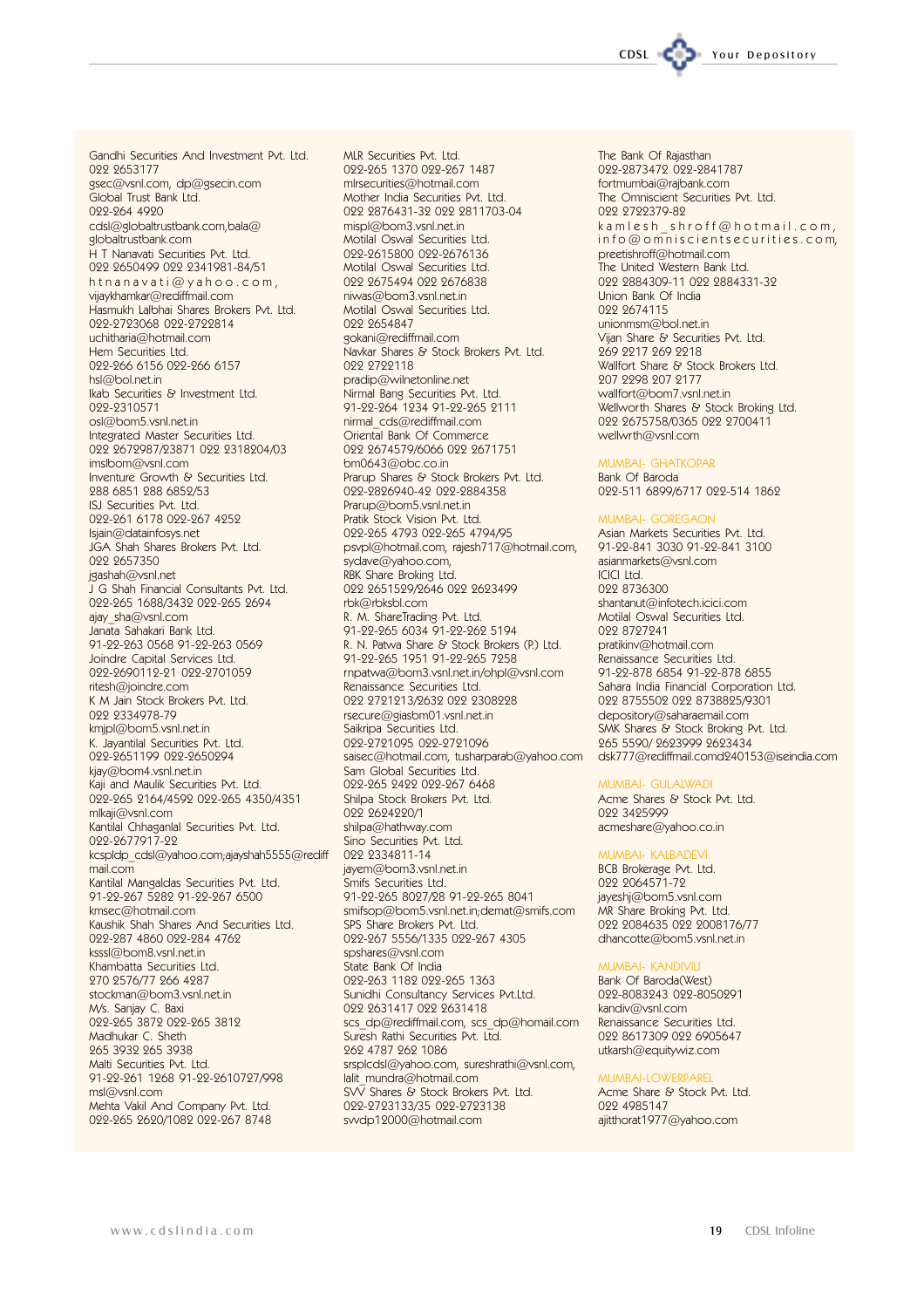Gandhi Securities And Investment Pvt. Ltd.
022 2653177
gsec@vsnl.com, dp@gsecin.com
Global Trust Bank Ltd.
022-264 4920
cdsl@globaltrustbank.com,bala@globaltrustbank.com
H T Nanavati Securities Pvt. Ltd.
022 2650499 022 2341981-84/51
htnanavati@yahoo.com, vijaykhamkar@rediffmail.com
Hasmukh Lalbhai Shares Brokers Pvt. Ltd.
022-2723068 022-2722814
uchitharia@hotmail.com
Hem Securities Ltd.
022-266 6156 022-266 6157
hsl@bol.net.in
Ikab Securities & Investment Ltd.
022-2310571
osl@bom5.vsnl.net.in
Integrated Master Securities Ltd.
022 2672987/23871 022 2318204/03
imslbom@vsnl.com
Inventure Growth & Securities Ltd.
288 6851 288 6852/53
ISJ Securities Pvt. Ltd.
022-261 6178 022-267 4252
Isjain@datainfosys.net
JGA Shah Shares Brokers Pvt. Ltd.
022 2657350
jgashah@vsnl.net
J G Shah Financial Consultants Pvt. Ltd.
022-265 1688/3432 022-265 2694
ajay_sha@vsnl.com
Janata Sahakari Bank Ltd.
91-22-263 0568 91-22-263 0569
Joindre Capital Services Ltd.
022-2690112-21 022-2701059
ritesh@joindre.com
K M Jain Stock Brokers Pvt. Ltd.
022 2334978-79
kmjpl@bom5.vsnl.net.in
K. Jayantilal Securities Pvt. Ltd.
022-2651199 022-2650294
kjay@bom4.vsnl.net.in
Kaji and Maulik Securities Pvt. Ltd.
022-265 2164/4592 022-265 4350/4351
mlkaji@vsnl.com
Kantilal Chhaganlal Securities Pvt. Ltd.
022-2677917-22
kcspldp_cdsl@yahoo.com;ajayshah5555@rediffmail.com
Kantilal Mangaldas Securities Pvt. Ltd.
91-22-267 5282 91-22-267 6500
kmsec@hotmail.com
Kaushik Shah Shares And Securities Ltd.
022-287 4860 022-284 4762
ksssl@bom8.vsnl.net.in
Khambatta Securities Ltd.
270 2576/77 266 4287
stockman@bom3.vsnl.net.in
M/s. Sanjay C. Baxi
022-265 3872 022-265 3812
Madhukar C. Sheth
265 3932 265 3938
Malti Securities Pvt. Ltd.
91-22-261 1268 91-22-2610727/998
msl@vsnl.com
Mehta Vakil And Company Pvt. Ltd.
022-265 2620/1082 022-267 8748

MLR Securities Pvt. Ltd.
022-265 1370 022-267 1487
mlrsecurities@hotmail.com
Mother India Securities Pvt. Ltd.
022 2876431-32 022 2811703-04
mispl@bom3.vsnl.net.in
Motilal Oswal Securities Ltd.
022-2615800 022-2676136
Motilal Oswal Securities Ltd.
022 2675494 022 2676838
niwas@bom3.vsnl.net.in
Motilal Oswal Securities Ltd.
022 2654847
gokani@rediffmail.com
Navkar Shares & Stock Brokers Pvt. Ltd.
022 2722118
pradip@wilnetonline.net
Nirmal Bang Securities Pvt. Ltd.
91-22-264 1234 91-22-265 2111
nirmal_cds@rediffmail.com
Oriental Bank Of Commerce
022 2674579/6066 022 2671751
bm0643@obc.co.in
Prarup Shares & Stock Brokers Pvt. Ltd.
022-2826940-42 022-2884358
Prarup@bom5.vsnl.net.in
Pratik Stock Vision Pvt. Ltd.
022-265 4793 022-265 4794/95
psvpl@hotmail.com, rajesh717@hotmail.com, sydave@yahoo.com,
RBK Share Broking Ltd.
022 2651529/2646 022 2623499
rbk@rbksbl.com
R. M. ShareTrading Pvt. Ltd.
91-22-265 6034 91-22-262 5194
R. N. Patwa Share & Stock Brokers (P.) Ltd.
91-22-265 1951 91-22-265 7258
rnpatwa@bom3.vsnl.net.in/ohpl@vsnl.com
Renaissance Securities Ltd.
022 2721213/2632 022 2308228
rsecure@giasbm01.vsnl.net.in
Saikripa Securities Ltd.
022-2721095 022-2721096
saisec@hotmail.com, tusharparab@yahoo.com
Sam Global Securities Ltd.
022-265 2422 022-267 6468
Shilpa Stock Brokers Pvt. Ltd.
022 2624220/1
shilpa@hathway.com
Sino Securities Pvt. Ltd.
022 2334811-14
jayem@bom3.vsnl.net.in
Smifs Securities Ltd.
91-22-265 8027/28 91-22-265 8041
smifsop@bom5.vsnl.net.in;demat@smifs.com
SPS Share Brokers Pvt. Ltd.
022-267 5556/1335 022-267 4305
spshares@vsnl.com
State Bank Of India
022-263 1182 022-265 1363
Sunidhi Consultancy Services Pvt.Ltd.
022 2631417 022 2631418
scs_dp@rediffmail.com, scs_dp@homail.com
Suresh Rathi Securities Pvt. Ltd.
262 4787 262 1086
srsplcdsl@yahoo.com, sureshrathi@vsnl.com, lalit_mundra@hotmail.com
SVV Shares & Stock Brokers Pvt. Ltd.
022-2723133/35 022-2723138
svvdp12000@hotmail.com

The Bank Of Rajasthan
022-2873472 022-2841787
fortmumbai@rajbank.com
The Omniscient Securities Pvt. Ltd.
022 2722379-82
kamlesh_shroff@hotmail.com, info@omniscientsecurities.com, preetishroff@hotmail.com
The United Western Bank Ltd.
022 2884309-11 022 2884331-32
Union Bank Of India
022 2674115
unionmsm@bol.net.in
Vijan Share & Securities Pvt. Ltd.
269 2217 269 2218
Wallfort Share & Stock Brokers Ltd.
207 2298 207 2177
wallfort@bom7.vsnl.net.in
Wellworth Shares & Stock Broking Ltd.
022 2675758/0365 022 2700411
wellwrth@vsnl.com

### MUMBAI- GHATKOPAR

Bank Of Baroda
022-511 6899/6717 022-514 1862

### MUMBAI- GOREGAON

Asian Markets Securities Pvt. Ltd.
91-22-841 3030 91-22-841 3100
asianmarkets@vsnl.com
ICICI Ltd.
022 8736300
shantanut@infotech.icici.com
Motilal Oswal Securities Ltd.
022 8727241
pratikinv@hotmail.com
Renaissance Securities Ltd.
91-22-878 6854 91-22-878 6855
Sahara India Financial Corporation Ltd.
022 8755502 022 8738825/9301
depository@saharaemail.com
SMK Shares & Stock Broking Pvt. Ltd.
265 5590/ 2623999 2623434
dsk777@rediffmail.comd240153@iseindia.com

### MUMBAI- GULALWADI

Acme Shares & Stock Pvt. Ltd.
022 3425999
acmeshare@yahoo.co.in

### MUMBAI- KALBADEVI

BCB Brokerage Pvt. Ltd.
022 2064571-72
jayeshj@bom5.vsnl.com
MR Share Broking Pvt. Ltd.
022 2084635 022 2008176/77
dhancotte@bom5.vsnl.net.in

### MUMBAI- KANDIVILI

Bank Of Baroda(West)
022-8083243 022-8050291
kandiv@vsnl.com
Renaissance Securities Ltd.
022 8617309 022 6905647
utkarsh@equitywiz.com

### MUMBAI-LOWERPAREL

Acme Share & Stock Pvt. Ltd.
022 4985147
ajitthorat1977@yahoo.com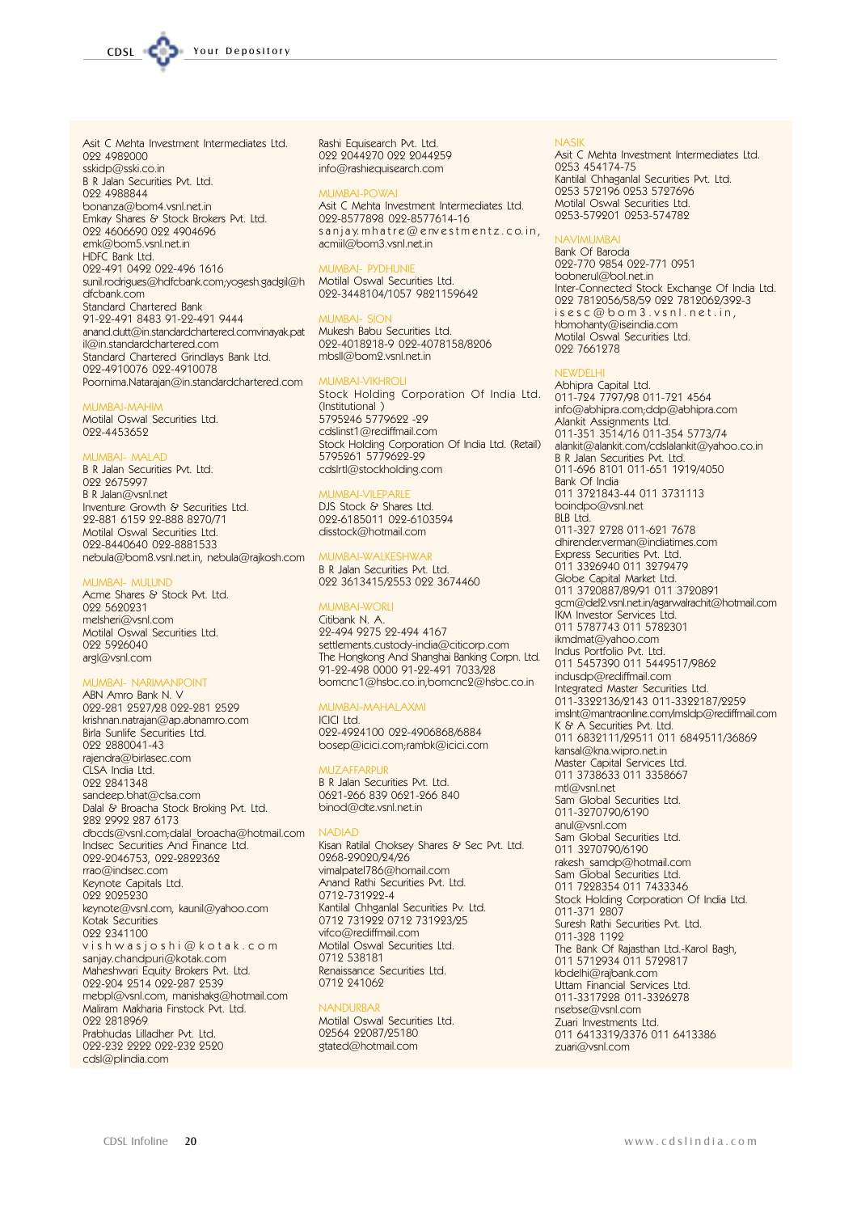Asit C Mehta Investment Intermediates Ltd.
022 4982000
sskidp@sski.co.in
B R Jalan Securities Pvt. Ltd.
022 4988844
bonanza@bom4.vsnl.net.in
Emkay Shares & Stock Brokers Pvt. Ltd.
022 4606690 022 4904696
emk@bom5.vsnl.net.in
HDFC Bank Ltd.
022-491 0492 022-496 1616
sunil.rodrigues@hdfcbank.com;yogesh.gadgil@hdfcbank.com
Standard Chartered Bank
91-22-491 8483 91-22-491 9444
anand.dutt@in.standardchartered.comvinayak.patil@in.standardchartered.com
Standard Chartered Grindlays Bank Ltd.
022-4910076 022-4910078
Poornima.Natarajan@in.standardchartered.com

## MUMBAI-MAHIM

Motilal Oswal Securities Ltd.
022-4453652

## MUMBAI- MALAD

B R Jalan Securities Pvt. Ltd.
022 2675997
B R Jalan@vsnl.net
Inventure Growth & Securities Ltd.
22-881 6159 22-888 8270/71
Motilal Oswal Securities Ltd.
022-8440640 022-8881533
nebula@bom8.vsnl.net.in, nebula@rajkosh.com

## MUMBAI- MULUND

Acme Shares & Stock Pvt. Ltd.
022 5620231
melsheri@vsnl.com
Motilal Oswal Securities Ltd.
022 5926040
argl@vsnl.com

## MUMBAI- NARIMANPOINT

ABN Amro Bank N. V
022-281 2527/28 022-281 2529
krishnan.natrajan@ap.abnamro.com
Birla Sunlife Securities Ltd.
022 2880041-43
rajendra@birlasec.com
CLSA India Ltd.
022 2841348
sandeep.bhat@clsa.com
Dalal & Broacha Stock Broking Pvt. Ltd.
282 2992 287 6173
dbcds@vsnl.com;dalal_broacha@hotmail.com
Indsec Securities And Finance Ltd.
022-2046753, 022-2822362
rrao@indsec.com
Keynote Capitals Ltd.
022 2025230
keynote@vsnl.com, kaunil@yahoo.com
Kotak Securities
022 2341100
vishwasjoshi@kotak.com
sanjay.chandpuri@kotak.com
Maheshwari Equity Brokers Pvt. Ltd.
022-204 2514 022-287 2539
mebpl@vsnl.com, manishakg@hotmail.com
Maliram Makharia Finstock Pvt. Ltd.
022 2818969
Prabhudas Lilladher Pvt. Ltd.
022-232 2222 022-232 2520
cdsl@plindia.com

Rashi Equisearch Pvt. Ltd.
022 2044270 022 2044259
info@rashiequisearch.com

## MUMBAI-POWAI

Asit C Mehta Investment Intermediates Ltd.
022-8577898 022-8577614-16
sanjay.mhatre@envestmentz.co.in,
acmiil@bom3.vsnl.net.in

## MUMBAI- PYDHUNIE

Motilal Oswal Securities Ltd.
022-3448104/1057 9821159642

## MUMBAI- SION

Mukesh Babu Securities Ltd.
022-4018218-9 022-4078158/8206
mbsll@bom2.vsnl.net.in

## MUMBAI-VIKHROLI

Stock Holding Corporation Of India Ltd. (Institutional )
5795246 5779622 -29
cdslinst1@rediffmail.com
Stock Holding Corporation Of India Ltd. (Retail)
5795261 5779622-29
cdslrtl@stockholding.com

## MUMBAI-VILEPARLE

DJS Stock & Shares Ltd.
022-6185011 022-6103594
disstock@hotmail.com

## MUMBAI-WALKESHWAR

B R Jalan Securities Pvt. Ltd.
022 3613415/2553 022 3674460

## MUMBAI-WORLI

Citibank N. A.
22-494 9275 22-494 4167
settlements.custody-india@citicorp.com
The Hongkong And Shanghai Banking Corpn. Ltd.
91-22-498 0000 91-22-491 7033/28
bomcnc1@hsbc.co.in,bomcnc2@hsbc.co.in

## MUMBAI-MAHALAXMI

ICICI Ltd.
022-4924100 022-4906868/6884
bosep@icici.com;rambk@icici.com

## MUZAFFARPUR

B R Jalan Securities Pvt. Ltd.
0621-266 839 0621-266 840
binod@dte.vsnl.net.in

## NADIAD

Kisan Ratilal Choksey Shares & Sec Pvt. Ltd.
0268-29020/24/26
vimalpatel786@hotmail.com
Anand Rathi Securities Pvt. Ltd.
0712-731922-4
Kantilal Chhganlal Securities Pv. Ltd.
0712 731922 0712 731923/25
vifco@rediffmail.com
Motilal Oswal Securities Ltd.
0712 538181
Renaissance Securities Ltd.
0712 241062

## NANDURBAR

Motilal Oswal Securities Ltd.
02564 22087/25180
gtated@hotmail.com

## NASIK

Asit C Mehta Investment Intermediates Ltd.
0253 454174-75
Kantilal Chhaganlal Securities Pvt. Ltd.
0253 572196 0253 5727696
Motilal Oswal Securities Ltd.
0253-579201 0253-574782

## NAVIMUMBAI

Bank Of Baroda
022-770 9854 022-771 0951
bobnerul@bol.net.in
Inter-Connected Stock Exchange Of India Ltd.
022 7812056/58/59 022 7812062/392-3
isesc@bom3.vsnl.net.in,
hbmohanty@iseindia.com
Motilal Oswal Securities Ltd.
022 7661278

## NEWDELHI

Abhipra Capital Ltd.
011-724 7797/98 011-721 4564
info@abhipra.com;ddp@abhipra.com
Alankit Assignments Ltd.
011-351 3514/16 011-354 5773/74
alankit@alankit.com/cdslalankit@yahoo.co.in
B R Jalan Securities Pvt. Ltd.
011-696 8101 011-651 1919/4050
Bank Of India
011 3721843-44 011 3731113
boindpo@vsnl.net
BLB Ltd.
011-327 2728 011-621 7678
dhirender.verman@indiatimes.com
Express Securities Pvt. Ltd.
011 3326940 011 3279479
Globe Capital Market Ltd.
011 3720887/89/91 011 3720891
gcm@del2.vsnl.net.in/agarwalrachit@hotmail.com
IKM Investor Services Ltd.
011 5787743 011 5782301
ikmdmat@yahoo.com
Indus Portfolio Pvt. Ltd.
011 5457390 011 5449517/9862
indusdp@rediffmail.com
Integrated Master Securities Ltd.
011-3322136/2143 011-3322187/2259
imslnt@mantraonline.com/imsldp@rediffmail.com
K & A Securities Pvt. Ltd.
011 6832111/29511 011 6849511/36869
kansal@kna.wipro.net.in
Master Capital Services Ltd.
011 3738633 011 3358667
mtl@vsnl.net
Sam Global Securities Ltd.
011-3270790/6190
anul@vsnl.com
Sam Global Securities Ltd.
011 3270790/6190
rakesh_samdp@hotmail.com
Sam Global Securities Ltd.
011 7228354 011 7433346
Stock Holding Corporation Of India Ltd.
011-371 2807
Suresh Rathi Securities Pvt. Ltd.
011-328 1192
The Bank Of Rajasthan Ltd.-Karol Bagh,
011 5712934 011 5729817
kbdelhi@rajbank.com
Uttam Financial Services Ltd.
011-3317228 011-3326278
nsebse@vsnl.com
Zuari Investments Ltd.
011 6413319/3376 011 6413386
zuari@vsnl.com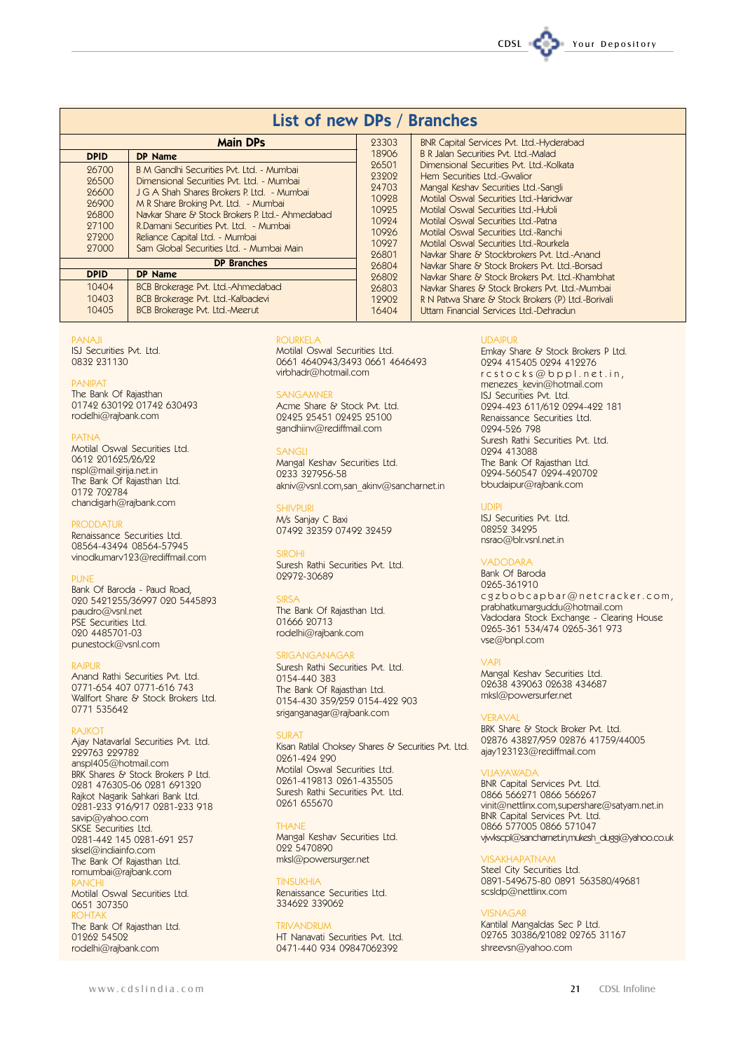## List of new DPs / Branches

### Main DPs

| DPID | DP Name |
|---|---|
| 26700 | B M Gandhi Securities Pvt. Ltd. - Mumbai |
| 26500 | Dimensional Securities Pvt. Ltd. - Mumbai |
| 26600 | J G A Shah Shares Brokers P. Ltd. - Mumbai |
| 26900 | M R Share Broking Pvt. Ltd. - Mumbai |
| 26800 | Navkar Share & Stock Brokers P. Ltd.- Ahmedabad |
| 27100 | R.Damani Securities Pvt. Ltd. - Mumbai |
| 27200 | Reliance Capital Ltd. - Mumbai |
| 27000 | Sam Global Securities Ltd. - Mumbai Main |

### DP Branches

| DPID | DP Name |
|---|---|
| 10404 | BCB Brokerage Pvt. Ltd.-Ahmedabad |
| 10403 | BCB Brokerage Pvt. Ltd.-Kalbadevi |
| 10405 | BCB Brokerage Pvt. Ltd.-Meerut |
| 23303 | BNR Capital Services Pvt. Ltd.-Hyderabad |
| 18906 | B R Jalan Securities Pvt. Ltd.-Malad |
| 26501 | Dimensional Securities Pvt. Ltd.-Kolkata |
| 23202 | Hem Securities Ltd.-Gwalior |
| 24703 | Mangal Keshav Securities Ltd.-Sangli |
| 10928 | Motilal Oswal Securities Ltd.-Haridwar |
| 10925 | Motilal Oswal Securities Ltd.-Hubli |
| 10924 | Motilal Oswal Securities Ltd.-Patna |
| 10926 | Motilal Oswal Securities Ltd.-Ranchi |
| 10927 | Motilal Oswal Securities Ltd.-Rourkela |
| 26801 | Navkar Share & Stockbrokers Pvt. Ltd.-Anand |
| 26804 | Navkar Share & Stock Brokers Pvt. Ltd.-Borsad |
| 26802 | Navkar Share & Stock Brokers Pvt. Ltd.-Khambhat |
| 26803 | Navkar Shares & Stock Brokers Pvt. Ltd.-Mumbai |
| 12902 | R N Patwa Share & Stock Brokers (P) Ltd.-Borivali |
| 16404 | Uttam Financial Services Ltd.-Dehradun |

PANAJI
ISJ Securities Pvt. Ltd.
0832 231130

PANIPAT
The Bank Of Rajasthan
01742 630192 01742 630493
rodelhi@rajbank.com

PATNA
Motilal Oswal Securities Ltd.
0612 201625/26/22
nspl@mail.girija.net.in
The Bank Of Rajasthan Ltd.
0172 702784
chandigarh@rajbank.com

PRODDATUR
Renaissance Securities Ltd.
08564-43494 08564-57945
vinodkumarv123@rediffmail.com

PUNE
Bank Of Baroda - Paud Road,
020 5421255/36997 020 5445893
paudro@vsnl.net
PSE Securities Ltd.
020 4485701-03
punestock@vsnl.com

RAIPUR
Anand Rathi Securities Pvt. Ltd.
0771-654 407 0771-616 743
Wallfort Share & Stock Brokers Ltd.
0771 535642

RAJKOT
Ajay Natavarlal Securities Pvt. Ltd.
229763 229782
anspl405@hotmail.com
BRK Shares & Stock Brokers P Ltd.
0281 476305-06 0281 691320
Rajkot Nagarik Sahkari Bank Ltd.
0281-233 916/917 0281-233 918
savip@yahoo.com
SKSE Securities Ltd.
0281-442 145 0281-691 257
sksel@indiainfo.com
The Bank Of Rajasthan Ltd.
romumbai@rajbank.com

RANCHI
Motilal Oswal Securities Ltd.
0651 307350

ROHTAK
The Bank Of Rajasthan Ltd.
01262 54502
rodelhi@rajbank.com

ROURKELA
Motilal Oswal Securities Ltd.
0661 4640943/3493 0661 4646493
virbhadr@hotmail.com

SANGAMNER
Acme Share & Stock Pvt. Ltd.
02425 25451 02425 25100
gandhiinv@rediffmail.com

SANGLI
Mangal Keshav Securities Ltd.
0233 327956-58
akniv@vsnl.com,san_akinv@sancharnet.in

SHIVPURI
M/s Sanjay C Baxi
07492 32359 07492 32459

SIROHI
Suresh Rathi Securities Pvt. Ltd.
02972-30689

SIRSA
The Bank Of Rajasthan Ltd.
01666 20713
rodelhi@rajbank.com

SRIGANGANAGAR
Suresh Rathi Securities Pvt. Ltd.
0154-440 383
The Bank Of Rajasthan Ltd.
0154-430 359/259 0154-422 903
sriganganagar@rajbank.com

SURAT
Kisan Ratilal Choksey Shares & Securities Pvt. Ltd.
0261-424 290
Motilal Oswal Securities Ltd.
0261-419813 0261-435505
Suresh Rathi Securities Pvt. Ltd.
0261 655670

THANE
Mangal Keshav Securities Ltd.
022 5470890
mksl@powersurger.net

TINSUKHIA
Renaissance Securities Ltd.
334622 339062

TRIVANDRUM
HT Nanavati Securities Pvt. Ltd.
0471-440 934 09847062392

UDAIPUR
Emkay Share & Stock Brokers P Ltd.
0294 415405 0294 412276
rcstocks@bppl.net.in,
menezes_kevin@hotmail.com
ISJ Securities Pvt. Ltd.
0294-423 611/612 0294-422 181
Renaissance Securities Ltd.
0294-526 798
Suresh Rathi Securities Pvt. Ltd.
0294 413088
The Bank Of Rajasthan Ltd.
0294-560547 0294-420702
bbudaipur@rajbank.com

UDIPI
ISJ Securities Pvt. Ltd.
08252 34295
nsrao@blr.vsnl.net.in

VADODARA
Bank Of Baroda
0265-361910
cgzbobcapbar@netcracker.com,
prabhatkumarguddu@hotmail.com
Vadodara Stock Exchange - Clearing House
0265-361 534/474 0265-361 973
vse@bnpl.com

VAPI
Mangal Keshav Securities Ltd.
02638 439063 02638 434687
mksl@powersurfer.net

VERAVAL
BRK Share & Stock Broker Pvt. Ltd.
02876 43827/959 02876 41759/44005
ajay123123@rediffmail.com

VIJAYAWADA
BNR Capital Services Pvt. Ltd.
0866 566271 0866 566267
vinit@nettlinx.com,supershare@satyam.net.in
BNR Capital Services Pvt. Ltd.
0866 577005 0866 571047
vjwkscpl@sancharnet.in,mukesh_duggi@yahoo.co.uk

VISAKHAPATNAM
Steel City Securities Ltd.
0891-549675-80 0891 563580/49681
scsldp@nettlinx.com

VISNAGAR
Kantilal Mangaldas Sec P Ltd.
02765 30386/21082 02765 31167
shreevsn@yahoo.com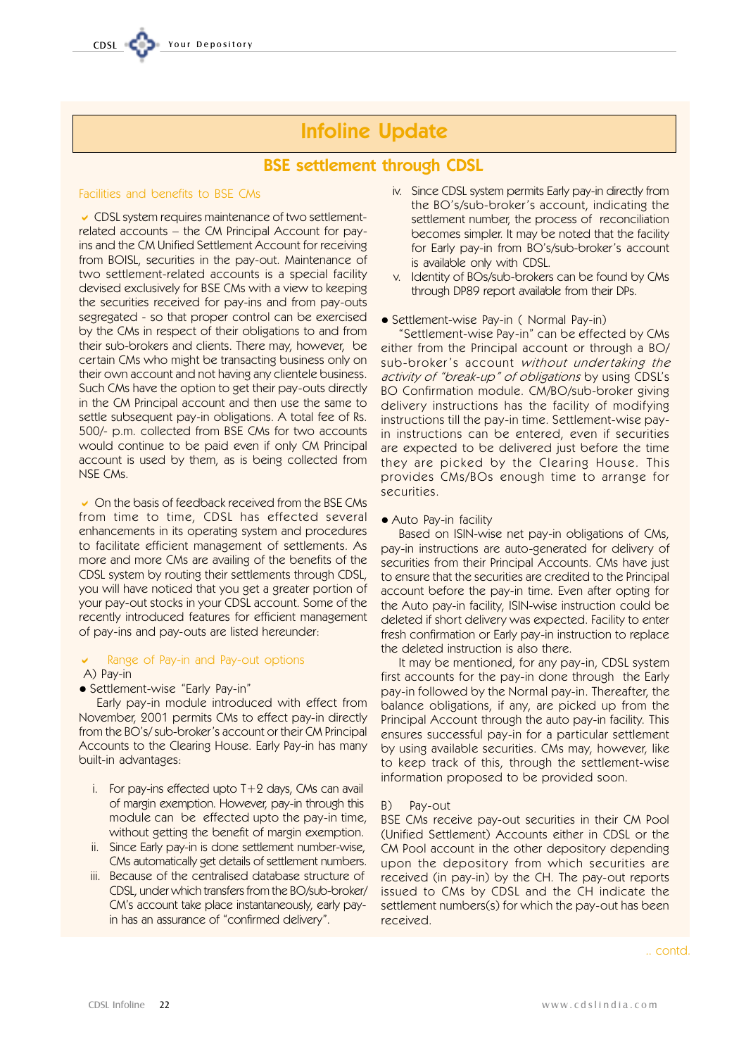# Infoline Update

## BSE settlement through CDSL

### Facilities and benefits to BSE CMs

✔ CDSL system requires maintenance of two settlement-related accounts – the CM Principal Account for pay-ins and the CM Unified Settlement Account for receiving from BOISL, securities in the pay-out. Maintenance of two settlement-related accounts is a special facility devised exclusively for BSE CMs with a view to keeping the securities received for pay-ins and from pay-outs segregated - so that proper control can be exercised by the CMs in respect of their obligations to and from their sub-brokers and clients. There may, however, be certain CMs who might be transacting business only on their own account and not having any clientele business. Such CMs have the option to get their pay-outs directly in the CM Principal account and then use the same to settle subsequent pay-in obligations. A total fee of Rs. 500/- p.m. collected from BSE CMs for two accounts would continue to be paid even if only CM Principal account is used by them, as is being collected from NSE CMs.

✔ On the basis of feedback received from the BSE CMs from time to time, CDSL has effected several enhancements in its operating system and procedures to facilitate efficient management of settlements. As more and more CMs are availing of the benefits of the CDSL system by routing their settlements through CDSL, you will have noticed that you get a greater portion of your pay-out stocks in your CDSL account. Some of the recently introduced features for efficient management of pay-ins and pay-outs are listed hereunder:

✔ Range of Pay-in and Pay-out options

A) Pay-in

- Settlement-wise "Early Pay-in"

Early pay-in module introduced with effect from November, 2001 permits CMs to effect pay-in directly from the BO's/ sub-broker's account or their CM Principal Accounts to the Clearing House. Early Pay-in has many built-in advantages:

i. For pay-ins effected upto T+2 days, CMs can avail of margin exemption. However, pay-in through this module can be effected upto the pay-in time, without getting the benefit of margin exemption.
ii. Since Early pay-in is done settlement number-wise, CMs automatically get details of settlement numbers.
iii. Because of the centralised database structure of CDSL, under which transfers from the BO/sub-broker/ CM's account take place instantaneously, early pay-in has an assurance of "confirmed delivery".
iv. Since CDSL system permits Early pay-in directly from the BO's/sub-broker's account, indicating the settlement number, the process of reconciliation becomes simpler. It may be noted that the facility for Early pay-in from BO's/sub-broker's account is available only with CDSL.
v. Identity of BOs/sub-brokers can be found by CMs through DP89 report available from their DPs.

- Settlement-wise Pay-in ( Normal Pay-in)

"Settlement-wise Pay-in" can be effected by CMs either from the Principal account or through a BO/ sub-broker's account *without undertaking the activity of "break-up" of obligations* by using CDSL's BO Confirmation module. CM/BO/sub-broker giving delivery instructions has the facility of modifying instructions till the pay-in time. Settlement-wise pay-in instructions can be entered, even if securities are expected to be delivered just before the time they are picked by the Clearing House. This provides CMs/BOs enough time to arrange for securities.

- Auto Pay-in facility

Based on ISIN-wise net pay-in obligations of CMs, pay-in instructions are auto-generated for delivery of securities from their Principal Accounts. CMs have just to ensure that the securities are credited to the Principal account before the pay-in time. Even after opting for the Auto pay-in facility, ISIN-wise instruction could be deleted if short delivery was expected. Facility to enter fresh confirmation or Early pay-in instruction to replace the deleted instruction is also there.

It may be mentioned, for any pay-in, CDSL system first accounts for the pay-in done through the Early pay-in followed by the Normal pay-in. Thereafter, the balance obligations, if any, are picked up from the Principal Account through the auto pay-in facility. This ensures successful pay-in for a particular settlement by using available securities. CMs may, however, like to keep track of this, through the settlement-wise information proposed to be provided soon.

B) Pay-out

BSE CMs receive pay-out securities in their CM Pool (Unified Settlement) Accounts either in CDSL or the CM Pool account in the other depository depending upon the depository from which securities are received (in pay-in) by the CH. The pay-out reports issued to CMs by CDSL and the CH indicate the settlement numbers(s) for which the pay-out has been received.

.. contd.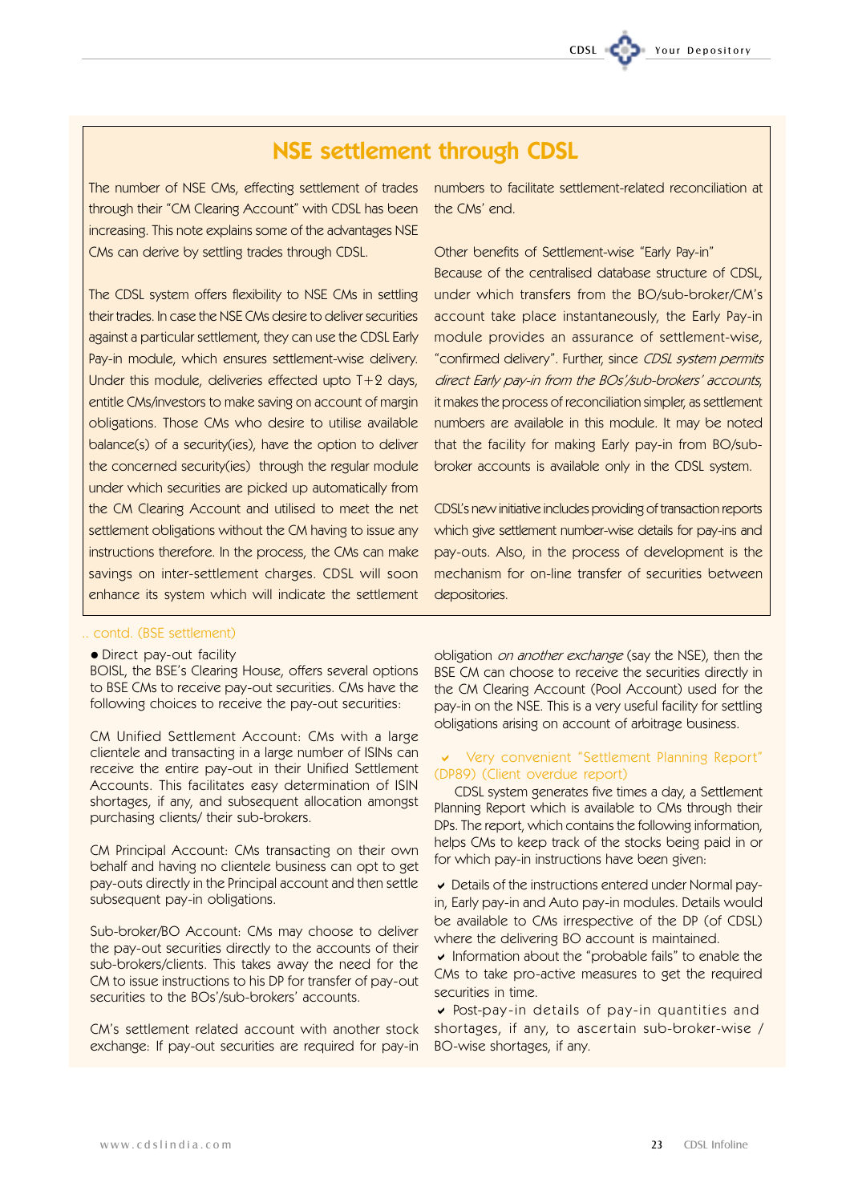## NSE settlement through CDSL

The number of NSE CMs, effecting settlement of trades through their "CM Clearing Account" with CDSL has been increasing. This note explains some of the advantages NSE CMs can derive by settling trades through CDSL.

The CDSL system offers flexibility to NSE CMs in settling their trades. In case the NSE CMs desire to deliver securities against a particular settlement, they can use the CDSL Early Pay-in module, which ensures settlement-wise delivery. Under this module, deliveries effected upto T+2 days, entitle CMs/investors to make saving on account of margin obligations. Those CMs who desire to utilise available balance(s) of a security(ies), have the option to deliver the concerned security(ies) through the regular module under which securities are picked up automatically from the CM Clearing Account and utilised to meet the net settlement obligations without the CM having to issue any instructions therefore. In the process, the CMs can make savings on inter-settlement charges. CDSL will soon enhance its system which will indicate the settlement numbers to facilitate settlement-related reconciliation at the CMs' end.

Other benefits of Settlement-wise "Early Pay-in"

Because of the centralised database structure of CDSL, under which transfers from the BO/sub-broker/CM's account take place instantaneously, the Early Pay-in module provides an assurance of settlement-wise, "confirmed delivery". Further, since *CDSL system permits direct Early pay-in from the BOs'/sub-brokers' accounts*, it makes the process of reconciliation simpler, as settlement numbers are available in this module. It may be noted that the facility for making Early pay-in from BO/sub-broker accounts is available only in the CDSL system.

CDSL's new initiative includes providing of transaction reports which give settlement number-wise details for pay-ins and pay-outs. Also, in the process of development is the mechanism for on-line transfer of securities between depositories.

.. contd. (BSE settlement)

- Direct pay-out facility

BOISL, the BSE's Clearing House, offers several options to BSE CMs to receive pay-out securities. CMs have the following choices to receive the pay-out securities:

CM Unified Settlement Account: CMs with a large clientele and transacting in a large number of ISINs can receive the entire pay-out in their Unified Settlement Accounts. This facilitates easy determination of ISIN shortages, if any, and subsequent allocation amongst purchasing clients/ their sub-brokers.

CM Principal Account: CMs transacting on their own behalf and having no clientele business can opt to get pay-outs directly in the Principal account and then settle subsequent pay-in obligations.

Sub-broker/BO Account: CMs may choose to deliver the pay-out securities directly to the accounts of their sub-brokers/clients. This takes away the need for the CM to issue instructions to his DP for transfer of pay-out securities to the BOs'/sub-brokers' accounts.

CM's settlement related account with another stock exchange: If pay-out securities are required for pay-in obligation *on another exchange* (say the NSE), then the BSE CM can choose to receive the securities directly in the CM Clearing Account (Pool Account) used for the pay-in on the NSE. This is a very useful facility for settling obligations arising on account of arbitrage business.

- ✔ Very convenient "Settlement Planning Report" (DP89) (Client overdue report)

CDSL system generates five times a day, a Settlement Planning Report which is available to CMs through their DPs. The report, which contains the following information, helps CMs to keep track of the stocks being paid in or for which pay-in instructions have been given:

- ✔ Details of the instructions entered under Normal pay-in, Early pay-in and Auto pay-in modules. Details would be available to CMs irrespective of the DP (of CDSL) where the delivering BO account is maintained.
- ✔ Information about the "probable fails" to enable the CMs to take pro-active measures to get the required securities in time.
- ✔ Post-pay-in details of pay-in quantities and shortages, if any, to ascertain sub-broker-wise / BO-wise shortages, if any.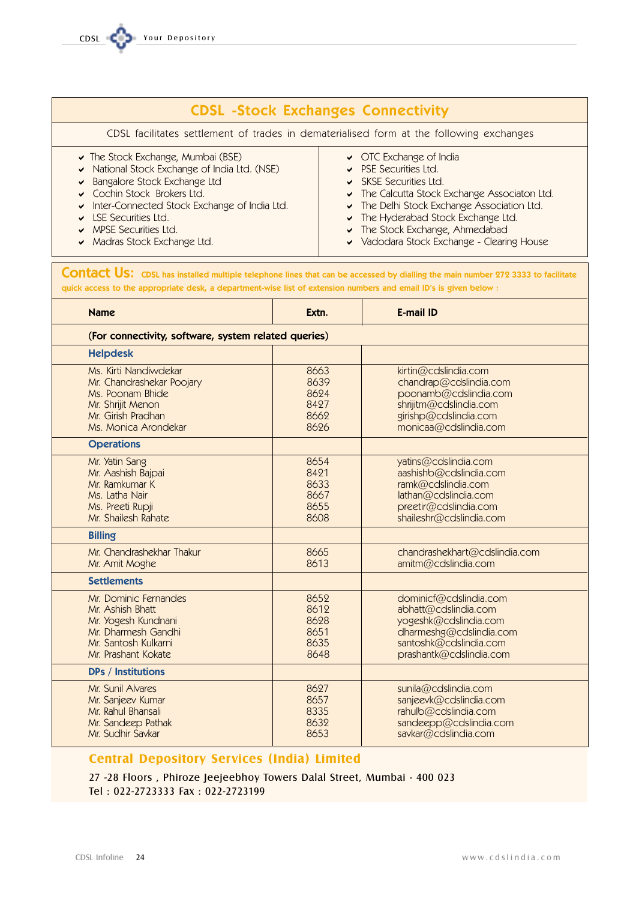## CDSL -Stock Exchanges Connectivity

CDSL facilitates settlement of trades in dematerialised form at the following exchanges

- The Stock Exchange, Mumbai (BSE)
- National Stock Exchange of India Ltd. (NSE)
- Bangalore Stock Exchange Ltd
- Cochin Stock Brokers Ltd.
- Inter-Connected Stock Exchange of India Ltd.
- LSE Securities Ltd.
- MPSE Securities Ltd.
- Madras Stock Exchange Ltd.
- OTC Exchange of India
- PSE Securities Ltd.
- SKSE Securities Ltd.
- The Calcutta Stock Exchange Associaton Ltd.
- The Delhi Stock Exchange Association Ltd.
- The Hyderabad Stock Exchange Ltd.
- The Stock Exchange, Ahmedabad
- Vadodara Stock Exchange - Clearing House

## Contact Us:

CDSL has installed multiple telephone lines that can be accessed by dialling the main number 272 3333 to facilitate quick access to the appropriate desk, a department-wise list of extension numbers and email ID's is given below :

| Name | Extn. | E-mail ID |
|---|---|---|
| **(For connectivity, software, system related queries)** | | |
| **Helpdesk** | | |
| Ms. Kirti Nandiwdekar | 8663 | kirtin@cdslindia.com |
| Mr. Chandrashekar Poojary | 8639 | chandrap@cdslindia.com |
| Ms. Poonam Bhide | 8624 | poonamb@cdslindia.com |
| Mr. Shrijit Menon | 8427 | shrijitm@cdslindia.com |
| Mr. Girish Pradhan | 8662 | girishp@cdslindia.com |
| Ms. Monica Arondekar | 8626 | monicaa@cdslindia.com |
| **Operations** | | |
| Mr. Yatin Sang | 8654 | yatins@cdslindia.com |
| Mr. Aashish Bajpai | 8421 | aashishb@cdslindia.com |
| Mr. Ramkumar K | 8633 | ramk@cdslindia.com |
| Ms. Latha Nair | 8667 | lathan@cdslindia.com |
| Ms. Preeti Rupji | 8655 | preetir@cdslindia.com |
| Mr. Shailesh Rahate | 8608 | shaileshr@cdslindia.com |
| **Billing** | | |
| Mr. Chandrashekhar Thakur | 8665 | chandrashekhart@cdslindia.com |
| Mr. Amit Moghe | 8613 | amitm@cdslindia.com |
| **Settlements** | | |
| Mr. Dominic Fernandes | 8652 | dominicf@cdslindia.com |
| Mr. Ashish Bhatt | 8612 | abhatt@cdslindia.com |
| Mr. Yogesh Kundnani | 8628 | yogeshk@cdslindia.com |
| Mr. Dharmesh Gandhi | 8651 | dharmeshg@cdslindia.com |
| Mr. Santosh Kulkarni | 8635 | santoshk@cdslindia.com |
| Mr. Prashant Kokate | 8648 | prashantk@cdslindia.com |
| **DPs / Institutions** | | |
| Mr. Sunil Alvares | 8627 | sunila@cdslindia.com |
| Mr. Sanjeev Kumar | 8657 | sanjeevk@cdslindia.com |
| Mr. Rahul Bhansali | 8335 | rahulb@cdslindia.com |
| Mr. Sandeep Pathak | 8632 | sandeepp@cdslindia.com |
| Mr. Sudhir Savkar | 8653 | savkar@cdslindia.com |

### Central Depository Services (India) Limited

27 -28 Floors , Phiroze Jeejeebhoy Towers Dalal Street, Mumbai - 400 023
Tel : 022-2723333 Fax : 022-2723199